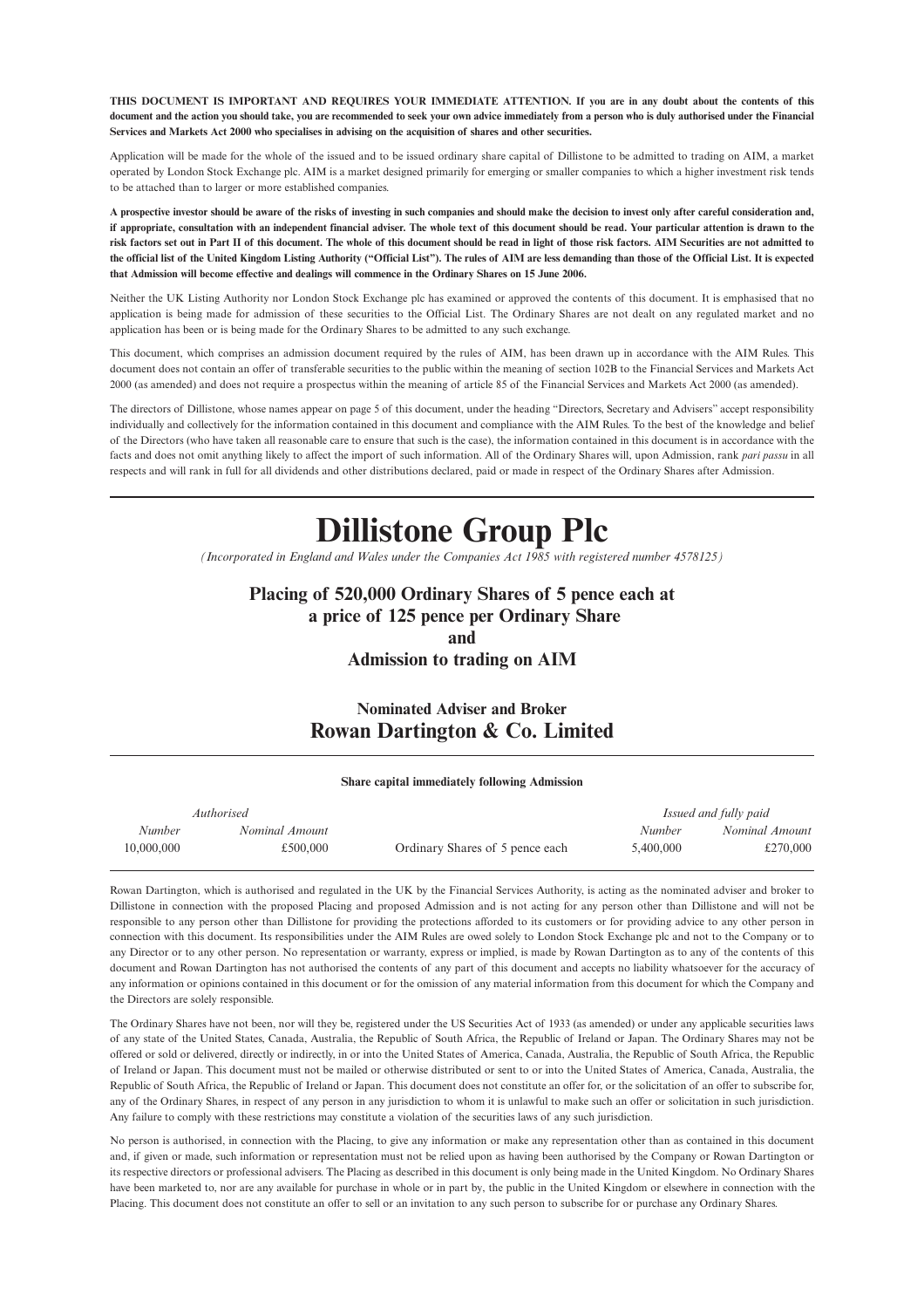**THIS DOCUMENT IS IMPORTANT AND REQUIRES YOUR IMMEDIATE ATTENTION. If you are in any doubt about the contents of this document and the action you should take, you are recommended to seek your own advice immediately from a person who is duly authorised under the Financial Services and Markets Act 2000 who specialises in advising on the acquisition of shares and other securities.**

Application will be made for the whole of the issued and to be issued ordinary share capital of Dillistone to be admitted to trading on AIM, a market operated by London Stock Exchange plc. AIM is a market designed primarily for emerging or smaller companies to which a higher investment risk tends to be attached than to larger or more established companies.

**A prospective investor should be aware of the risks of investing in such companies and should make the decision to invest only after careful consideration and, if appropriate, consultation with an independent financial adviser. The whole text of this document should be read. Your particular attention is drawn to the risk factors set out in Part II of this document. The whole of this document should be read in light of those risk factors. AIM Securities are not admitted to the official list of the United Kingdom Listing Authority ("Official List"). The rules of AIM are less demanding than those of the Official List. It is expected that Admission will become effective and dealings will commence in the Ordinary Shares on 15 June 2006.**

Neither the UK Listing Authority nor London Stock Exchange plc has examined or approved the contents of this document. It is emphasised that no application is being made for admission of these securities to the Official List. The Ordinary Shares are not dealt on any regulated market and no application has been or is being made for the Ordinary Shares to be admitted to any such exchange.

This document, which comprises an admission document required by the rules of AIM, has been drawn up in accordance with the AIM Rules. This document does not contain an offer of transferable securities to the public within the meaning of section 102B to the Financial Services and Markets Act 2000 (as amended) and does not require a prospectus within the meaning of article 85 of the Financial Services and Markets Act 2000 (as amended).

The directors of Dillistone, whose names appear on page 5 of this document, under the heading "Directors, Secretary and Advisers" accept responsibility individually and collectively for the information contained in this document and compliance with the AIM Rules. To the best of the knowledge and belief of the Directors (who have taken all reasonable care to ensure that such is the case), the information contained in this document is in accordance with the facts and does not omit anything likely to affect the import of such information. All of the Ordinary Shares will, upon Admission, rank *pari passu* in all respects and will rank in full for all dividends and other distributions declared, paid or made in respect of the Ordinary Shares after Admission.

# Dillistone Group Plc

*(Incorporated in England and Wales under the Companies Act 1985 with registered number 4578125)*

## Placing of 520,000 Ordinary Shares of 5 pence each at a price of 125 pence per Ordinary Share and Admission to trading on AIM

### Nominated Adviser and Broker
## Rowan Dartington & Co. Limited

**Share capital immediately following Admission**

| *Authorised* | | | *Issued and fully paid* | |
|---|---|---|---|---|
| *Number* | *Nominal Amount* | | *Number* | *Nominal Amount* |
| 10,000,000 | £500,000 | Ordinary Shares of 5 pence each | 5,400,000 | £270,000 |

Rowan Dartington, which is authorised and regulated in the UK by the Financial Services Authority, is acting as the nominated adviser and broker to Dillistone in connection with the proposed Placing and proposed Admission and is not acting for any person other than Dillistone and will not be responsible to any person other than Dillistone for providing the protections afforded to its customers or for providing advice to any other person in connection with this document. Its responsibilities under the AIM Rules are owed solely to London Stock Exchange plc and not to the Company or to any Director or to any other person. No representation or warranty, express or implied, is made by Rowan Dartington as to any of the contents of this document and Rowan Dartington has not authorised the contents of any part of this document and accepts no liability whatsoever for the accuracy of any information or opinions contained in this document or for the omission of any material information from this document for which the Company and the Directors are solely responsible.

The Ordinary Shares have not been, nor will they be, registered under the US Securities Act of 1933 (as amended) or under any applicable securities laws of any state of the United States, Canada, Australia, the Republic of South Africa, the Republic of Ireland or Japan. The Ordinary Shares may not be offered or sold or delivered, directly or indirectly, in or into the United States of America, Canada, Australia, the Republic of South Africa, the Republic of Ireland or Japan. This document must not be mailed or otherwise distributed or sent to or into the United States of America, Canada, Australia, the Republic of South Africa, the Republic of Ireland or Japan. This document does not constitute an offer for, or the solicitation of an offer to subscribe for, any of the Ordinary Shares, in respect of any person in any jurisdiction to whom it is unlawful to make such an offer or solicitation in such jurisdiction. Any failure to comply with these restrictions may constitute a violation of the securities laws of any such jurisdiction.

No person is authorised, in connection with the Placing, to give any information or make any representation other than as contained in this document and, if given or made, such information or representation must not be relied upon as having been authorised by the Company or Rowan Dartington or its respective directors or professional advisers. The Placing as described in this document is only being made in the United Kingdom. No Ordinary Shares have been marketed to, nor are any available for purchase in whole or in part by, the public in the United Kingdom or elsewhere in connection with the Placing. This document does not constitute an offer to sell or an invitation to any such person to subscribe for or purchase any Ordinary Shares.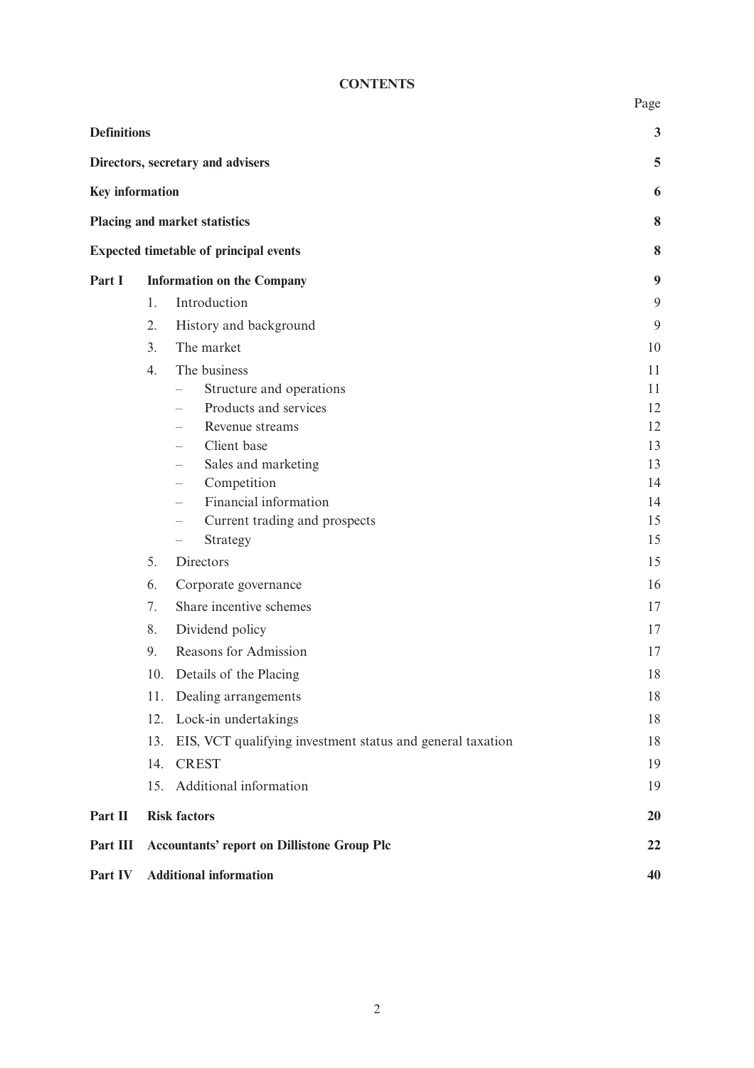# CONTENTS

| | | Page |
|---|---|---|
| **Definitions** | | **3** |
| **Directors, secretary and advisers** | | **5** |
| **Key information** | | **6** |
| **Placing and market statistics** | | **8** |
| **Expected timetable of principal events** | | **8** |
| **Part I** | **Information on the Company** | **9** |
| | 1. Introduction | 9 |
| | 2. History and background | 9 |
| | 3. The market | 10 |
| | 4. The business | 11 |
| | – Structure and operations | 11 |
| | – Products and services | 12 |
| | – Revenue streams | 12 |
| | – Client base | 13 |
| | – Sales and marketing | 13 |
| | – Competition | 14 |
| | – Financial information | 14 |
| | – Current trading and prospects | 15 |
| | – Strategy | 15 |
| | 5. Directors | 15 |
| | 6. Corporate governance | 16 |
| | 7. Share incentive schemes | 17 |
| | 8. Dividend policy | 17 |
| | 9. Reasons for Admission | 17 |
| | 10. Details of the Placing | 18 |
| | 11. Dealing arrangements | 18 |
| | 12. Lock-in undertakings | 18 |
| | 13. EIS, VCT qualifying investment status and general taxation | 18 |
| | 14. CREST | 19 |
| | 15. Additional information | 19 |
| **Part II** | **Risk factors** | **20** |
| **Part III** | **Accountants' report on Dillistone Group Plc** | **22** |
| **Part IV** | **Additional information** | **40** |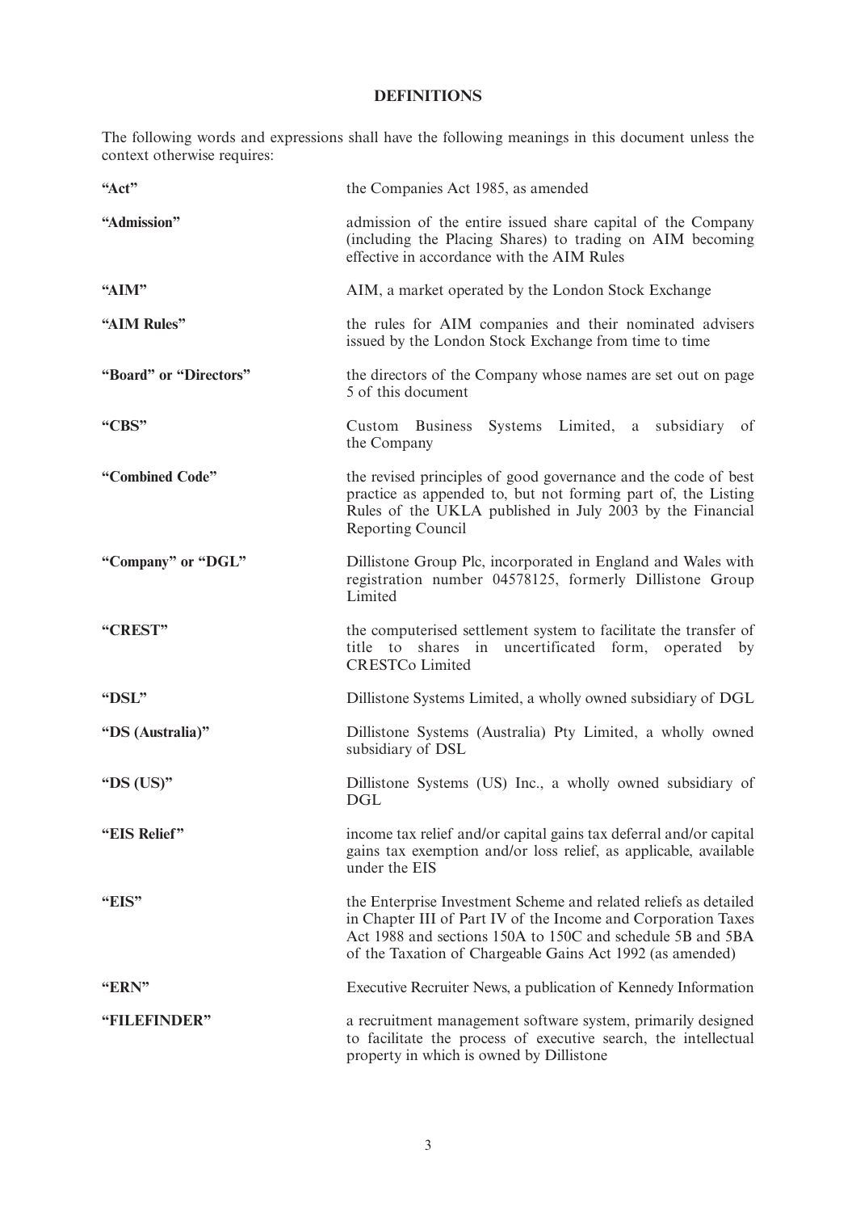## DEFINITIONS

The following words and expressions shall have the following meanings in this document unless the context otherwise requires:

| | |
|---|---|
| **"Act"** | the Companies Act 1985, as amended |
| **"Admission"** | admission of the entire issued share capital of the Company (including the Placing Shares) to trading on AIM becoming effective in accordance with the AIM Rules |
| **"AIM"** | AIM, a market operated by the London Stock Exchange |
| **"AIM Rules"** | the rules for AIM companies and their nominated advisers issued by the London Stock Exchange from time to time |
| **"Board" or "Directors"** | the directors of the Company whose names are set out on page 5 of this document |
| **"CBS"** | Custom Business Systems Limited, a subsidiary of the Company |
| **"Combined Code"** | the revised principles of good governance and the code of best practice as appended to, but not forming part of, the Listing Rules of the UKLA published in July 2003 by the Financial Reporting Council |
| **"Company" or "DGL"** | Dillistone Group Plc, incorporated in England and Wales with registration number 04578125, formerly Dillistone Group Limited |
| **"CREST"** | the computerised settlement system to facilitate the transfer of title to shares in uncertificated form, operated by CRESTCo Limited |
| **"DSL"** | Dillistone Systems Limited, a wholly owned subsidiary of DGL |
| **"DS (Australia)"** | Dillistone Systems (Australia) Pty Limited, a wholly owned subsidiary of DSL |
| **"DS (US)"** | Dillistone Systems (US) Inc., a wholly owned subsidiary of DGL |
| **"EIS Relief"** | income tax relief and/or capital gains tax deferral and/or capital gains tax exemption and/or loss relief, as applicable, available under the EIS |
| **"EIS"** | the Enterprise Investment Scheme and related reliefs as detailed in Chapter III of Part IV of the Income and Corporation Taxes Act 1988 and sections 150A to 150C and schedule 5B and 5BA of the Taxation of Chargeable Gains Act 1992 (as amended) |
| **"ERN"** | Executive Recruiter News, a publication of Kennedy Information |
| **"FILEFINDER"** | a recruitment management software system, primarily designed to facilitate the process of executive search, the intellectual property in which is owned by Dillistone |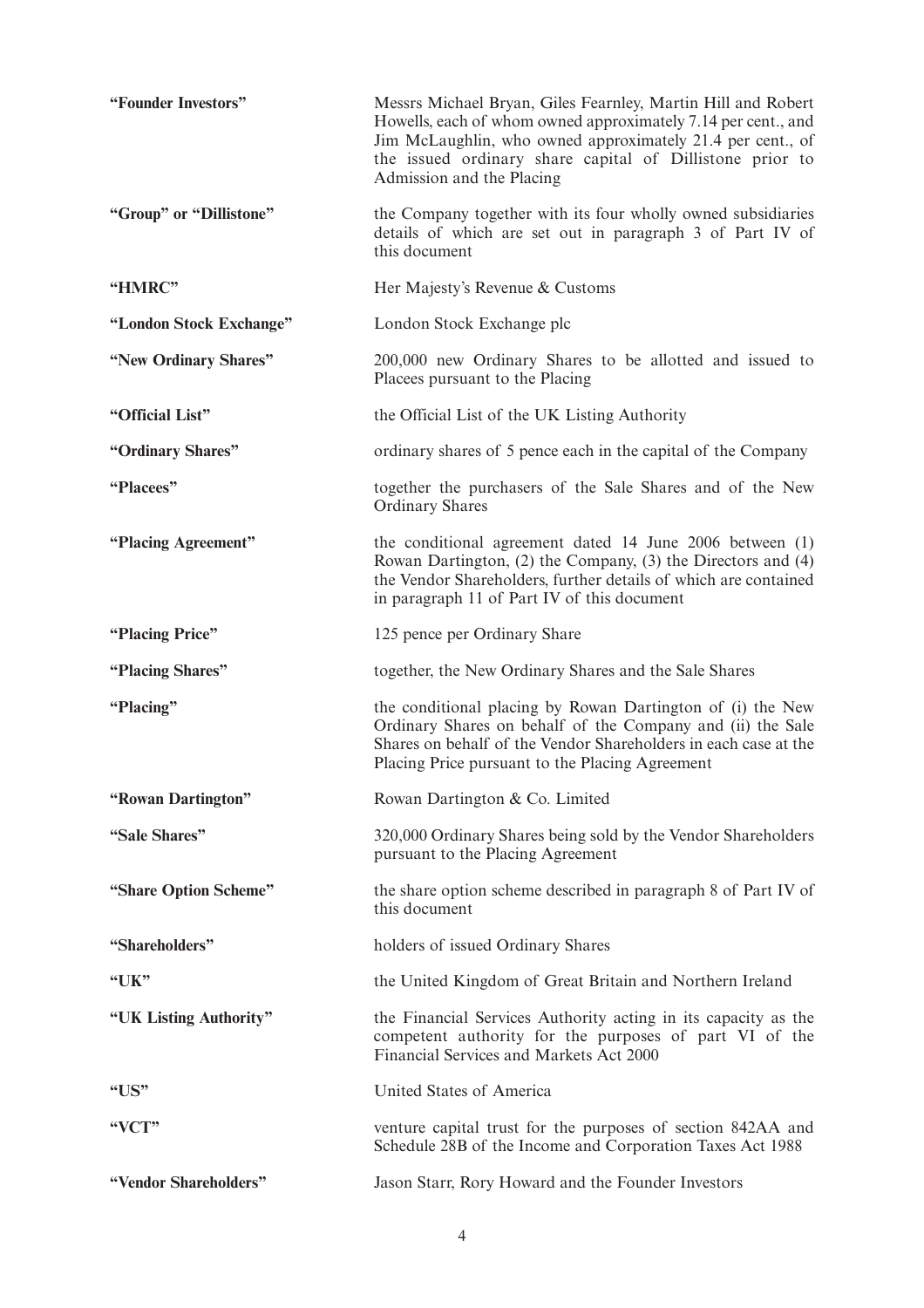| | |
|---|---|
| **"Founder Investors"** | Messrs Michael Bryan, Giles Fearnley, Martin Hill and Robert Howells, each of whom owned approximately 7.14 per cent., and Jim McLaughlin, who owned approximately 21.4 per cent., of the issued ordinary share capital of Dillistone prior to Admission and the Placing |
| **"Group" or "Dillistone"** | the Company together with its four wholly owned subsidiaries details of which are set out in paragraph 3 of Part IV of this document |
| **"HMRC"** | Her Majesty's Revenue & Customs |
| **"London Stock Exchange"** | London Stock Exchange plc |
| **"New Ordinary Shares"** | 200,000 new Ordinary Shares to be allotted and issued to Placees pursuant to the Placing |
| **"Official List"** | the Official List of the UK Listing Authority |
| **"Ordinary Shares"** | ordinary shares of 5 pence each in the capital of the Company |
| **"Placees"** | together the purchasers of the Sale Shares and of the New Ordinary Shares |
| **"Placing Agreement"** | the conditional agreement dated 14 June 2006 between (1) Rowan Dartington, (2) the Company, (3) the Directors and (4) the Vendor Shareholders, further details of which are contained in paragraph 11 of Part IV of this document |
| **"Placing Price"** | 125 pence per Ordinary Share |
| **"Placing Shares"** | together, the New Ordinary Shares and the Sale Shares |
| **"Placing"** | the conditional placing by Rowan Dartington of (i) the New Ordinary Shares on behalf of the Company and (ii) the Sale Shares on behalf of the Vendor Shareholders in each case at the Placing Price pursuant to the Placing Agreement |
| **"Rowan Dartington"** | Rowan Dartington & Co. Limited |
| **"Sale Shares"** | 320,000 Ordinary Shares being sold by the Vendor Shareholders pursuant to the Placing Agreement |
| **"Share Option Scheme"** | the share option scheme described in paragraph 8 of Part IV of this document |
| **"Shareholders"** | holders of issued Ordinary Shares |
| **"UK"** | the United Kingdom of Great Britain and Northern Ireland |
| **"UK Listing Authority"** | the Financial Services Authority acting in its capacity as the competent authority for the purposes of part VI of the Financial Services and Markets Act 2000 |
| **"US"** | United States of America |
| **"VCT"** | venture capital trust for the purposes of section 842AA and Schedule 28B of the Income and Corporation Taxes Act 1988 |
| **"Vendor Shareholders"** | Jason Starr, Rory Howard and the Founder Investors |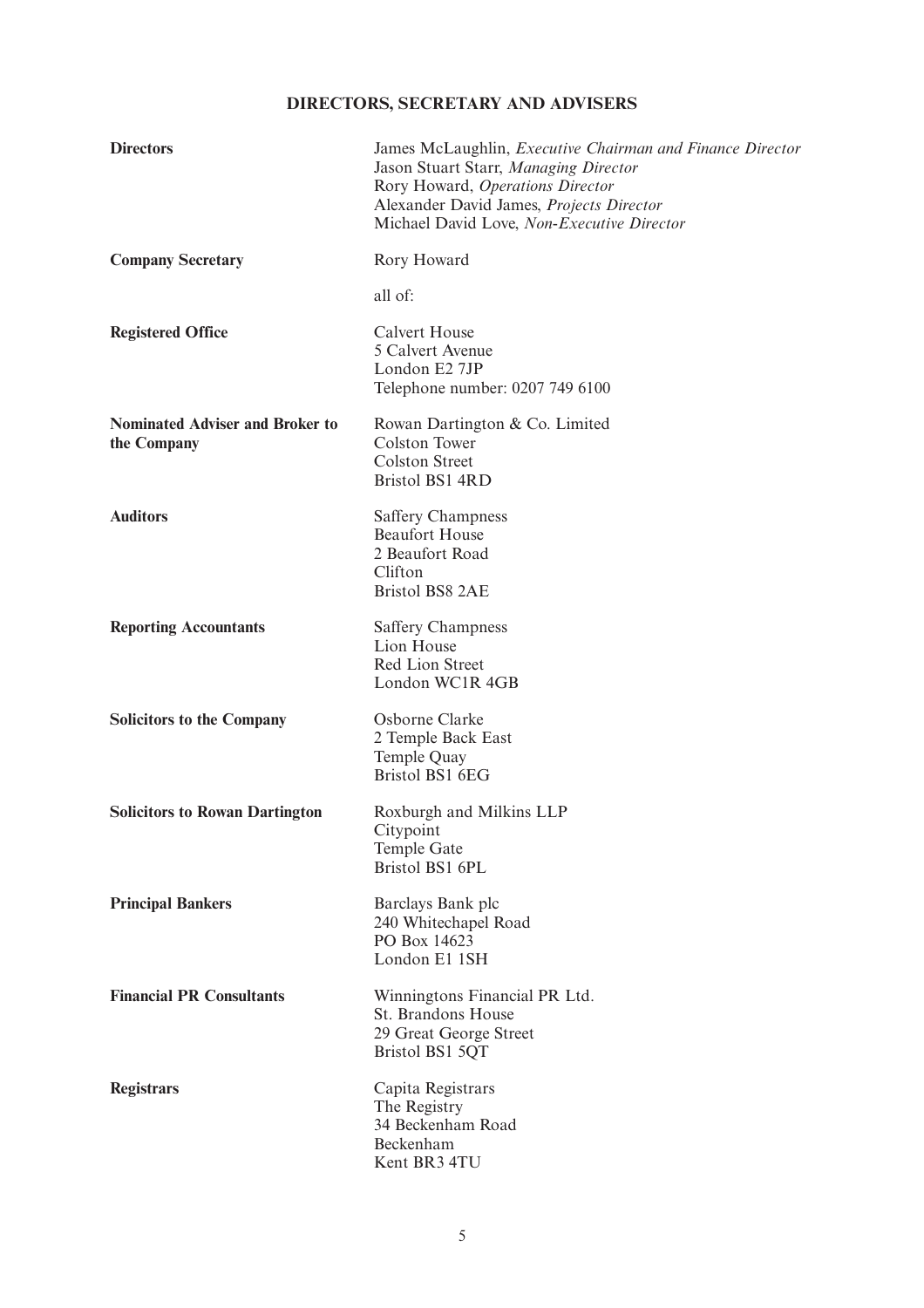# DIRECTORS, SECRETARY AND ADVISERS

| | |
|---|---|
| **Directors** | James McLaughlin, *Executive Chairman and Finance Director*<br>Jason Stuart Starr, *Managing Director*<br>Rory Howard, *Operations Director*<br>Alexander David James, *Projects Director*<br>Michael David Love, *Non-Executive Director* |
| **Company Secretary** | Rory Howard<br><br>all of: |
| **Registered Office** | Calvert House<br>5 Calvert Avenue<br>London E2 7JP<br>Telephone number: 0207 749 6100 |
| **Nominated Adviser and Broker to the Company** | Rowan Dartington & Co. Limited<br>Colston Tower<br>Colston Street<br>Bristol BS1 4RD |
| **Auditors** | Saffery Champness<br>Beaufort House<br>2 Beaufort Road<br>Clifton<br>Bristol BS8 2AE |
| **Reporting Accountants** | Saffery Champness<br>Lion House<br>Red Lion Street<br>London WC1R 4GB |
| **Solicitors to the Company** | Osborne Clarke<br>2 Temple Back East<br>Temple Quay<br>Bristol BS1 6EG |
| **Solicitors to Rowan Dartington** | Roxburgh and Milkins LLP<br>Citypoint<br>Temple Gate<br>Bristol BS1 6PL |
| **Principal Bankers** | Barclays Bank plc<br>240 Whitechapel Road<br>PO Box 14623<br>London E1 1SH |
| **Financial PR Consultants** | Winningtons Financial PR Ltd.<br>St. Brandons House<br>29 Great George Street<br>Bristol BS1 5QT |
| **Registrars** | Capita Registrars<br>The Registry<br>34 Beckenham Road<br>Beckenham<br>Kent BR3 4TU |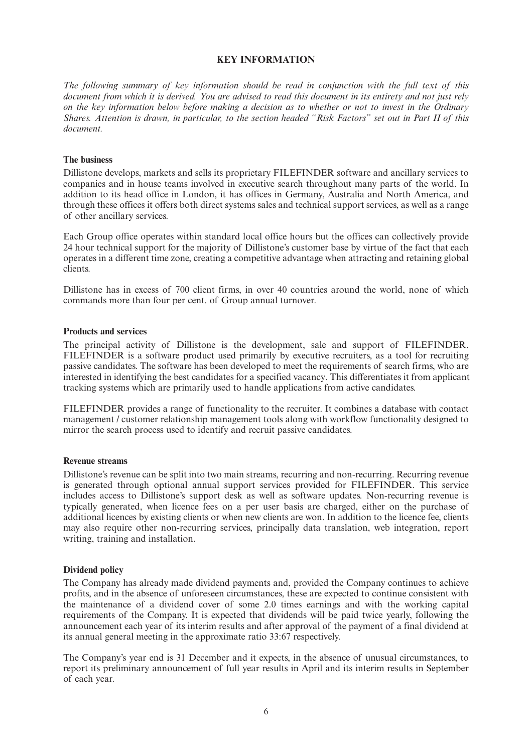# KEY INFORMATION

*The following summary of key information should be read in conjunction with the full text of this document from which it is derived. You are advised to read this document in its entirety and not just rely on the key information below before making a decision as to whether or not to invest in the Ordinary Shares. Attention is drawn, in particular, to the section headed "Risk Factors" set out in Part II of this document.*

## The business

Dillistone develops, markets and sells its proprietary FILEFINDER software and ancillary services to companies and in house teams involved in executive search throughout many parts of the world. In addition to its head office in London, it has offices in Germany, Australia and North America, and through these offices it offers both direct systems sales and technical support services, as well as a range of other ancillary services.

Each Group office operates within standard local office hours but the offices can collectively provide 24 hour technical support for the majority of Dillistone's customer base by virtue of the fact that each operates in a different time zone, creating a competitive advantage when attracting and retaining global clients.

Dillistone has in excess of 700 client firms, in over 40 countries around the world, none of which commands more than four per cent. of Group annual turnover.

## Products and services

The principal activity of Dillistone is the development, sale and support of FILEFINDER. FILEFINDER is a software product used primarily by executive recruiters, as a tool for recruiting passive candidates. The software has been developed to meet the requirements of search firms, who are interested in identifying the best candidates for a specified vacancy. This differentiates it from applicant tracking systems which are primarily used to handle applications from active candidates.

FILEFINDER provides a range of functionality to the recruiter. It combines a database with contact management / customer relationship management tools along with workflow functionality designed to mirror the search process used to identify and recruit passive candidates.

## Revenue streams

Dillistone's revenue can be split into two main streams, recurring and non-recurring. Recurring revenue is generated through optional annual support services provided for FILEFINDER. This service includes access to Dillistone's support desk as well as software updates. Non-recurring revenue is typically generated, when licence fees on a per user basis are charged, either on the purchase of additional licences by existing clients or when new clients are won. In addition to the licence fee, clients may also require other non-recurring services, principally data translation, web integration, report writing, training and installation.

## Dividend policy

The Company has already made dividend payments and, provided the Company continues to achieve profits, and in the absence of unforeseen circumstances, these are expected to continue consistent with the maintenance of a dividend cover of some 2.0 times earnings and with the working capital requirements of the Company. It is expected that dividends will be paid twice yearly, following the announcement each year of its interim results and after approval of the payment of a final dividend at its annual general meeting in the approximate ratio 33:67 respectively.

The Company's year end is 31 December and it expects, in the absence of unusual circumstances, to report its preliminary announcement of full year results in April and its interim results in September of each year.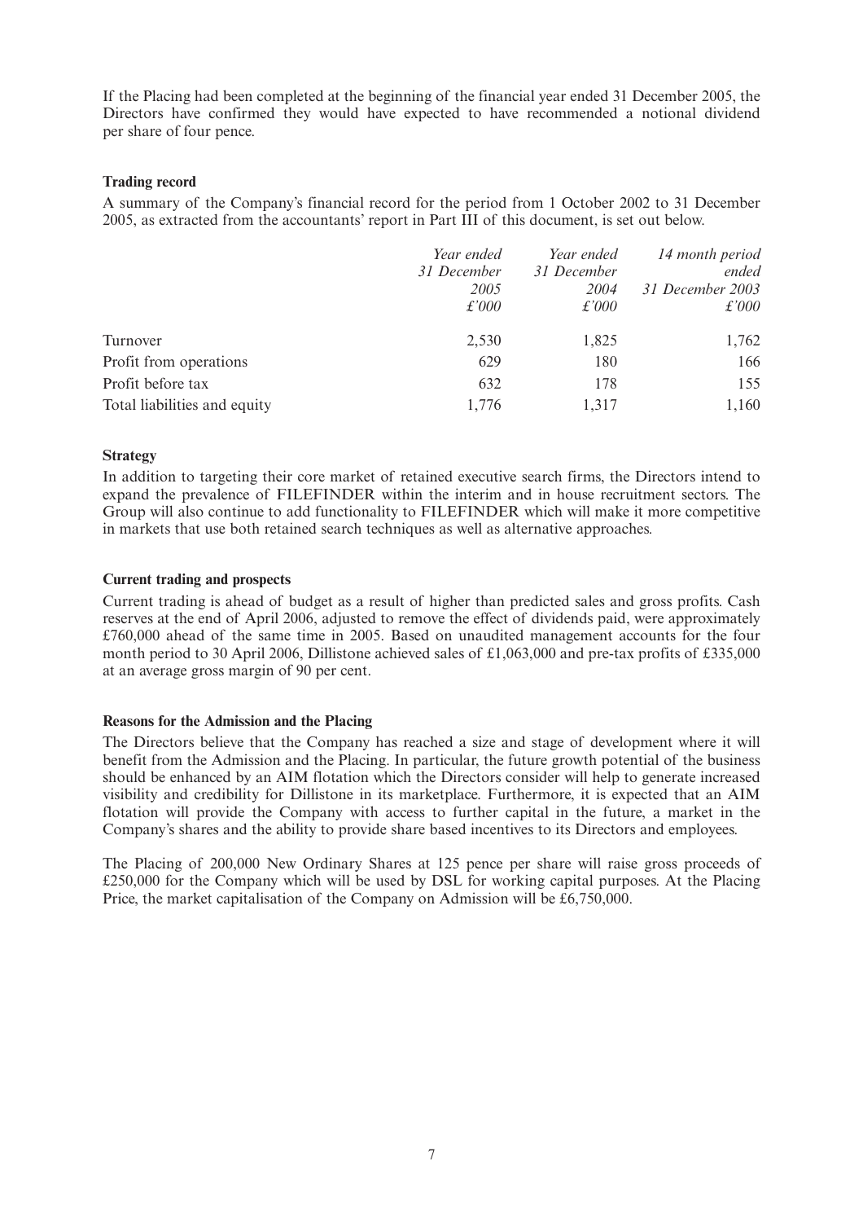If the Placing had been completed at the beginning of the financial year ended 31 December 2005, the Directors have confirmed they would have expected to have recommended a notional dividend per share of four pence.

**Trading record**

A summary of the Company's financial record for the period from 1 October 2002 to 31 December 2005, as extracted from the accountants' report in Part III of this document, is set out below.

| | *Year ended 31 December 2005 £'000* | *Year ended 31 December 2004 £'000* | *14 month period ended 31 December 2003 £'000* |
|---|---|---|---|
| Turnover | 2,530 | 1,825 | 1,762 |
| Profit from operations | 629 | 180 | 166 |
| Profit before tax | 632 | 178 | 155 |
| Total liabilities and equity | 1,776 | 1,317 | 1,160 |

**Strategy**

In addition to targeting their core market of retained executive search firms, the Directors intend to expand the prevalence of FILEFINDER within the interim and in house recruitment sectors. The Group will also continue to add functionality to FILEFINDER which will make it more competitive in markets that use both retained search techniques as well as alternative approaches.

**Current trading and prospects**

Current trading is ahead of budget as a result of higher than predicted sales and gross profits. Cash reserves at the end of April 2006, adjusted to remove the effect of dividends paid, were approximately £760,000 ahead of the same time in 2005. Based on unaudited management accounts for the four month period to 30 April 2006, Dillistone achieved sales of £1,063,000 and pre-tax profits of £335,000 at an average gross margin of 90 per cent.

**Reasons for the Admission and the Placing**

The Directors believe that the Company has reached a size and stage of development where it will benefit from the Admission and the Placing. In particular, the future growth potential of the business should be enhanced by an AIM flotation which the Directors consider will help to generate increased visibility and credibility for Dillistone in its marketplace. Furthermore, it is expected that an AIM flotation will provide the Company with access to further capital in the future, a market in the Company's shares and the ability to provide share based incentives to its Directors and employees.

The Placing of 200,000 New Ordinary Shares at 125 pence per share will raise gross proceeds of £250,000 for the Company which will be used by DSL for working capital purposes. At the Placing Price, the market capitalisation of the Company on Admission will be £6,750,000.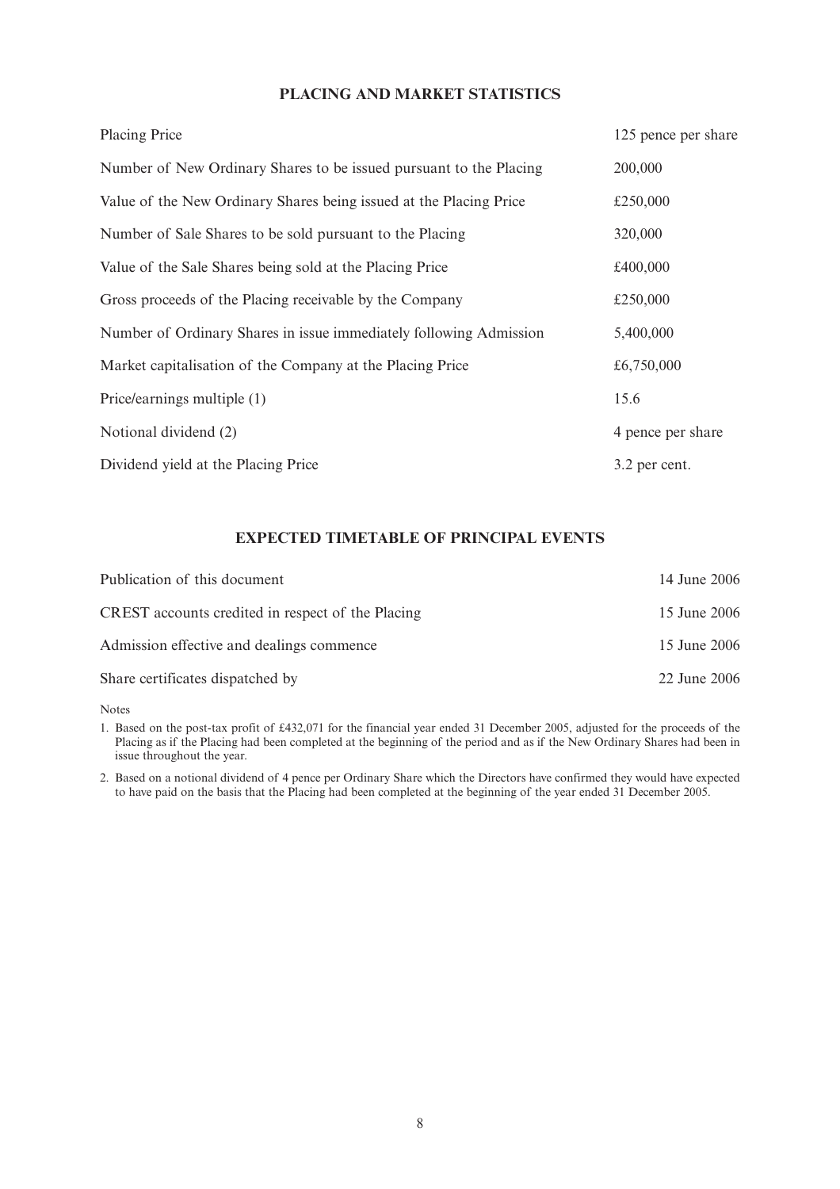## PLACING AND MARKET STATISTICS

| | |
|---|---|
| Placing Price | 125 pence per share |
| Number of New Ordinary Shares to be issued pursuant to the Placing | 200,000 |
| Value of the New Ordinary Shares being issued at the Placing Price | £250,000 |
| Number of Sale Shares to be sold pursuant to the Placing | 320,000 |
| Value of the Sale Shares being sold at the Placing Price | £400,000 |
| Gross proceeds of the Placing receivable by the Company | £250,000 |
| Number of Ordinary Shares in issue immediately following Admission | 5,400,000 |
| Market capitalisation of the Company at the Placing Price | £6,750,000 |
| Price/earnings multiple (1) | 15.6 |
| Notional dividend (2) | 4 pence per share |
| Dividend yield at the Placing Price | 3.2 per cent. |

## EXPECTED TIMETABLE OF PRINCIPAL EVENTS

| | |
|---|---|
| Publication of this document | 14 June 2006 |
| CREST accounts credited in respect of the Placing | 15 June 2006 |
| Admission effective and dealings commence | 15 June 2006 |
| Share certificates dispatched by | 22 June 2006 |

Notes

1. Based on the post-tax profit of £432,071 for the financial year ended 31 December 2005, adjusted for the proceeds of the Placing as if the Placing had been completed at the beginning of the period and as if the New Ordinary Shares had been in issue throughout the year.

2. Based on a notional dividend of 4 pence per Ordinary Share which the Directors have confirmed they would have expected to have paid on the basis that the Placing had been completed at the beginning of the year ended 31 December 2005.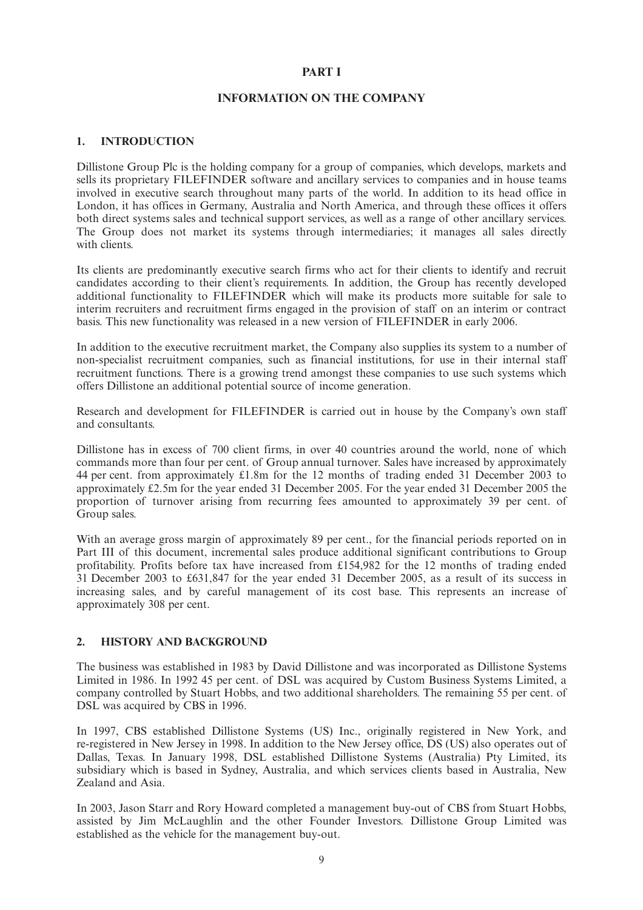# PART I

## INFORMATION ON THE COMPANY

### 1. INTRODUCTION

Dillistone Group Plc is the holding company for a group of companies, which develops, markets and sells its proprietary FILEFINDER software and ancillary services to companies and in house teams involved in executive search throughout many parts of the world. In addition to its head office in London, it has offices in Germany, Australia and North America, and through these offices it offers both direct systems sales and technical support services, as well as a range of other ancillary services. The Group does not market its systems through intermediaries; it manages all sales directly with clients.

Its clients are predominantly executive search firms who act for their clients to identify and recruit candidates according to their client's requirements. In addition, the Group has recently developed additional functionality to FILEFINDER which will make its products more suitable for sale to interim recruiters and recruitment firms engaged in the provision of staff on an interim or contract basis. This new functionality was released in a new version of FILEFINDER in early 2006.

In addition to the executive recruitment market, the Company also supplies its system to a number of non-specialist recruitment companies, such as financial institutions, for use in their internal staff recruitment functions. There is a growing trend amongst these companies to use such systems which offers Dillistone an additional potential source of income generation.

Research and development for FILEFINDER is carried out in house by the Company's own staff and consultants.

Dillistone has in excess of 700 client firms, in over 40 countries around the world, none of which commands more than four per cent. of Group annual turnover. Sales have increased by approximately 44 per cent. from approximately £1.8m for the 12 months of trading ended 31 December 2003 to approximately £2.5m for the year ended 31 December 2005. For the year ended 31 December 2005 the proportion of turnover arising from recurring fees amounted to approximately 39 per cent. of Group sales.

With an average gross margin of approximately 89 per cent., for the financial periods reported on in Part III of this document, incremental sales produce additional significant contributions to Group profitability. Profits before tax have increased from £154,982 for the 12 months of trading ended 31 December 2003 to £631,847 for the year ended 31 December 2005, as a result of its success in increasing sales, and by careful management of its cost base. This represents an increase of approximately 308 per cent.

### 2. HISTORY AND BACKGROUND

The business was established in 1983 by David Dillistone and was incorporated as Dillistone Systems Limited in 1986. In 1992 45 per cent. of DSL was acquired by Custom Business Systems Limited, a company controlled by Stuart Hobbs, and two additional shareholders. The remaining 55 per cent. of DSL was acquired by CBS in 1996.

In 1997, CBS established Dillistone Systems (US) Inc., originally registered in New York, and re-registered in New Jersey in 1998. In addition to the New Jersey office, DS (US) also operates out of Dallas, Texas. In January 1998, DSL established Dillistone Systems (Australia) Pty Limited, its subsidiary which is based in Sydney, Australia, and which services clients based in Australia, New Zealand and Asia.

In 2003, Jason Starr and Rory Howard completed a management buy-out of CBS from Stuart Hobbs, assisted by Jim McLaughlin and the other Founder Investors. Dillistone Group Limited was established as the vehicle for the management buy-out.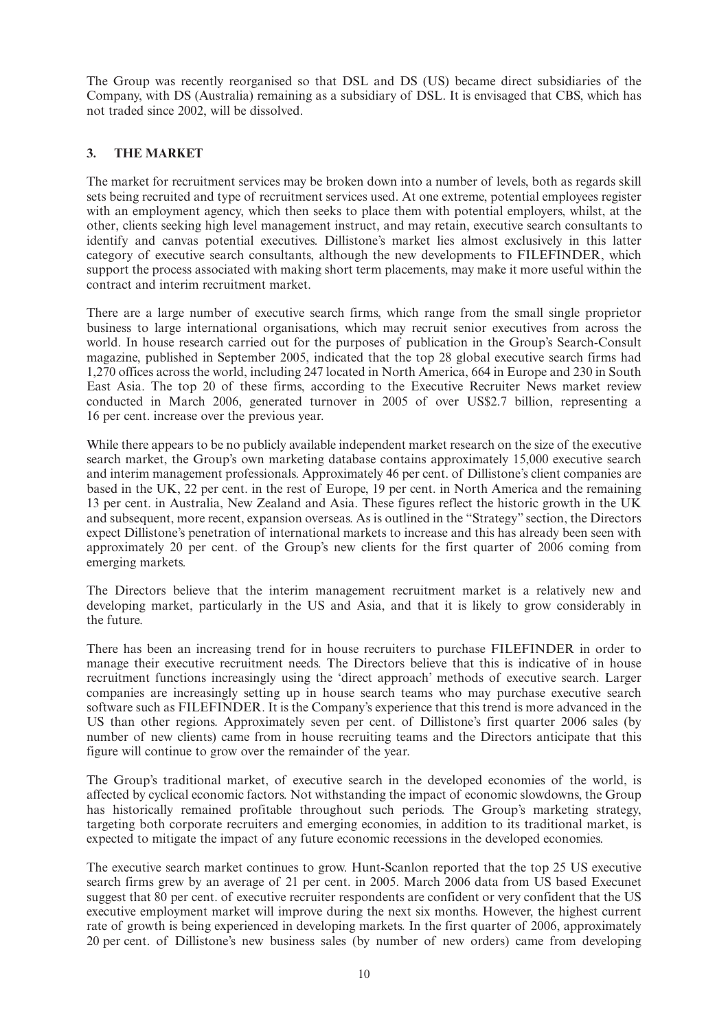The Group was recently reorganised so that DSL and DS (US) became direct subsidiaries of the Company, with DS (Australia) remaining as a subsidiary of DSL. It is envisaged that CBS, which has not traded since 2002, will be dissolved.

## 3. THE MARKET

The market for recruitment services may be broken down into a number of levels, both as regards skill sets being recruited and type of recruitment services used. At one extreme, potential employees register with an employment agency, which then seeks to place them with potential employers, whilst, at the other, clients seeking high level management instruct, and may retain, executive search consultants to identify and canvas potential executives. Dillistone's market lies almost exclusively in this latter category of executive search consultants, although the new developments to FILEFINDER, which support the process associated with making short term placements, may make it more useful within the contract and interim recruitment market.

There are a large number of executive search firms, which range from the small single proprietor business to large international organisations, which may recruit senior executives from across the world. In house research carried out for the purposes of publication in the Group's Search-Consult magazine, published in September 2005, indicated that the top 28 global executive search firms had 1,270 offices across the world, including 247 located in North America, 664 in Europe and 230 in South East Asia. The top 20 of these firms, according to the Executive Recruiter News market review conducted in March 2006, generated turnover in 2005 of over US$2.7 billion, representing a 16 per cent. increase over the previous year.

While there appears to be no publicly available independent market research on the size of the executive search market, the Group's own marketing database contains approximately 15,000 executive search and interim management professionals. Approximately 46 per cent. of Dillistone's client companies are based in the UK, 22 per cent. in the rest of Europe, 19 per cent. in North America and the remaining 13 per cent. in Australia, New Zealand and Asia. These figures reflect the historic growth in the UK and subsequent, more recent, expansion overseas. As is outlined in the "Strategy" section, the Directors expect Dillistone's penetration of international markets to increase and this has already been seen with approximately 20 per cent. of the Group's new clients for the first quarter of 2006 coming from emerging markets.

The Directors believe that the interim management recruitment market is a relatively new and developing market, particularly in the US and Asia, and that it is likely to grow considerably in the future.

There has been an increasing trend for in house recruiters to purchase FILEFINDER in order to manage their executive recruitment needs. The Directors believe that this is indicative of in house recruitment functions increasingly using the 'direct approach' methods of executive search. Larger companies are increasingly setting up in house search teams who may purchase executive search software such as FILEFINDER. It is the Company's experience that this trend is more advanced in the US than other regions. Approximately seven per cent. of Dillistone's first quarter 2006 sales (by number of new clients) came from in house recruiting teams and the Directors anticipate that this figure will continue to grow over the remainder of the year.

The Group's traditional market, of executive search in the developed economies of the world, is affected by cyclical economic factors. Not withstanding the impact of economic slowdowns, the Group has historically remained profitable throughout such periods. The Group's marketing strategy, targeting both corporate recruiters and emerging economies, in addition to its traditional market, is expected to mitigate the impact of any future economic recessions in the developed economies.

The executive search market continues to grow. Hunt-Scanlon reported that the top 25 US executive search firms grew by an average of 21 per cent. in 2005. March 2006 data from US based Execunet suggest that 80 per cent. of executive recruiter respondents are confident or very confident that the US executive employment market will improve during the next six months. However, the highest current rate of growth is being experienced in developing markets. In the first quarter of 2006, approximately 20 per cent. of Dillistone's new business sales (by number of new orders) came from developing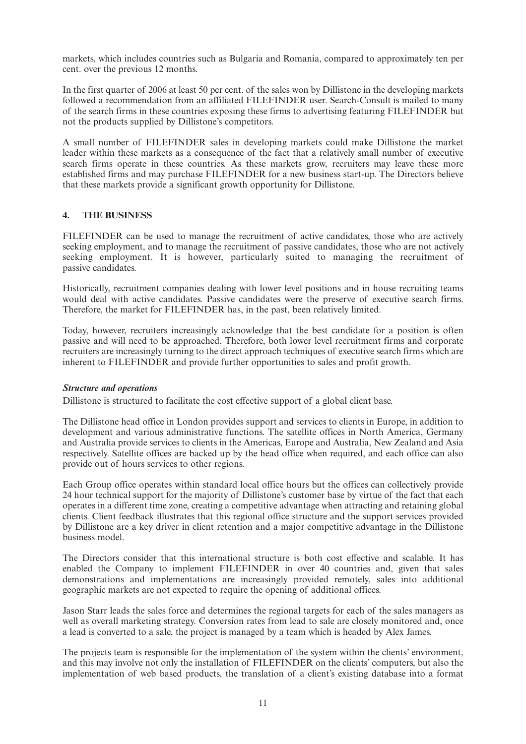markets, which includes countries such as Bulgaria and Romania, compared to approximately ten per cent. over the previous 12 months.

In the first quarter of 2006 at least 50 per cent. of the sales won by Dillistone in the developing markets followed a recommendation from an affiliated FILEFINDER user. Search-Consult is mailed to many of the search firms in these countries exposing these firms to advertising featuring FILEFINDER but not the products supplied by Dillistone's competitors.

A small number of FILEFINDER sales in developing markets could make Dillistone the market leader within these markets as a consequence of the fact that a relatively small number of executive search firms operate in these countries. As these markets grow, recruiters may leave these more established firms and may purchase FILEFINDER for a new business start-up. The Directors believe that these markets provide a significant growth opportunity for Dillistone.

## 4. THE BUSINESS

FILEFINDER can be used to manage the recruitment of active candidates, those who are actively seeking employment, and to manage the recruitment of passive candidates, those who are not actively seeking employment. It is however, particularly suited to managing the recruitment of passive candidates.

Historically, recruitment companies dealing with lower level positions and in house recruiting teams would deal with active candidates. Passive candidates were the preserve of executive search firms. Therefore, the market for FILEFINDER has, in the past, been relatively limited.

Today, however, recruiters increasingly acknowledge that the best candidate for a position is often passive and will need to be approached. Therefore, both lower level recruitment firms and corporate recruiters are increasingly turning to the direct approach techniques of executive search firms which are inherent to FILEFINDER and provide further opportunities to sales and profit growth.

### *Structure and operations*

Dillistone is structured to facilitate the cost effective support of a global client base.

The Dillistone head office in London provides support and services to clients in Europe, in addition to development and various administrative functions. The satellite offices in North America, Germany and Australia provide services to clients in the Americas, Europe and Australia, New Zealand and Asia respectively. Satellite offices are backed up by the head office when required, and each office can also provide out of hours services to other regions.

Each Group office operates within standard local office hours but the offices can collectively provide 24 hour technical support for the majority of Dillistone's customer base by virtue of the fact that each operates in a different time zone, creating a competitive advantage when attracting and retaining global clients. Client feedback illustrates that this regional office structure and the support services provided by Dillistone are a key driver in client retention and a major competitive advantage in the Dillistone business model.

The Directors consider that this international structure is both cost effective and scalable. It has enabled the Company to implement FILEFINDER in over 40 countries and, given that sales demonstrations and implementations are increasingly provided remotely, sales into additional geographic markets are not expected to require the opening of additional offices.

Jason Starr leads the sales force and determines the regional targets for each of the sales managers as well as overall marketing strategy. Conversion rates from lead to sale are closely monitored and, once a lead is converted to a sale, the project is managed by a team which is headed by Alex James.

The projects team is responsible for the implementation of the system within the clients' environment, and this may involve not only the installation of FILEFINDER on the clients' computers, but also the implementation of web based products, the translation of a client's existing database into a format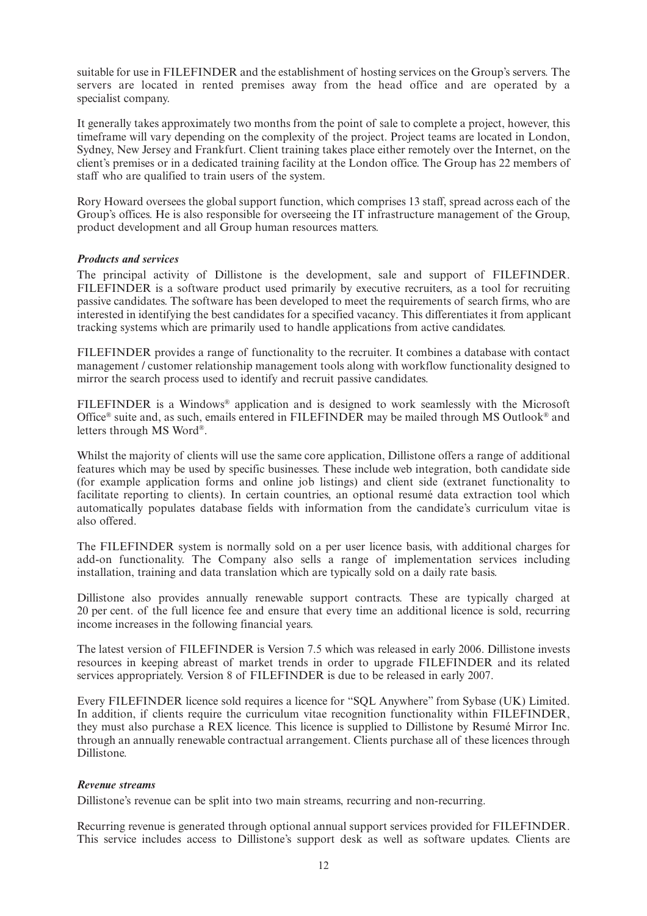suitable for use in FILEFINDER and the establishment of hosting services on the Group's servers. The servers are located in rented premises away from the head office and are operated by a specialist company.

It generally takes approximately two months from the point of sale to complete a project, however, this timeframe will vary depending on the complexity of the project. Project teams are located in London, Sydney, New Jersey and Frankfurt. Client training takes place either remotely over the Internet, on the client's premises or in a dedicated training facility at the London office. The Group has 22 members of staff who are qualified to train users of the system.

Rory Howard oversees the global support function, which comprises 13 staff, spread across each of the Group's offices. He is also responsible for overseeing the IT infrastructure management of the Group, product development and all Group human resources matters.

***Products and services***

The principal activity of Dillistone is the development, sale and support of FILEFINDER. FILEFINDER is a software product used primarily by executive recruiters, as a tool for recruiting passive candidates. The software has been developed to meet the requirements of search firms, who are interested in identifying the best candidates for a specified vacancy. This differentiates it from applicant tracking systems which are primarily used to handle applications from active candidates.

FILEFINDER provides a range of functionality to the recruiter. It combines a database with contact management / customer relationship management tools along with workflow functionality designed to mirror the search process used to identify and recruit passive candidates.

FILEFINDER is a Windows® application and is designed to work seamlessly with the Microsoft Office® suite and, as such, emails entered in FILEFINDER may be mailed through MS Outlook® and letters through MS Word®.

Whilst the majority of clients will use the same core application, Dillistone offers a range of additional features which may be used by specific businesses. These include web integration, both candidate side (for example application forms and online job listings) and client side (extranet functionality to facilitate reporting to clients). In certain countries, an optional resumé data extraction tool which automatically populates database fields with information from the candidate's curriculum vitae is also offered.

The FILEFINDER system is normally sold on a per user licence basis, with additional charges for add-on functionality. The Company also sells a range of implementation services including installation, training and data translation which are typically sold on a daily rate basis.

Dillistone also provides annually renewable support contracts. These are typically charged at 20 per cent. of the full licence fee and ensure that every time an additional licence is sold, recurring income increases in the following financial years.

The latest version of FILEFINDER is Version 7.5 which was released in early 2006. Dillistone invests resources in keeping abreast of market trends in order to upgrade FILEFINDER and its related services appropriately. Version 8 of FILEFINDER is due to be released in early 2007.

Every FILEFINDER licence sold requires a licence for "SQL Anywhere" from Sybase (UK) Limited. In addition, if clients require the curriculum vitae recognition functionality within FILEFINDER, they must also purchase a REX licence. This licence is supplied to Dillistone by Resumé Mirror Inc. through an annually renewable contractual arrangement. Clients purchase all of these licences through Dillistone.

***Revenue streams***

Dillistone's revenue can be split into two main streams, recurring and non-recurring.

Recurring revenue is generated through optional annual support services provided for FILEFINDER. This service includes access to Dillistone's support desk as well as software updates. Clients are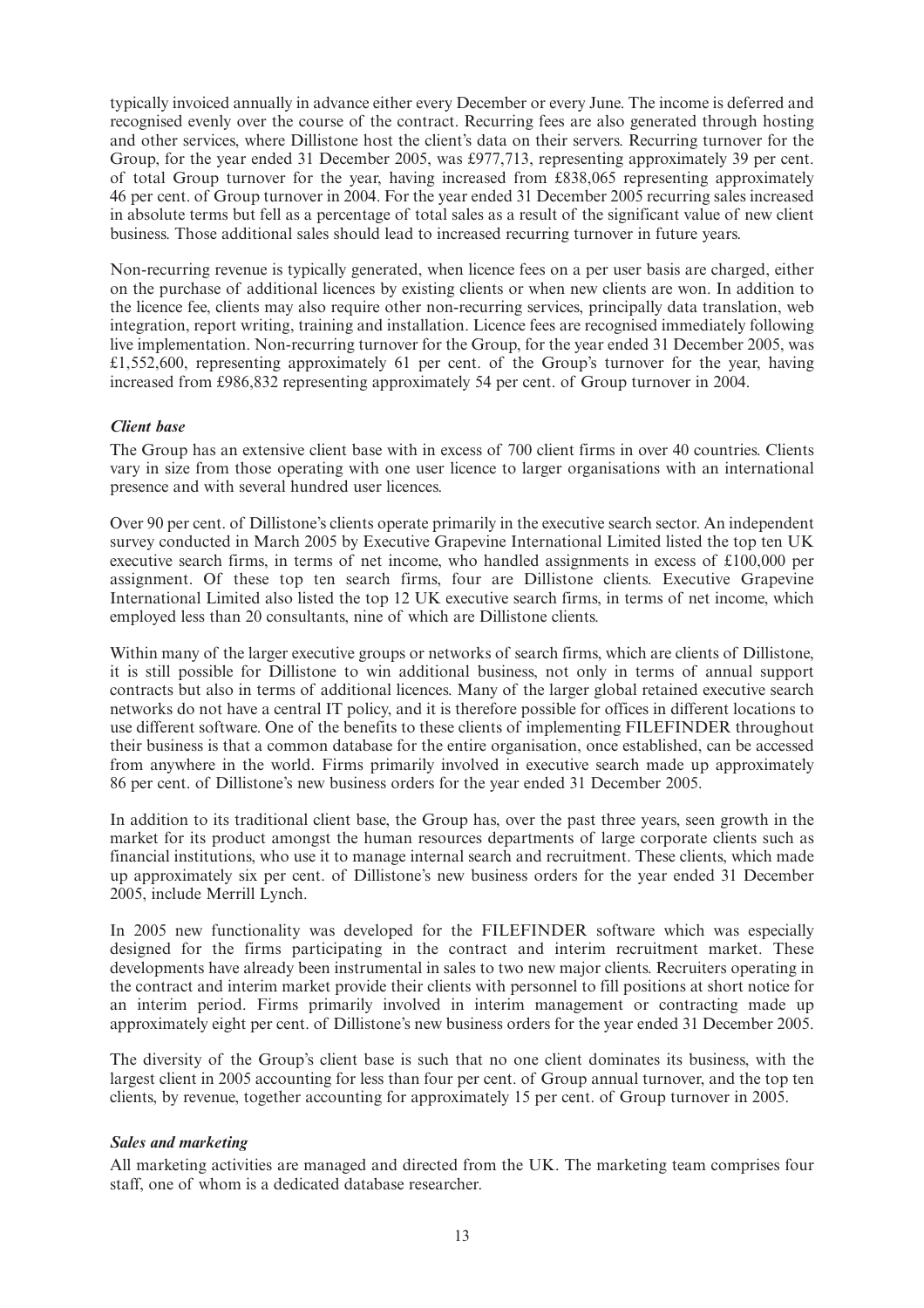typically invoiced annually in advance either every December or every June. The income is deferred and recognised evenly over the course of the contract. Recurring fees are also generated through hosting and other services, where Dillistone host the client's data on their servers. Recurring turnover for the Group, for the year ended 31 December 2005, was £977,713, representing approximately 39 per cent. of total Group turnover for the year, having increased from £838,065 representing approximately 46 per cent. of Group turnover in 2004. For the year ended 31 December 2005 recurring sales increased in absolute terms but fell as a percentage of total sales as a result of the significant value of new client business. Those additional sales should lead to increased recurring turnover in future years.

Non-recurring revenue is typically generated, when licence fees on a per user basis are charged, either on the purchase of additional licences by existing clients or when new clients are won. In addition to the licence fee, clients may also require other non-recurring services, principally data translation, web integration, report writing, training and installation. Licence fees are recognised immediately following live implementation. Non-recurring turnover for the Group, for the year ended 31 December 2005, was £1,552,600, representing approximately 61 per cent. of the Group's turnover for the year, having increased from £986,832 representing approximately 54 per cent. of Group turnover in 2004.

### *Client base*

The Group has an extensive client base with in excess of 700 client firms in over 40 countries. Clients vary in size from those operating with one user licence to larger organisations with an international presence and with several hundred user licences.

Over 90 per cent. of Dillistone's clients operate primarily in the executive search sector. An independent survey conducted in March 2005 by Executive Grapevine International Limited listed the top ten UK executive search firms, in terms of net income, who handled assignments in excess of £100,000 per assignment. Of these top ten search firms, four are Dillistone clients. Executive Grapevine International Limited also listed the top 12 UK executive search firms, in terms of net income, which employed less than 20 consultants, nine of which are Dillistone clients.

Within many of the larger executive groups or networks of search firms, which are clients of Dillistone, it is still possible for Dillistone to win additional business, not only in terms of annual support contracts but also in terms of additional licences. Many of the larger global retained executive search networks do not have a central IT policy, and it is therefore possible for offices in different locations to use different software. One of the benefits to these clients of implementing FILEFINDER throughout their business is that a common database for the entire organisation, once established, can be accessed from anywhere in the world. Firms primarily involved in executive search made up approximately 86 per cent. of Dillistone's new business orders for the year ended 31 December 2005.

In addition to its traditional client base, the Group has, over the past three years, seen growth in the market for its product amongst the human resources departments of large corporate clients such as financial institutions, who use it to manage internal search and recruitment. These clients, which made up approximately six per cent. of Dillistone's new business orders for the year ended 31 December 2005, include Merrill Lynch.

In 2005 new functionality was developed for the FILEFINDER software which was especially designed for the firms participating in the contract and interim recruitment market. These developments have already been instrumental in sales to two new major clients. Recruiters operating in the contract and interim market provide their clients with personnel to fill positions at short notice for an interim period. Firms primarily involved in interim management or contracting made up approximately eight per cent. of Dillistone's new business orders for the year ended 31 December 2005.

The diversity of the Group's client base is such that no one client dominates its business, with the largest client in 2005 accounting for less than four per cent. of Group annual turnover, and the top ten clients, by revenue, together accounting for approximately 15 per cent. of Group turnover in 2005.

### *Sales and marketing*

All marketing activities are managed and directed from the UK. The marketing team comprises four staff, one of whom is a dedicated database researcher.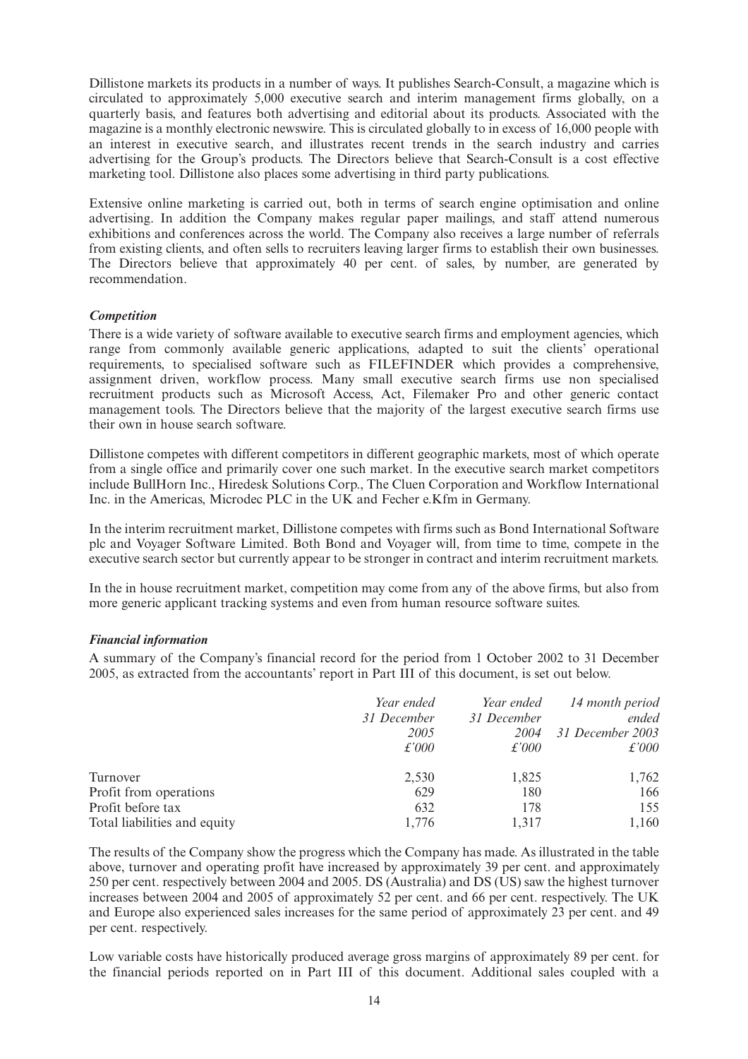Dillistone markets its products in a number of ways. It publishes Search-Consult, a magazine which is circulated to approximately 5,000 executive search and interim management firms globally, on a quarterly basis, and features both advertising and editorial about its products. Associated with the magazine is a monthly electronic newswire. This is circulated globally to in excess of 16,000 people with an interest in executive search, and illustrates recent trends in the search industry and carries advertising for the Group's products. The Directors believe that Search-Consult is a cost effective marketing tool. Dillistone also places some advertising in third party publications.

Extensive online marketing is carried out, both in terms of search engine optimisation and online advertising. In addition the Company makes regular paper mailings, and staff attend numerous exhibitions and conferences across the world. The Company also receives a large number of referrals from existing clients, and often sells to recruiters leaving larger firms to establish their own businesses. The Directors believe that approximately 40 per cent. of sales, by number, are generated by recommendation.

### *Competition*

There is a wide variety of software available to executive search firms and employment agencies, which range from commonly available generic applications, adapted to suit the clients' operational requirements, to specialised software such as FILEFINDER which provides a comprehensive, assignment driven, workflow process. Many small executive search firms use non specialised recruitment products such as Microsoft Access, Act, Filemaker Pro and other generic contact management tools. The Directors believe that the majority of the largest executive search firms use their own in house search software.

Dillistone competes with different competitors in different geographic markets, most of which operate from a single office and primarily cover one such market. In the executive search market competitors include BullHorn Inc., Hiredesk Solutions Corp., The Cluen Corporation and Workflow International Inc. in the Americas, Microdec PLC in the UK and Fecher e.Kfm in Germany.

In the interim recruitment market, Dillistone competes with firms such as Bond International Software plc and Voyager Software Limited. Both Bond and Voyager will, from time to time, compete in the executive search sector but currently appear to be stronger in contract and interim recruitment markets.

In the in house recruitment market, competition may come from any of the above firms, but also from more generic applicant tracking systems and even from human resource software suites.

### *Financial information*

A summary of the Company's financial record for the period from 1 October 2002 to 31 December 2005, as extracted from the accountants' report in Part III of this document, is set out below.

| | *Year ended 31 December 2005 £'000* | *Year ended 31 December 2004 £'000* | *14 month period ended 31 December 2003 £'000* |
|---|---|---|---|
| Turnover | 2,530 | 1,825 | 1,762 |
| Profit from operations | 629 | 180 | 166 |
| Profit before tax | 632 | 178 | 155 |
| Total liabilities and equity | 1,776 | 1,317 | 1,160 |

The results of the Company show the progress which the Company has made. As illustrated in the table above, turnover and operating profit have increased by approximately 39 per cent. and approximately 250 per cent. respectively between 2004 and 2005. DS (Australia) and DS (US) saw the highest turnover increases between 2004 and 2005 of approximately 52 per cent. and 66 per cent. respectively. The UK and Europe also experienced sales increases for the same period of approximately 23 per cent. and 49 per cent. respectively.

Low variable costs have historically produced average gross margins of approximately 89 per cent. for the financial periods reported on in Part III of this document. Additional sales coupled with a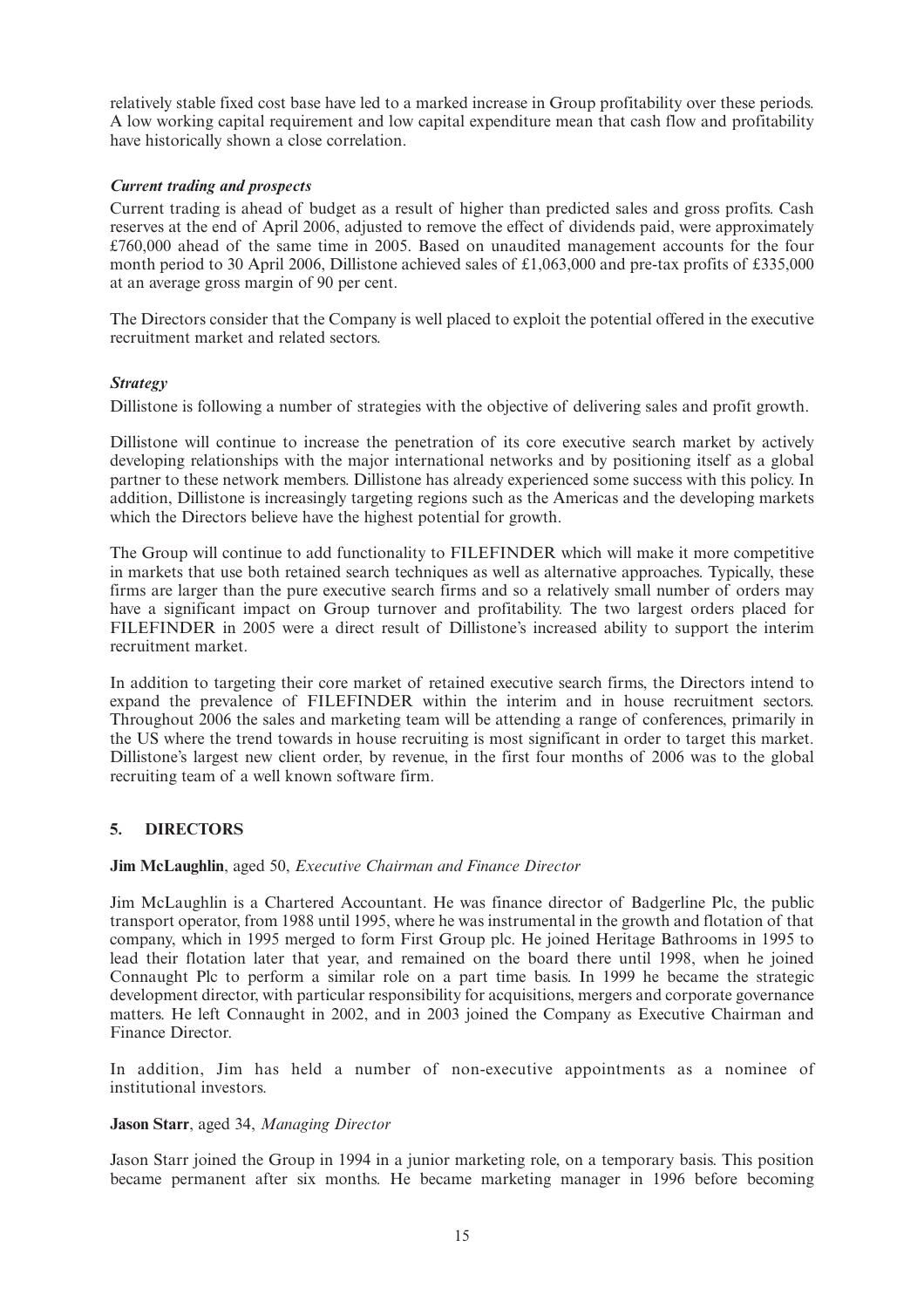relatively stable fixed cost base have led to a marked increase in Group profitability over these periods. A low working capital requirement and low capital expenditure mean that cash flow and profitability have historically shown a close correlation.

***Current trading and prospects***

Current trading is ahead of budget as a result of higher than predicted sales and gross profits. Cash reserves at the end of April 2006, adjusted to remove the effect of dividends paid, were approximately £760,000 ahead of the same time in 2005. Based on unaudited management accounts for the four month period to 30 April 2006, Dillistone achieved sales of £1,063,000 and pre-tax profits of £335,000 at an average gross margin of 90 per cent.

The Directors consider that the Company is well placed to exploit the potential offered in the executive recruitment market and related sectors.

***Strategy***

Dillistone is following a number of strategies with the objective of delivering sales and profit growth.

Dillistone will continue to increase the penetration of its core executive search market by actively developing relationships with the major international networks and by positioning itself as a global partner to these network members. Dillistone has already experienced some success with this policy. In addition, Dillistone is increasingly targeting regions such as the Americas and the developing markets which the Directors believe have the highest potential for growth.

The Group will continue to add functionality to FILEFINDER which will make it more competitive in markets that use both retained search techniques as well as alternative approaches. Typically, these firms are larger than the pure executive search firms and so a relatively small number of orders may have a significant impact on Group turnover and profitability. The two largest orders placed for FILEFINDER in 2005 were a direct result of Dillistone's increased ability to support the interim recruitment market.

In addition to targeting their core market of retained executive search firms, the Directors intend to expand the prevalence of FILEFINDER within the interim and in house recruitment sectors. Throughout 2006 the sales and marketing team will be attending a range of conferences, primarily in the US where the trend towards in house recruiting is most significant in order to target this market. Dillistone's largest new client order, by revenue, in the first four months of 2006 was to the global recruiting team of a well known software firm.

## 5. DIRECTORS

**Jim McLaughlin**, aged 50, *Executive Chairman and Finance Director*

Jim McLaughlin is a Chartered Accountant. He was finance director of Badgerline Plc, the public transport operator, from 1988 until 1995, where he was instrumental in the growth and flotation of that company, which in 1995 merged to form First Group plc. He joined Heritage Bathrooms in 1995 to lead their flotation later that year, and remained on the board there until 1998, when he joined Connaught Plc to perform a similar role on a part time basis. In 1999 he became the strategic development director, with particular responsibility for acquisitions, mergers and corporate governance matters. He left Connaught in 2002, and in 2003 joined the Company as Executive Chairman and Finance Director.

In addition, Jim has held a number of non-executive appointments as a nominee of institutional investors.

**Jason Starr**, aged 34, *Managing Director*

Jason Starr joined the Group in 1994 in a junior marketing role, on a temporary basis. This position became permanent after six months. He became marketing manager in 1996 before becoming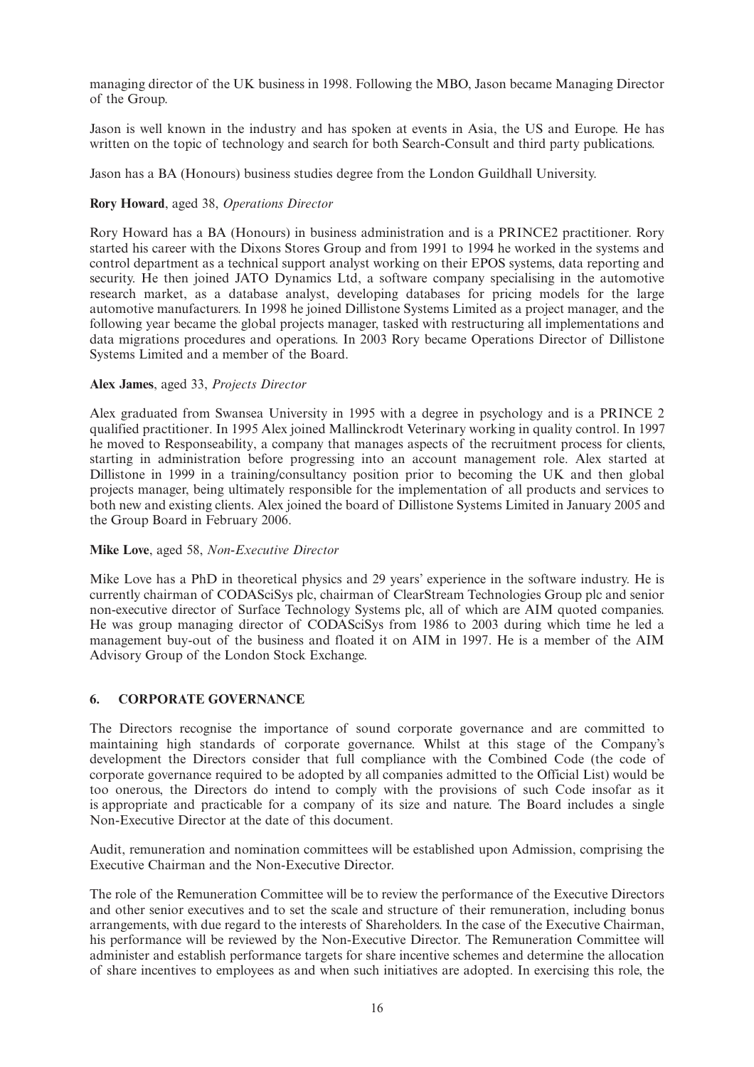managing director of the UK business in 1998. Following the MBO, Jason became Managing Director of the Group.

Jason is well known in the industry and has spoken at events in Asia, the US and Europe. He has written on the topic of technology and search for both Search-Consult and third party publications.

Jason has a BA (Honours) business studies degree from the London Guildhall University.

**Rory Howard**, aged 38, *Operations Director*

Rory Howard has a BA (Honours) in business administration and is a PRINCE2 practitioner. Rory started his career with the Dixons Stores Group and from 1991 to 1994 he worked in the systems and control department as a technical support analyst working on their EPOS systems, data reporting and security. He then joined JATO Dynamics Ltd, a software company specialising in the automotive research market, as a database analyst, developing databases for pricing models for the large automotive manufacturers. In 1998 he joined Dillistone Systems Limited as a project manager, and the following year became the global projects manager, tasked with restructuring all implementations and data migrations procedures and operations. In 2003 Rory became Operations Director of Dillistone Systems Limited and a member of the Board.

**Alex James**, aged 33, *Projects Director*

Alex graduated from Swansea University in 1995 with a degree in psychology and is a PRINCE 2 qualified practitioner. In 1995 Alex joined Mallinckrodt Veterinary working in quality control. In 1997 he moved to Responseability, a company that manages aspects of the recruitment process for clients, starting in administration before progressing into an account management role. Alex started at Dillistone in 1999 in a training/consultancy position prior to becoming the UK and then global projects manager, being ultimately responsible for the implementation of all products and services to both new and existing clients. Alex joined the board of Dillistone Systems Limited in January 2005 and the Group Board in February 2006.

**Mike Love**, aged 58, *Non-Executive Director*

Mike Love has a PhD in theoretical physics and 29 years' experience in the software industry. He is currently chairman of CODASciSys plc, chairman of ClearStream Technologies Group plc and senior non-executive director of Surface Technology Systems plc, all of which are AIM quoted companies. He was group managing director of CODASciSys from 1986 to 2003 during which time he led a management buy-out of the business and floated it on AIM in 1997. He is a member of the AIM Advisory Group of the London Stock Exchange.

## 6. CORPORATE GOVERNANCE

The Directors recognise the importance of sound corporate governance and are committed to maintaining high standards of corporate governance. Whilst at this stage of the Company's development the Directors consider that full compliance with the Combined Code (the code of corporate governance required to be adopted by all companies admitted to the Official List) would be too onerous, the Directors do intend to comply with the provisions of such Code insofar as it is appropriate and practicable for a company of its size and nature. The Board includes a single Non-Executive Director at the date of this document.

Audit, remuneration and nomination committees will be established upon Admission, comprising the Executive Chairman and the Non-Executive Director.

The role of the Remuneration Committee will be to review the performance of the Executive Directors and other senior executives and to set the scale and structure of their remuneration, including bonus arrangements, with due regard to the interests of Shareholders. In the case of the Executive Chairman, his performance will be reviewed by the Non-Executive Director. The Remuneration Committee will administer and establish performance targets for share incentive schemes and determine the allocation of share incentives to employees as and when such initiatives are adopted. In exercising this role, the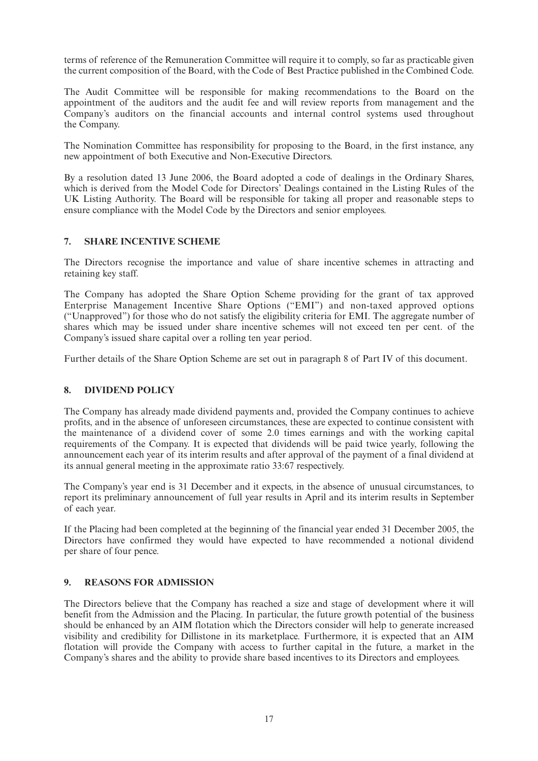terms of reference of the Remuneration Committee will require it to comply, so far as practicable given the current composition of the Board, with the Code of Best Practice published in the Combined Code.

The Audit Committee will be responsible for making recommendations to the Board on the appointment of the auditors and the audit fee and will review reports from management and the Company's auditors on the financial accounts and internal control systems used throughout the Company.

The Nomination Committee has responsibility for proposing to the Board, in the first instance, any new appointment of both Executive and Non-Executive Directors.

By a resolution dated 13 June 2006, the Board adopted a code of dealings in the Ordinary Shares, which is derived from the Model Code for Directors' Dealings contained in the Listing Rules of the UK Listing Authority. The Board will be responsible for taking all proper and reasonable steps to ensure compliance with the Model Code by the Directors and senior employees.

## 7. SHARE INCENTIVE SCHEME

The Directors recognise the importance and value of share incentive schemes in attracting and retaining key staff.

The Company has adopted the Share Option Scheme providing for the grant of tax approved Enterprise Management Incentive Share Options ("EMI") and non-taxed approved options ("Unapproved") for those who do not satisfy the eligibility criteria for EMI. The aggregate number of shares which may be issued under share incentive schemes will not exceed ten per cent. of the Company's issued share capital over a rolling ten year period.

Further details of the Share Option Scheme are set out in paragraph 8 of Part IV of this document.

## 8. DIVIDEND POLICY

The Company has already made dividend payments and, provided the Company continues to achieve profits, and in the absence of unforeseen circumstances, these are expected to continue consistent with the maintenance of a dividend cover of some 2.0 times earnings and with the working capital requirements of the Company. It is expected that dividends will be paid twice yearly, following the announcement each year of its interim results and after approval of the payment of a final dividend at its annual general meeting in the approximate ratio 33:67 respectively.

The Company's year end is 31 December and it expects, in the absence of unusual circumstances, to report its preliminary announcement of full year results in April and its interim results in September of each year.

If the Placing had been completed at the beginning of the financial year ended 31 December 2005, the Directors have confirmed they would have expected to have recommended a notional dividend per share of four pence.

## 9. REASONS FOR ADMISSION

The Directors believe that the Company has reached a size and stage of development where it will benefit from the Admission and the Placing. In particular, the future growth potential of the business should be enhanced by an AIM flotation which the Directors consider will help to generate increased visibility and credibility for Dillistone in its marketplace. Furthermore, it is expected that an AIM flotation will provide the Company with access to further capital in the future, a market in the Company's shares and the ability to provide share based incentives to its Directors and employees.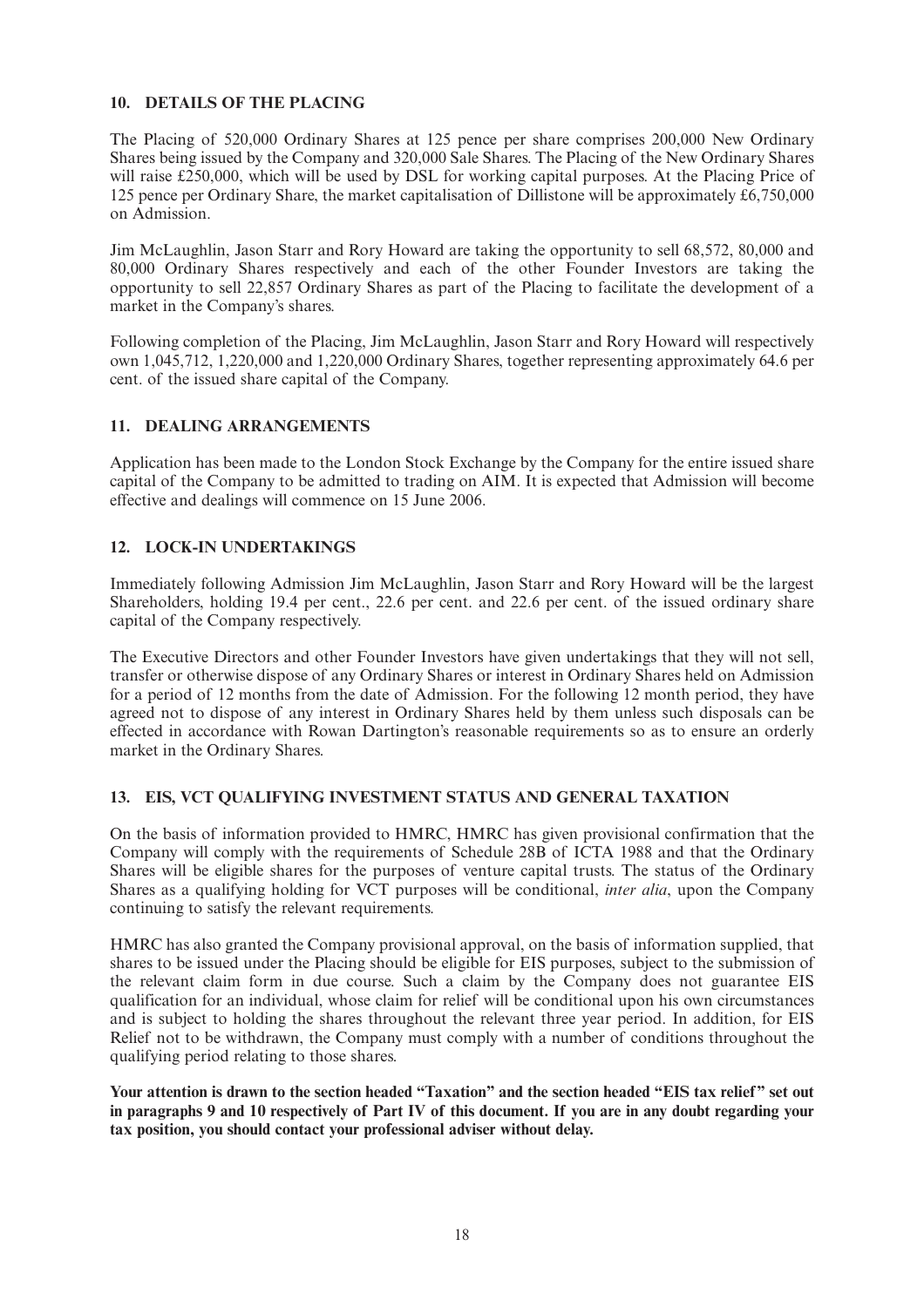## 10. DETAILS OF THE PLACING

The Placing of 520,000 Ordinary Shares at 125 pence per share comprises 200,000 New Ordinary Shares being issued by the Company and 320,000 Sale Shares. The Placing of the New Ordinary Shares will raise £250,000, which will be used by DSL for working capital purposes. At the Placing Price of 125 pence per Ordinary Share, the market capitalisation of Dillistone will be approximately £6,750,000 on Admission.

Jim McLaughlin, Jason Starr and Rory Howard are taking the opportunity to sell 68,572, 80,000 and 80,000 Ordinary Shares respectively and each of the other Founder Investors are taking the opportunity to sell 22,857 Ordinary Shares as part of the Placing to facilitate the development of a market in the Company's shares.

Following completion of the Placing, Jim McLaughlin, Jason Starr and Rory Howard will respectively own 1,045,712, 1,220,000 and 1,220,000 Ordinary Shares, together representing approximately 64.6 per cent. of the issued share capital of the Company.

## 11. DEALING ARRANGEMENTS

Application has been made to the London Stock Exchange by the Company for the entire issued share capital of the Company to be admitted to trading on AIM. It is expected that Admission will become effective and dealings will commence on 15 June 2006.

## 12. LOCK-IN UNDERTAKINGS

Immediately following Admission Jim McLaughlin, Jason Starr and Rory Howard will be the largest Shareholders, holding 19.4 per cent., 22.6 per cent. and 22.6 per cent. of the issued ordinary share capital of the Company respectively.

The Executive Directors and other Founder Investors have given undertakings that they will not sell, transfer or otherwise dispose of any Ordinary Shares or interest in Ordinary Shares held on Admission for a period of 12 months from the date of Admission. For the following 12 month period, they have agreed not to dispose of any interest in Ordinary Shares held by them unless such disposals can be effected in accordance with Rowan Dartington's reasonable requirements so as to ensure an orderly market in the Ordinary Shares.

## 13. EIS, VCT QUALIFYING INVESTMENT STATUS AND GENERAL TAXATION

On the basis of information provided to HMRC, HMRC has given provisional confirmation that the Company will comply with the requirements of Schedule 28B of ICTA 1988 and that the Ordinary Shares will be eligible shares for the purposes of venture capital trusts. The status of the Ordinary Shares as a qualifying holding for VCT purposes will be conditional, *inter alia*, upon the Company continuing to satisfy the relevant requirements.

HMRC has also granted the Company provisional approval, on the basis of information supplied, that shares to be issued under the Placing should be eligible for EIS purposes, subject to the submission of the relevant claim form in due course. Such a claim by the Company does not guarantee EIS qualification for an individual, whose claim for relief will be conditional upon his own circumstances and is subject to holding the shares throughout the relevant three year period. In addition, for EIS Relief not to be withdrawn, the Company must comply with a number of conditions throughout the qualifying period relating to those shares.

**Your attention is drawn to the section headed "Taxation" and the section headed "EIS tax relief" set out in paragraphs 9 and 10 respectively of Part IV of this document. If you are in any doubt regarding your tax position, you should contact your professional adviser without delay.**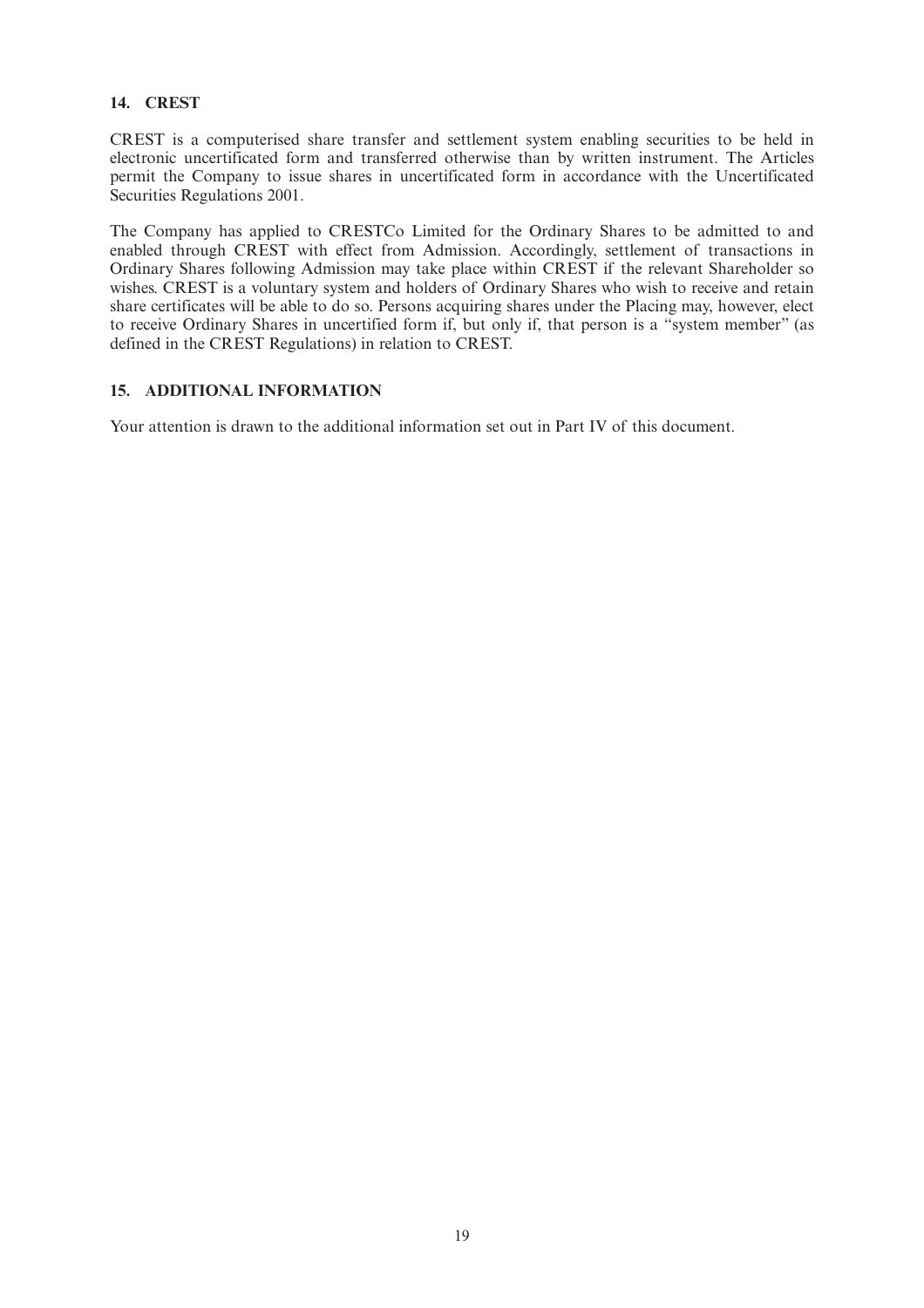## 14. CREST

CREST is a computerised share transfer and settlement system enabling securities to be held in electronic uncertificated form and transferred otherwise than by written instrument. The Articles permit the Company to issue shares in uncertificated form in accordance with the Uncertificated Securities Regulations 2001.

The Company has applied to CRESTCo Limited for the Ordinary Shares to be admitted to and enabled through CREST with effect from Admission. Accordingly, settlement of transactions in Ordinary Shares following Admission may take place within CREST if the relevant Shareholder so wishes. CREST is a voluntary system and holders of Ordinary Shares who wish to receive and retain share certificates will be able to do so. Persons acquiring shares under the Placing may, however, elect to receive Ordinary Shares in uncertified form if, but only if, that person is a "system member" (as defined in the CREST Regulations) in relation to CREST.

## 15. ADDITIONAL INFORMATION

Your attention is drawn to the additional information set out in Part IV of this document.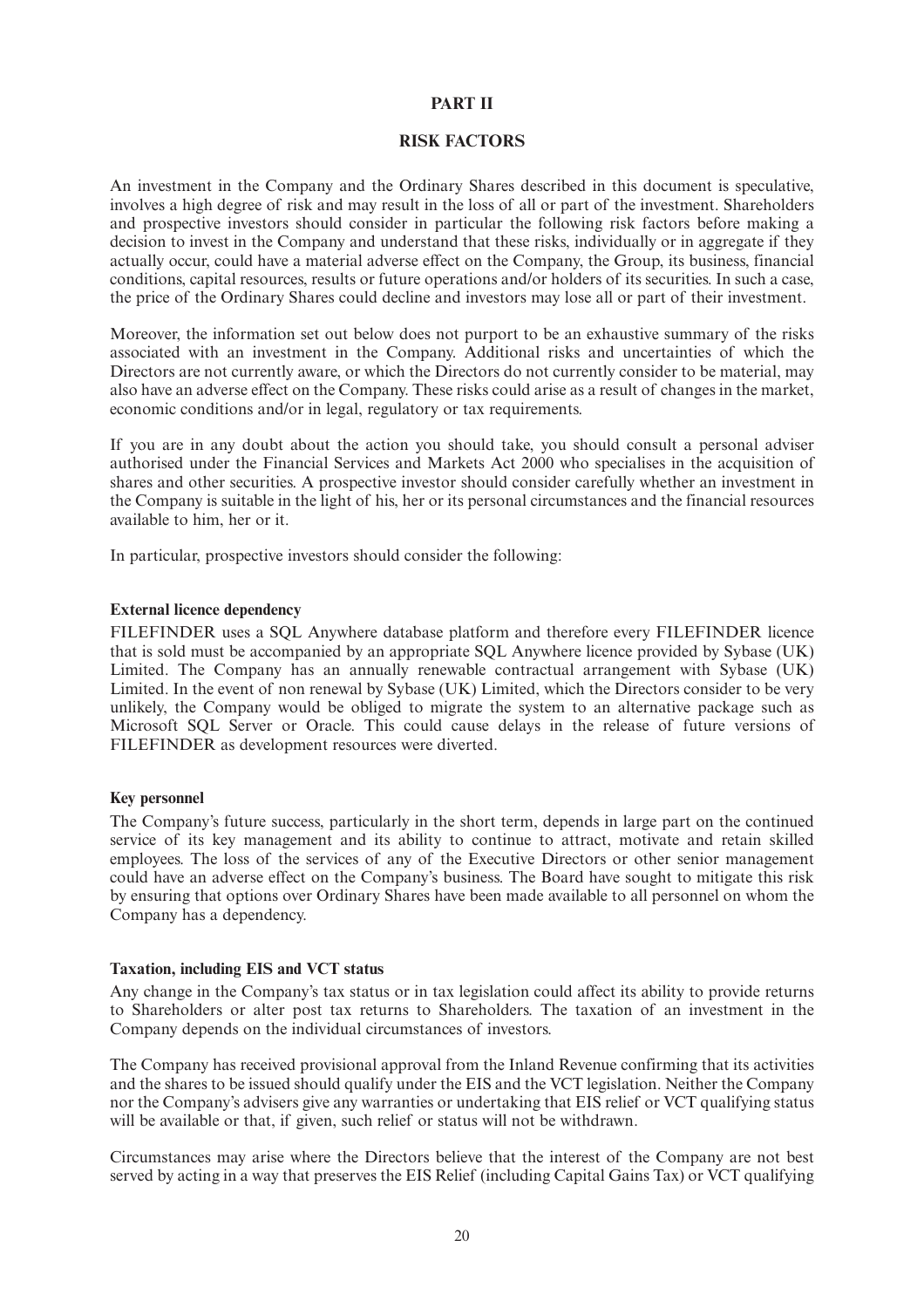# PART II

## RISK FACTORS

An investment in the Company and the Ordinary Shares described in this document is speculative, involves a high degree of risk and may result in the loss of all or part of the investment. Shareholders and prospective investors should consider in particular the following risk factors before making a decision to invest in the Company and understand that these risks, individually or in aggregate if they actually occur, could have a material adverse effect on the Company, the Group, its business, financial conditions, capital resources, results or future operations and/or holders of its securities. In such a case, the price of the Ordinary Shares could decline and investors may lose all or part of their investment.

Moreover, the information set out below does not purport to be an exhaustive summary of the risks associated with an investment in the Company. Additional risks and uncertainties of which the Directors are not currently aware, or which the Directors do not currently consider to be material, may also have an adverse effect on the Company. These risks could arise as a result of changes in the market, economic conditions and/or in legal, regulatory or tax requirements.

If you are in any doubt about the action you should take, you should consult a personal adviser authorised under the Financial Services and Markets Act 2000 who specialises in the acquisition of shares and other securities. A prospective investor should consider carefully whether an investment in the Company is suitable in the light of his, her or its personal circumstances and the financial resources available to him, her or it.

In particular, prospective investors should consider the following:

**External licence dependency**

FILEFINDER uses a SQL Anywhere database platform and therefore every FILEFINDER licence that is sold must be accompanied by an appropriate SQL Anywhere licence provided by Sybase (UK) Limited. The Company has an annually renewable contractual arrangement with Sybase (UK) Limited. In the event of non renewal by Sybase (UK) Limited, which the Directors consider to be very unlikely, the Company would be obliged to migrate the system to an alternative package such as Microsoft SQL Server or Oracle. This could cause delays in the release of future versions of FILEFINDER as development resources were diverted.

**Key personnel**

The Company's future success, particularly in the short term, depends in large part on the continued service of its key management and its ability to continue to attract, motivate and retain skilled employees. The loss of the services of any of the Executive Directors or other senior management could have an adverse effect on the Company's business. The Board have sought to mitigate this risk by ensuring that options over Ordinary Shares have been made available to all personnel on whom the Company has a dependency.

**Taxation, including EIS and VCT status**

Any change in the Company's tax status or in tax legislation could affect its ability to provide returns to Shareholders or alter post tax returns to Shareholders. The taxation of an investment in the Company depends on the individual circumstances of investors.

The Company has received provisional approval from the Inland Revenue confirming that its activities and the shares to be issued should qualify under the EIS and the VCT legislation. Neither the Company nor the Company's advisers give any warranties or undertaking that EIS relief or VCT qualifying status will be available or that, if given, such relief or status will not be withdrawn.

Circumstances may arise where the Directors believe that the interest of the Company are not best served by acting in a way that preserves the EIS Relief (including Capital Gains Tax) or VCT qualifying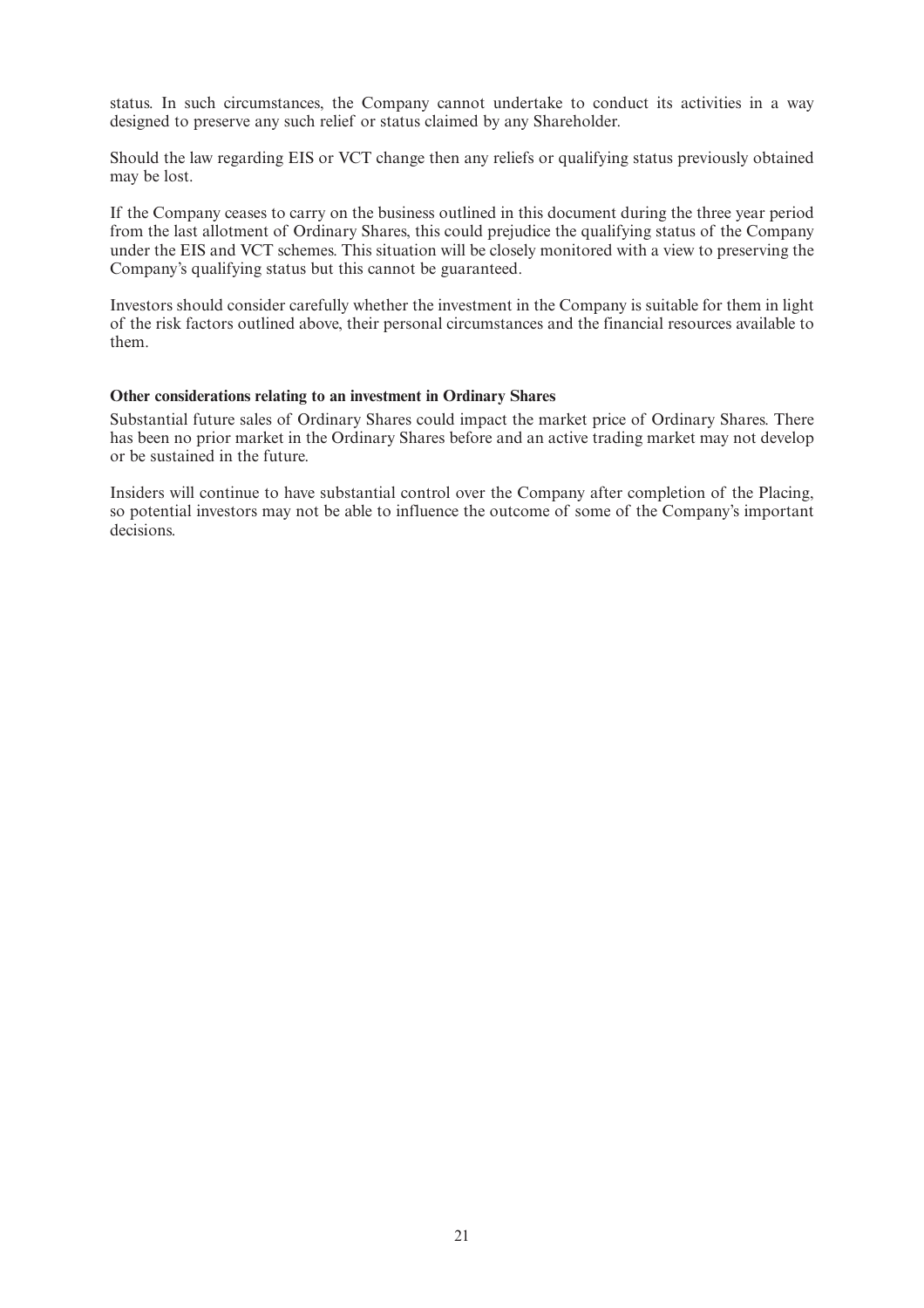status. In such circumstances, the Company cannot undertake to conduct its activities in a way designed to preserve any such relief or status claimed by any Shareholder.

Should the law regarding EIS or VCT change then any reliefs or qualifying status previously obtained may be lost.

If the Company ceases to carry on the business outlined in this document during the three year period from the last allotment of Ordinary Shares, this could prejudice the qualifying status of the Company under the EIS and VCT schemes. This situation will be closely monitored with a view to preserving the Company's qualifying status but this cannot be guaranteed.

Investors should consider carefully whether the investment in the Company is suitable for them in light of the risk factors outlined above, their personal circumstances and the financial resources available to them.

**Other considerations relating to an investment in Ordinary Shares**

Substantial future sales of Ordinary Shares could impact the market price of Ordinary Shares. There has been no prior market in the Ordinary Shares before and an active trading market may not develop or be sustained in the future.

Insiders will continue to have substantial control over the Company after completion of the Placing, so potential investors may not be able to influence the outcome of some of the Company's important decisions.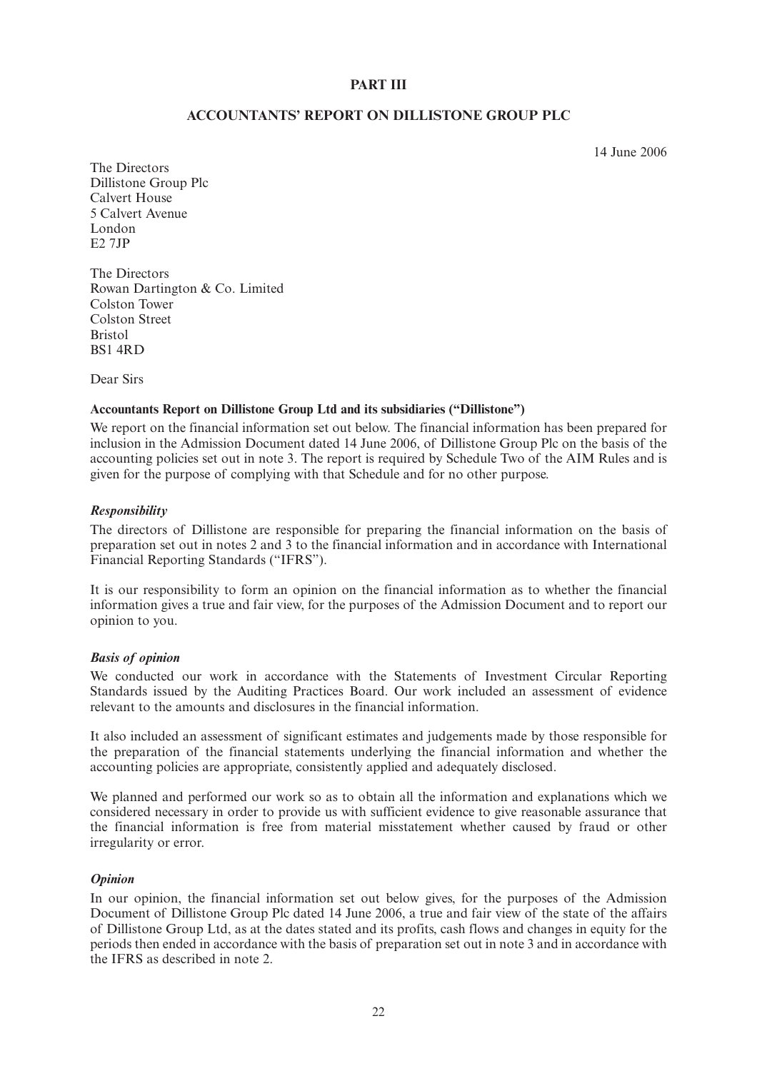# PART III

## ACCOUNTANTS' REPORT ON DILLISTONE GROUP PLC

14 June 2006

The Directors
Dillistone Group Plc
Calvert House
5 Calvert Avenue
London
E2 7JP

The Directors
Rowan Dartington & Co. Limited
Colston Tower
Colston Street
Bristol
BS1 4RD

Dear Sirs

**Accountants Report on Dillistone Group Ltd and its subsidiaries ("Dillistone")**

We report on the financial information set out below. The financial information has been prepared for inclusion in the Admission Document dated 14 June 2006, of Dillistone Group Plc on the basis of the accounting policies set out in note 3. The report is required by Schedule Two of the AIM Rules and is given for the purpose of complying with that Schedule and for no other purpose.

***Responsibility***

The directors of Dillistone are responsible for preparing the financial information on the basis of preparation set out in notes 2 and 3 to the financial information and in accordance with International Financial Reporting Standards ("IFRS").

It is our responsibility to form an opinion on the financial information as to whether the financial information gives a true and fair view, for the purposes of the Admission Document and to report our opinion to you.

***Basis of opinion***

We conducted our work in accordance with the Statements of Investment Circular Reporting Standards issued by the Auditing Practices Board. Our work included an assessment of evidence relevant to the amounts and disclosures in the financial information.

It also included an assessment of significant estimates and judgements made by those responsible for the preparation of the financial statements underlying the financial information and whether the accounting policies are appropriate, consistently applied and adequately disclosed.

We planned and performed our work so as to obtain all the information and explanations which we considered necessary in order to provide us with sufficient evidence to give reasonable assurance that the financial information is free from material misstatement whether caused by fraud or other irregularity or error.

***Opinion***

In our opinion, the financial information set out below gives, for the purposes of the Admission Document of Dillistone Group Plc dated 14 June 2006, a true and fair view of the state of the affairs of Dillistone Group Ltd, as at the dates stated and its profits, cash flows and changes in equity for the periods then ended in accordance with the basis of preparation set out in note 3 and in accordance with the IFRS as described in note 2.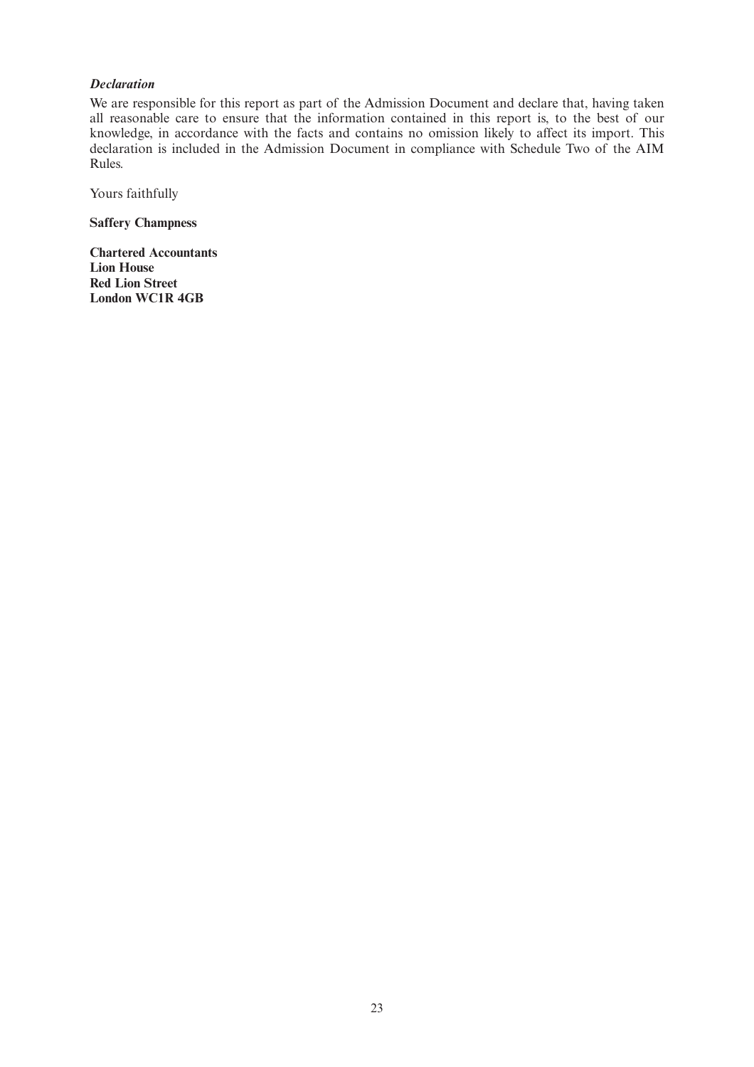***Declaration***

We are responsible for this report as part of the Admission Document and declare that, having taken all reasonable care to ensure that the information contained in this report is, to the best of our knowledge, in accordance with the facts and contains no omission likely to affect its import. This declaration is included in the Admission Document in compliance with Schedule Two of the AIM Rules.

Yours faithfully

**Saffery Champness**

**Chartered Accountants**
**Lion House**
**Red Lion Street**
**London WC1R 4GB**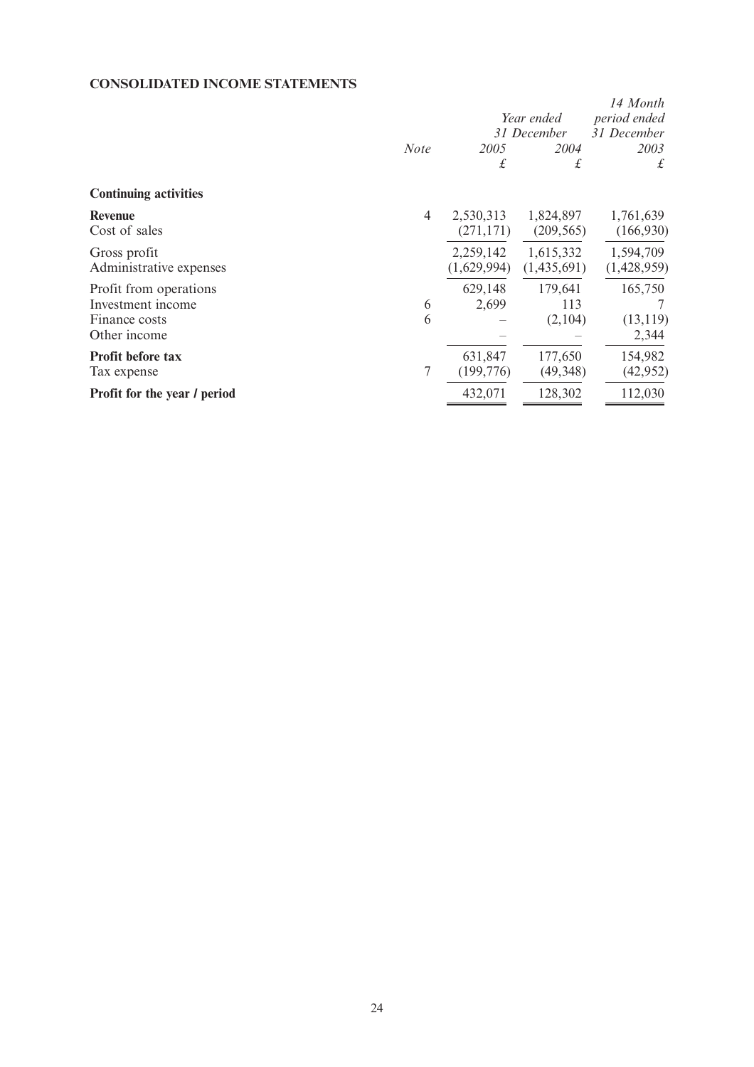**CONSOLIDATED INCOME STATEMENTS**

| | *Note* | *Year ended 31 December 2005* £ | *Year ended 31 December 2004* £ | *14 Month period ended 31 December 2003* £ |
|---|---|---|---|---|
| **Continuing activities** | | | | |
| **Revenue** | 4 | 2,530,313 | 1,824,897 | 1,761,639 |
| Cost of sales | | (271,171) | (209,565) | (166,930) |
| Gross profit | | 2,259,142 | 1,615,332 | 1,594,709 |
| Administrative expenses | | (1,629,994) | (1,435,691) | (1,428,959) |
| Profit from operations | | 629,148 | 179,641 | 165,750 |
| Investment income | 6 | 2,699 | 113 | 7 |
| Finance costs | 6 | – | (2,104) | (13,119) |
| Other income | | – | – | 2,344 |
| **Profit before tax** | | 631,847 | 177,650 | 154,982 |
| Tax expense | 7 | (199,776) | (49,348) | (42,952) |
| **Profit for the year / period** | | 432,071 | 128,302 | 112,030 |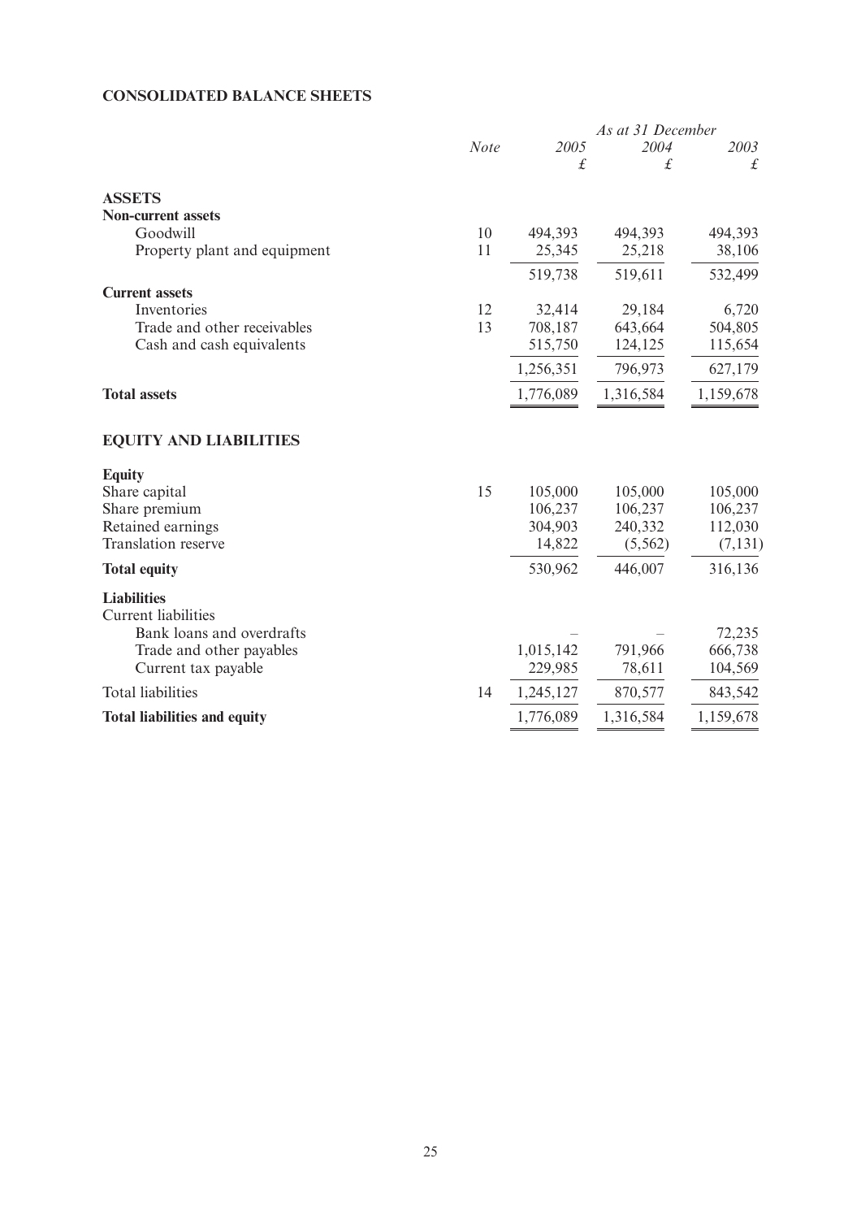**CONSOLIDATED BALANCE SHEETS**

| | Note | As at 31 December | | |
|---|---|---|---|---|
| | | 2005 | 2004 | 2003 |
| | | £ | £ | £ |
| **ASSETS** | | | | |
| **Non-current assets** | | | | |
| Goodwill | 10 | 494,393 | 494,393 | 494,393 |
| Property plant and equipment | 11 | 25,345 | 25,218 | 38,106 |
| | | 519,738 | 519,611 | 532,499 |
| **Current assets** | | | | |
| Inventories | 12 | 32,414 | 29,184 | 6,720 |
| Trade and other receivables | 13 | 708,187 | 643,664 | 504,805 |
| Cash and cash equivalents | | 515,750 | 124,125 | 115,654 |
| | | 1,256,351 | 796,973 | 627,179 |
| **Total assets** | | 1,776,089 | 1,316,584 | 1,159,678 |
| **EQUITY AND LIABILITIES** | | | | |
| **Equity** | | | | |
| Share capital | 15 | 105,000 | 105,000 | 105,000 |
| Share premium | | 106,237 | 106,237 | 106,237 |
| Retained earnings | | 304,903 | 240,332 | 112,030 |
| Translation reserve | | 14,822 | (5,562) | (7,131) |
| **Total equity** | | 530,962 | 446,007 | 316,136 |
| **Liabilities** | | | | |
| Current liabilities | | | | |
| Bank loans and overdrafts | | – | – | 72,235 |
| Trade and other payables | | 1,015,142 | 791,966 | 666,738 |
| Current tax payable | | 229,985 | 78,611 | 104,569 |
| Total liabilities | 14 | 1,245,127 | 870,577 | 843,542 |
| **Total liabilities and equity** | | 1,776,089 | 1,316,584 | 1,159,678 |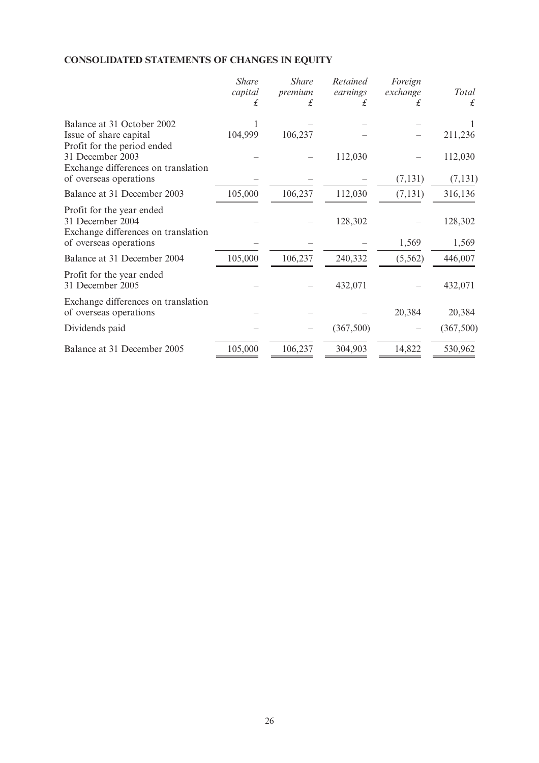## CONSOLIDATED STATEMENTS OF CHANGES IN EQUITY

| | *Share capital* £ | *Share premium* £ | *Retained earnings* £ | *Foreign exchange* £ | *Total* £ |
|---|---|---|---|---|---|
| Balance at 31 October 2002 | 1 | – | – | – | 1 |
| Issue of share capital | 104,999 | 106,237 | – | – | 211,236 |
| Profit for the period ended 31 December 2003 | – | – | 112,030 | – | 112,030 |
| Exchange differences on translation of overseas operations | – | – | – | (7,131) | (7,131) |
| Balance at 31 December 2003 | 105,000 | 106,237 | 112,030 | (7,131) | 316,136 |
| Profit for the year ended 31 December 2004 | – | – | 128,302 | – | 128,302 |
| Exchange differences on translation of overseas operations | – | – | – | 1,569 | 1,569 |
| Balance at 31 December 2004 | 105,000 | 106,237 | 240,332 | (5,562) | 446,007 |
| Profit for the year ended 31 December 2005 | – | – | 432,071 | – | 432,071 |
| Exchange differences on translation of overseas operations | – | – | – | 20,384 | 20,384 |
| Dividends paid | – | – | (367,500) | – | (367,500) |
| Balance at 31 December 2005 | 105,000 | 106,237 | 304,903 | 14,822 | 530,962 |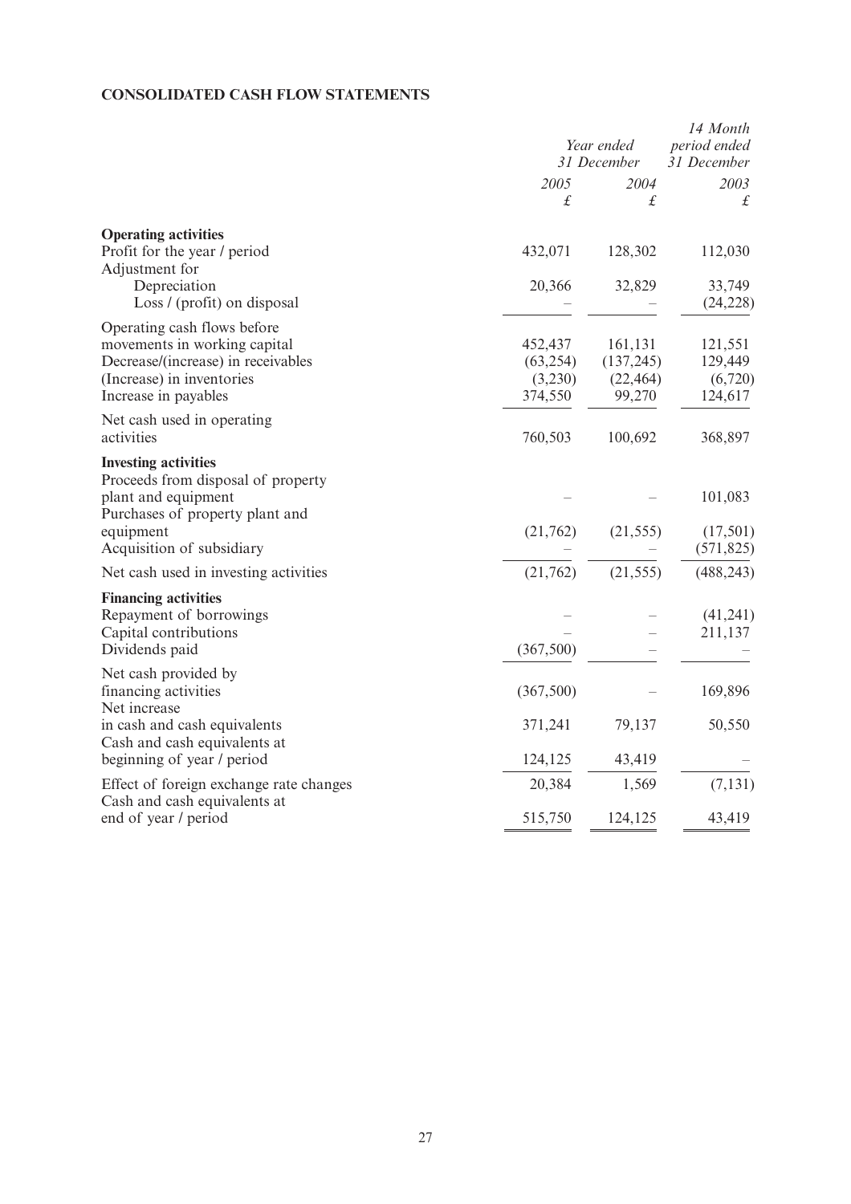**CONSOLIDATED CASH FLOW STATEMENTS**

| | Year ended 31 December | | 14 Month period ended 31 December |
|---|---|---|---|
| | *2005* | *2004* | *2003* |
| | *£* | *£* | *£* |
| **Operating activities** | | | |
| Profit for the year / period | 432,071 | 128,302 | 112,030 |
| Adjustment for | | | |
| Depreciation | 20,366 | 32,829 | 33,749 |
| Loss / (profit) on disposal | – | – | (24,228) |
| Operating cash flows before movements in working capital | 452,437 | 161,131 | 121,551 |
| Decrease/(increase) in receivables | (63,254) | (137,245) | 129,449 |
| (Increase) in inventories | (3,230) | (22,464) | (6,720) |
| Increase in payables | 374,550 | 99,270 | 124,617 |
| Net cash used in operating activities | 760,503 | 100,692 | 368,897 |
| **Investing activities** | | | |
| Proceeds from disposal of property plant and equipment | – | – | 101,083 |
| Purchases of property plant and equipment | (21,762) | (21,555) | (17,501) |
| Acquisition of subsidiary | – | – | (571,825) |
| Net cash used in investing activities | (21,762) | (21,555) | (488,243) |
| **Financing activities** | | | |
| Repayment of borrowings | – | – | (41,241) |
| Capital contributions | – | – | 211,137 |
| Dividends paid | (367,500) | – | – |
| Net cash provided by financing activities | (367,500) | – | 169,896 |
| Net increase in cash and cash equivalents | 371,241 | 79,137 | 50,550 |
| Cash and cash equivalents at beginning of year / period | 124,125 | 43,419 | – |
| Effect of foreign exchange rate changes | 20,384 | 1,569 | (7,131) |
| Cash and cash equivalents at end of year / period | 515,750 | 124,125 | 43,419 |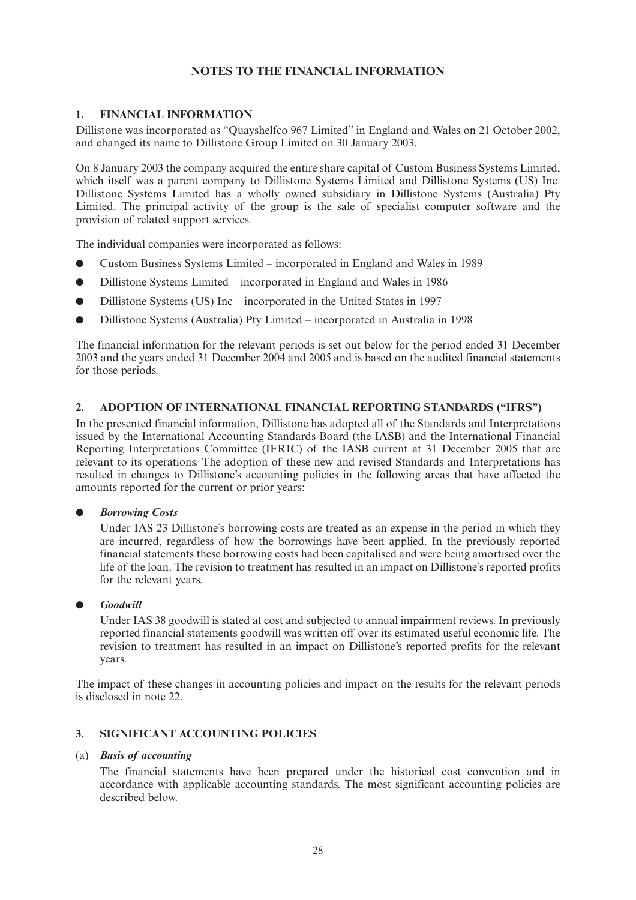# NOTES TO THE FINANCIAL INFORMATION

## 1. FINANCIAL INFORMATION

Dillistone was incorporated as "Quayshelfco 967 Limited" in England and Wales on 21 October 2002, and changed its name to Dillistone Group Limited on 30 January 2003.

On 8 January 2003 the company acquired the entire share capital of Custom Business Systems Limited, which itself was a parent company to Dillistone Systems Limited and Dillistone Systems (US) Inc. Dillistone Systems Limited has a wholly owned subsidiary in Dillistone Systems (Australia) Pty Limited. The principal activity of the group is the sale of specialist computer software and the provision of related support services.

The individual companies were incorporated as follows:

- Custom Business Systems Limited – incorporated in England and Wales in 1989
- Dillistone Systems Limited – incorporated in England and Wales in 1986
- Dillistone Systems (US) Inc – incorporated in the United States in 1997
- Dillistone Systems (Australia) Pty Limited – incorporated in Australia in 1998

The financial information for the relevant periods is set out below for the period ended 31 December 2003 and the years ended 31 December 2004 and 2005 and is based on the audited financial statements for those periods.

## 2. ADOPTION OF INTERNATIONAL FINANCIAL REPORTING STANDARDS ("IFRS")

In the presented financial information, Dillistone has adopted all of the Standards and Interpretations issued by the International Accounting Standards Board (the IASB) and the International Financial Reporting Interpretations Committee (IFRIC) of the IASB current at 31 December 2005 that are relevant to its operations. The adoption of these new and revised Standards and Interpretations has resulted in changes to Dillistone's accounting policies in the following areas that have affected the amounts reported for the current or prior years:

- ***Borrowing Costs***

  Under IAS 23 Dillistone's borrowing costs are treated as an expense in the period in which they are incurred, regardless of how the borrowings have been applied. In the previously reported financial statements these borrowing costs had been capitalised and were being amortised over the life of the loan. The revision to treatment has resulted in an impact on Dillistone's reported profits for the relevant years.

- ***Goodwill***

  Under IAS 38 goodwill is stated at cost and subjected to annual impairment reviews. In previously reported financial statements goodwill was written off over its estimated useful economic life. The revision to treatment has resulted in an impact on Dillistone's reported profits for the relevant years.

The impact of these changes in accounting policies and impact on the results for the relevant periods is disclosed in note 22.

## 3. SIGNIFICANT ACCOUNTING POLICIES

(a) ***Basis of accounting***

The financial statements have been prepared under the historical cost convention and in accordance with applicable accounting standards. The most significant accounting policies are described below.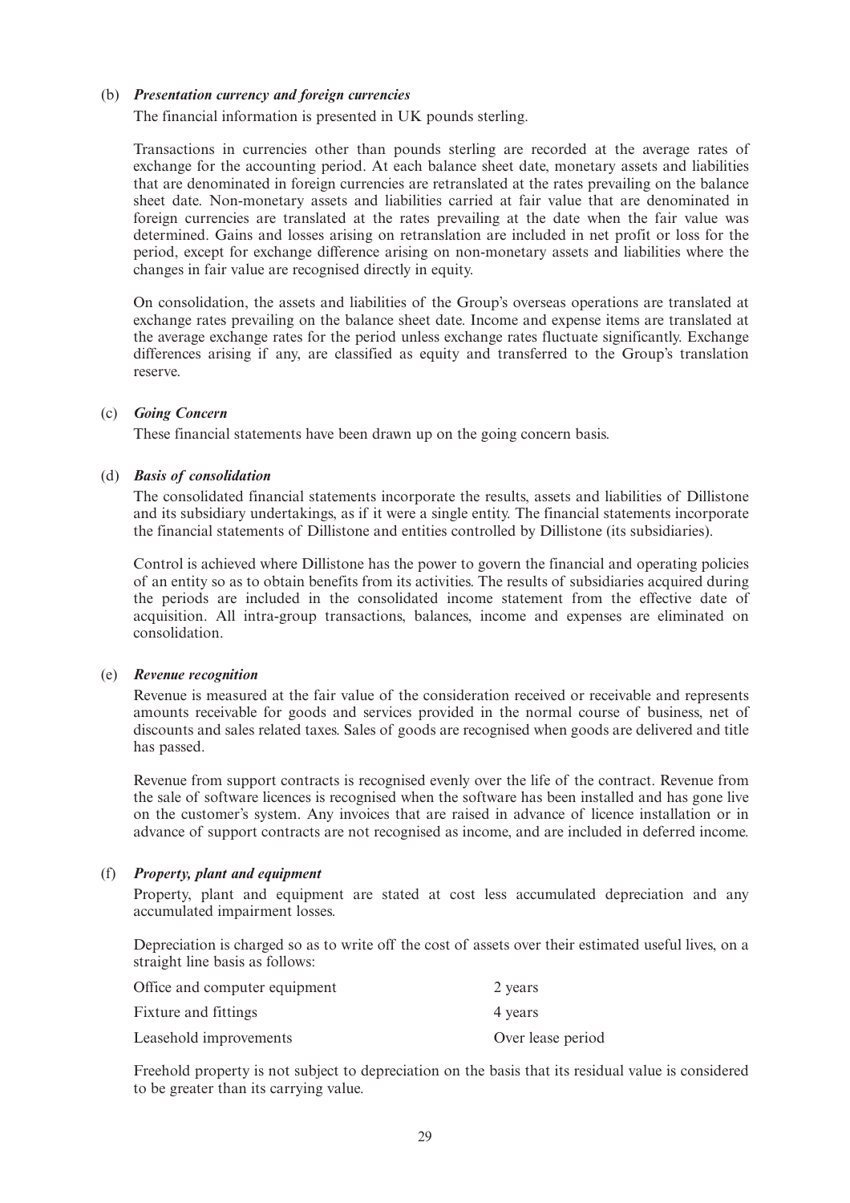(b) ***Presentation currency and foreign currencies***

The financial information is presented in UK pounds sterling.

Transactions in currencies other than pounds sterling are recorded at the average rates of exchange for the accounting period. At each balance sheet date, monetary assets and liabilities that are denominated in foreign currencies are retranslated at the rates prevailing on the balance sheet date. Non-monetary assets and liabilities carried at fair value that are denominated in foreign currencies are translated at the rates prevailing at the date when the fair value was determined. Gains and losses arising on retranslation are included in net profit or loss for the period, except for exchange difference arising on non-monetary assets and liabilities where the changes in fair value are recognised directly in equity.

On consolidation, the assets and liabilities of the Group's overseas operations are translated at exchange rates prevailing on the balance sheet date. Income and expense items are translated at the average exchange rates for the period unless exchange rates fluctuate significantly. Exchange differences arising if any, are classified as equity and transferred to the Group's translation reserve.

(c) ***Going Concern***

These financial statements have been drawn up on the going concern basis.

(d) ***Basis of consolidation***

The consolidated financial statements incorporate the results, assets and liabilities of Dillistone and its subsidiary undertakings, as if it were a single entity. The financial statements incorporate the financial statements of Dillistone and entities controlled by Dillistone (its subsidiaries).

Control is achieved where Dillistone has the power to govern the financial and operating policies of an entity so as to obtain benefits from its activities. The results of subsidiaries acquired during the periods are included in the consolidated income statement from the effective date of acquisition. All intra-group transactions, balances, income and expenses are eliminated on consolidation.

(e) ***Revenue recognition***

Revenue is measured at the fair value of the consideration received or receivable and represents amounts receivable for goods and services provided in the normal course of business, net of discounts and sales related taxes. Sales of goods are recognised when goods are delivered and title has passed.

Revenue from support contracts is recognised evenly over the life of the contract. Revenue from the sale of software licences is recognised when the software has been installed and has gone live on the customer's system. Any invoices that are raised in advance of licence installation or in advance of support contracts are not recognised as income, and are included in deferred income.

(f) ***Property, plant and equipment***

Property, plant and equipment are stated at cost less accumulated depreciation and any accumulated impairment losses.

Depreciation is charged so as to write off the cost of assets over their estimated useful lives, on a straight line basis as follows:

| | |
|---|---|
| Office and computer equipment | 2 years |
| Fixture and fittings | 4 years |
| Leasehold improvements | Over lease period |

Freehold property is not subject to depreciation on the basis that its residual value is considered to be greater than its carrying value.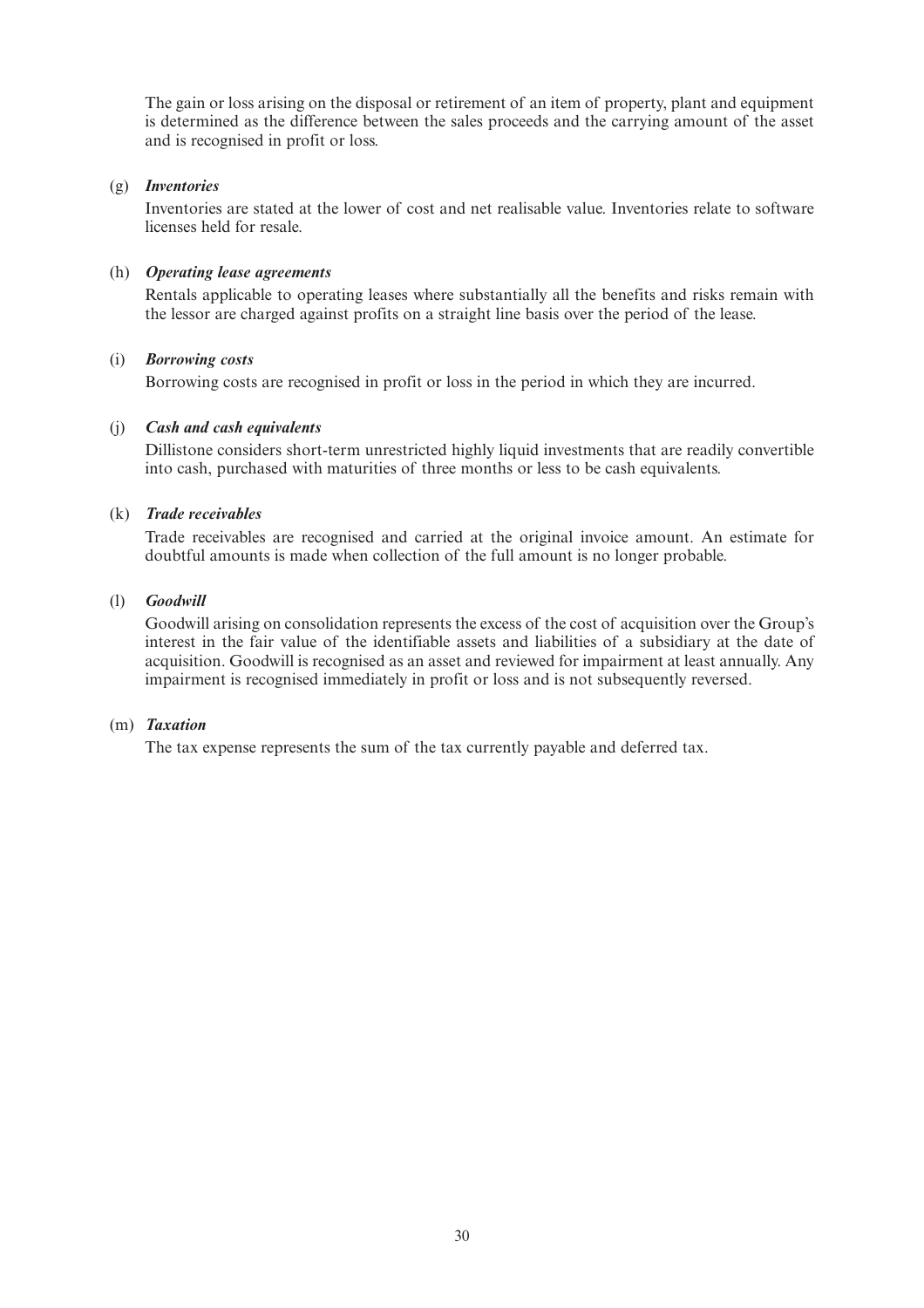The gain or loss arising on the disposal or retirement of an item of property, plant and equipment is determined as the difference between the sales proceeds and the carrying amount of the asset and is recognised in profit or loss.

(g) ***Inventories***

Inventories are stated at the lower of cost and net realisable value. Inventories relate to software licenses held for resale.

(h) ***Operating lease agreements***

Rentals applicable to operating leases where substantially all the benefits and risks remain with the lessor are charged against profits on a straight line basis over the period of the lease.

(i) ***Borrowing costs***

Borrowing costs are recognised in profit or loss in the period in which they are incurred.

(j) ***Cash and cash equivalents***

Dillistone considers short-term unrestricted highly liquid investments that are readily convertible into cash, purchased with maturities of three months or less to be cash equivalents.

(k) ***Trade receivables***

Trade receivables are recognised and carried at the original invoice amount. An estimate for doubtful amounts is made when collection of the full amount is no longer probable.

(l) ***Goodwill***

Goodwill arising on consolidation represents the excess of the cost of acquisition over the Group's interest in the fair value of the identifiable assets and liabilities of a subsidiary at the date of acquisition. Goodwill is recognised as an asset and reviewed for impairment at least annually. Any impairment is recognised immediately in profit or loss and is not subsequently reversed.

(m) ***Taxation***

The tax expense represents the sum of the tax currently payable and deferred tax.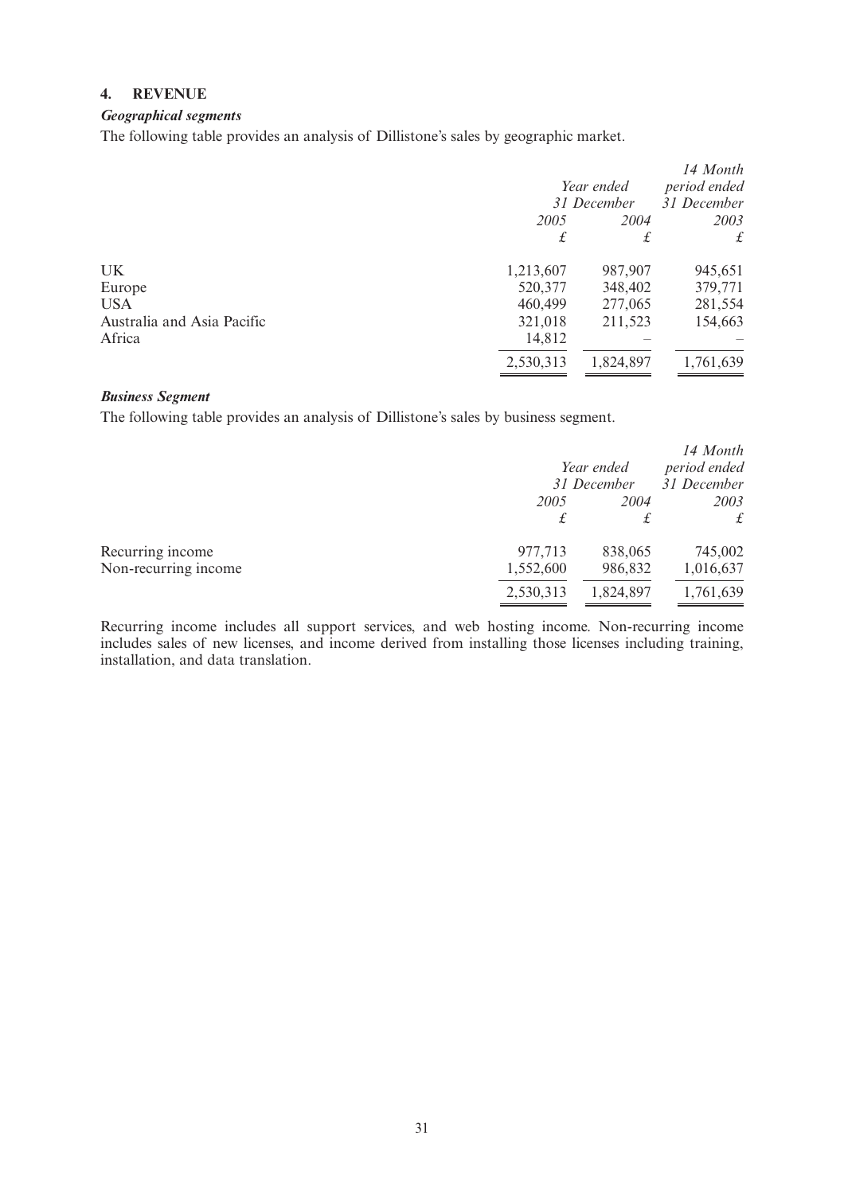## 4. REVENUE

***Geographical segments***

The following table provides an analysis of Dillistone's sales by geographic market.

| | Year ended 31 December | | 14 Month period ended 31 December |
|---|---|---|---|
| | 2005 | 2004 | 2003 |
| | £ | £ | £ |
| UK | 1,213,607 | 987,907 | 945,651 |
| Europe | 520,377 | 348,402 | 379,771 |
| USA | 460,499 | 277,065 | 281,554 |
| Australia and Asia Pacific | 321,018 | 211,523 | 154,663 |
| Africa | 14,812 | – | – |
| | 2,530,313 | 1,824,897 | 1,761,639 |

***Business Segment***

The following table provides an analysis of Dillistone's sales by business segment.

| | Year ended 31 December | | 14 Month period ended 31 December |
|---|---|---|---|
| | 2005 | 2004 | 2003 |
| | £ | £ | £ |
| Recurring income | 977,713 | 838,065 | 745,002 |
| Non-recurring income | 1,552,600 | 986,832 | 1,016,637 |
| | 2,530,313 | 1,824,897 | 1,761,639 |

Recurring income includes all support services, and web hosting income. Non-recurring income includes sales of new licenses, and income derived from installing those licenses including training, installation, and data translation.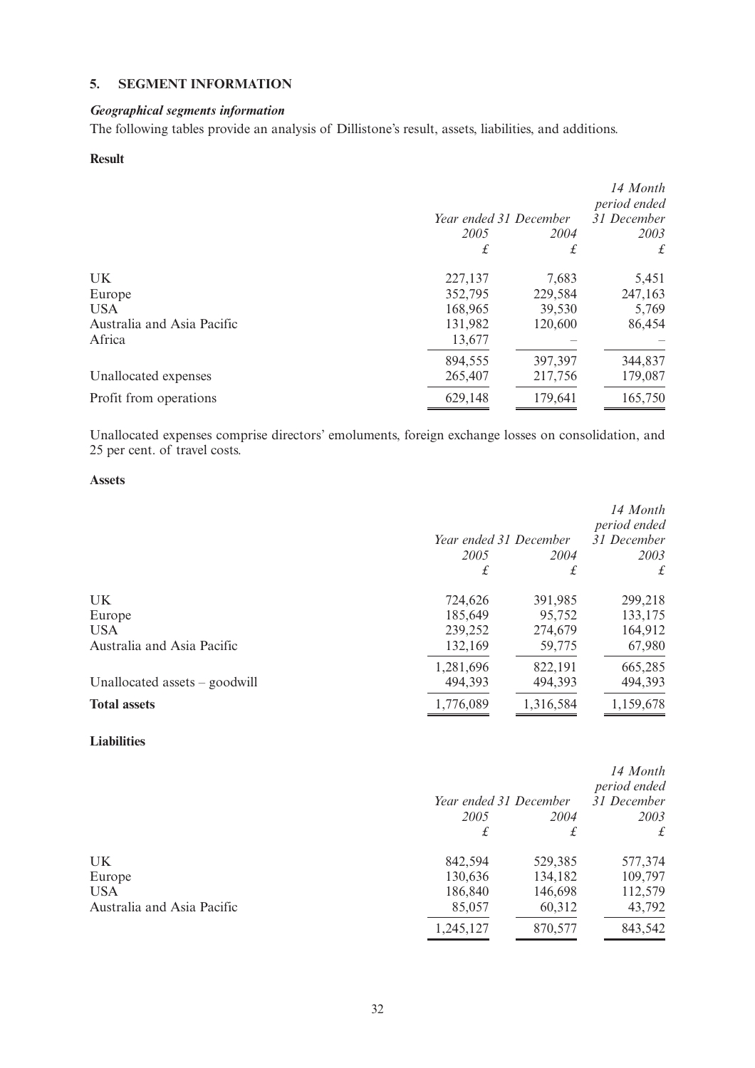## 5. SEGMENT INFORMATION

### *Geographical segments information*

The following tables provide an analysis of Dillistone's result, assets, liabilities, and additions.

**Result**

| | *Year ended 31 December* *2005* £ | *2004* £ | *14 Month period ended 31 December 2003* £ |
|---|---|---|---|
| UK | 227,137 | 7,683 | 5,451 |
| Europe | 352,795 | 229,584 | 247,163 |
| USA | 168,965 | 39,530 | 5,769 |
| Australia and Asia Pacific | 131,982 | 120,600 | 86,454 |
| Africa | 13,677 | – | – |
| | 894,555 | 397,397 | 344,837 |
| Unallocated expenses | 265,407 | 217,756 | 179,087 |
| Profit from operations | 629,148 | 179,641 | 165,750 |

Unallocated expenses comprise directors' emoluments, foreign exchange losses on consolidation, and 25 per cent. of travel costs.

**Assets**

| | *Year ended 31 December* *2005* £ | *2004* £ | *14 Month period ended 31 December 2003* £ |
|---|---|---|---|
| UK | 724,626 | 391,985 | 299,218 |
| Europe | 185,649 | 95,752 | 133,175 |
| USA | 239,252 | 274,679 | 164,912 |
| Australia and Asia Pacific | 132,169 | 59,775 | 67,980 |
| | 1,281,696 | 822,191 | 665,285 |
| Unallocated assets – goodwill | 494,393 | 494,393 | 494,393 |
| **Total assets** | 1,776,089 | 1,316,584 | 1,159,678 |

**Liabilities**

| | *Year ended 31 December* *2005* £ | *2004* £ | *14 Month period ended 31 December 2003* £ |
|---|---|---|---|
| UK | 842,594 | 529,385 | 577,374 |
| Europe | 130,636 | 134,182 | 109,797 |
| USA | 186,840 | 146,698 | 112,579 |
| Australia and Asia Pacific | 85,057 | 60,312 | 43,792 |
| | 1,245,127 | 870,577 | 843,542 |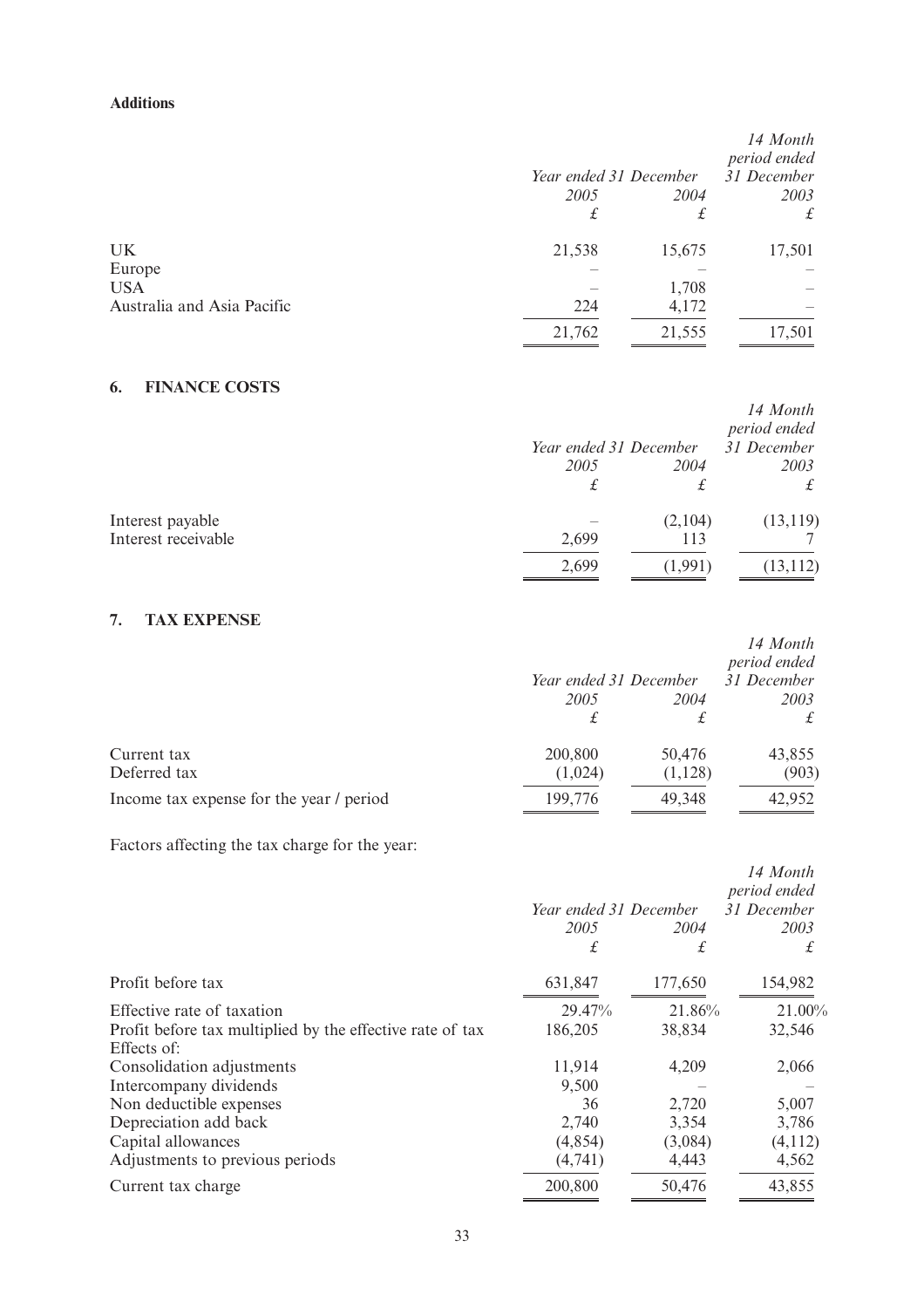**Additions**

| | Year ended 31 December | | 14 Month period ended 31 December |
|---|---|---|---|
| | *2005* | *2004* | *2003* |
| | *£* | *£* | *£* |
| UK | 21,538 | 15,675 | 17,501 |
| Europe | – | – | – |
| USA | – | 1,708 | – |
| Australia and Asia Pacific | 224 | 4,172 | – |
| | 21,762 | 21,555 | 17,501 |

## 6. FINANCE COSTS

| | Year ended 31 December | | 14 Month period ended 31 December |
|---|---|---|---|
| | *2005* | *2004* | *2003* |
| | *£* | *£* | *£* |
| Interest payable | – | (2,104) | (13,119) |
| Interest receivable | 2,699 | 113 | 7 |
| | 2,699 | (1,991) | (13,112) |

## 7. TAX EXPENSE

| | Year ended 31 December | | 14 Month period ended 31 December |
|---|---|---|---|
| | *2005* | *2004* | *2003* |
| | *£* | *£* | *£* |
| Current tax | 200,800 | 50,476 | 43,855 |
| Deferred tax | (1,024) | (1,128) | (903) |
| Income tax expense for the year / period | 199,776 | 49,348 | 42,952 |

Factors affecting the tax charge for the year:

| | Year ended 31 December | | 14 Month period ended 31 December |
|---|---|---|---|
| | *2005* | *2004* | *2003* |
| | *£* | *£* | *£* |
| Profit before tax | 631,847 | 177,650 | 154,982 |
| Effective rate of taxation | 29.47% | 21.86% | 21.00% |
| Profit before tax multiplied by the effective rate of tax | 186,205 | 38,834 | 32,546 |
| Effects of: | | | |
| Consolidation adjustments | 11,914 | 4,209 | 2,066 |
| Intercompany dividends | 9,500 | – | – |
| Non deductible expenses | 36 | 2,720 | 5,007 |
| Depreciation add back | 2,740 | 3,354 | 3,786 |
| Capital allowances | (4,854) | (3,084) | (4,112) |
| Adjustments to previous periods | (4,741) | 4,443 | 4,562 |
| Current tax charge | 200,800 | 50,476 | 43,855 |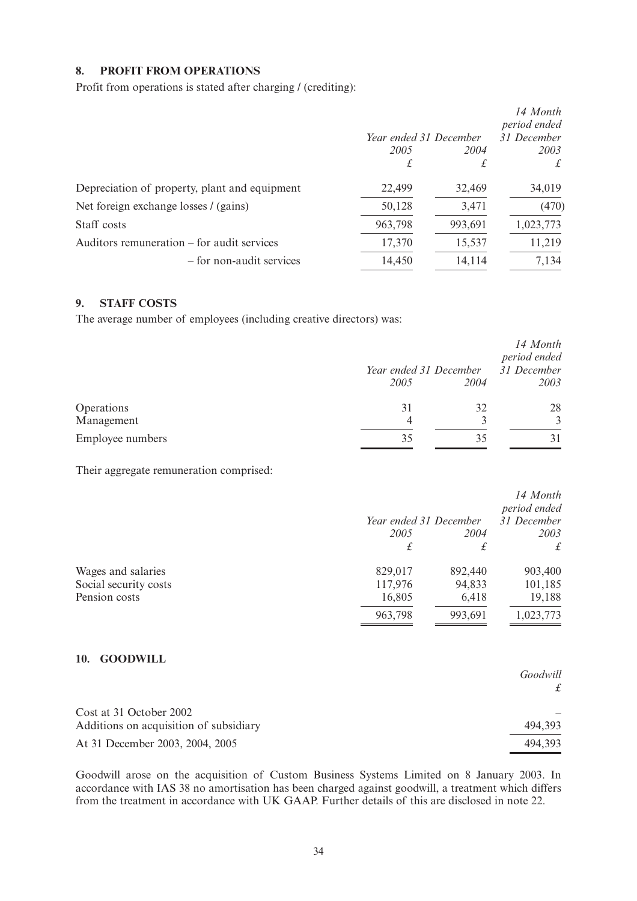## 8. PROFIT FROM OPERATIONS

Profit from operations is stated after charging / (crediting):

| | *Year ended 31 December* | | *14 Month period ended 31 December* |
|---|---|---|---|
| | *2005* | *2004* | *2003* |
| | *£* | *£* | *£* |
| Depreciation of property, plant and equipment | 22,499 | 32,469 | 34,019 |
| Net foreign exchange losses / (gains) | 50,128 | 3,471 | (470) |
| Staff costs | 963,798 | 993,691 | 1,023,773 |
| Auditors remuneration – for audit services | 17,370 | 15,537 | 11,219 |
| – for non-audit services | 14,450 | 14,114 | 7,134 |

## 9. STAFF COSTS

The average number of employees (including creative directors) was:

| | *Year ended 31 December* | | *14 Month period ended 31 December* |
|---|---|---|---|
| | *2005* | *2004* | *2003* |
| Operations | 31 | 32 | 28 |
| Management | 4 | 3 | 3 |
| Employee numbers | 35 | 35 | 31 |

Their aggregate remuneration comprised:

| | *Year ended 31 December* | | *14 Month period ended 31 December* |
|---|---|---|---|
| | *2005* | *2004* | *2003* |
| | *£* | *£* | *£* |
| Wages and salaries | 829,017 | 892,440 | 903,400 |
| Social security costs | 117,976 | 94,833 | 101,185 |
| Pension costs | 16,805 | 6,418 | 19,188 |
| | 963,798 | 993,691 | 1,023,773 |

## 10. GOODWILL

| | *Goodwill* |
|---|---|
| | *£* |
| Cost at 31 October 2002 | – |
| Additions on acquisition of subsidiary | 494,393 |
| At 31 December 2003, 2004, 2005 | 494,393 |

Goodwill arose on the acquisition of Custom Business Systems Limited on 8 January 2003. In accordance with IAS 38 no amortisation has been charged against goodwill, a treatment which differs from the treatment in accordance with UK GAAP. Further details of this are disclosed in note 22.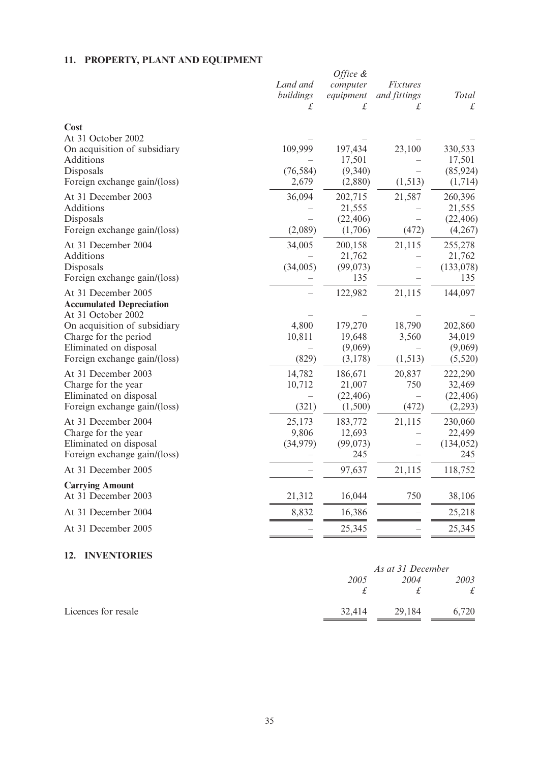## 11. PROPERTY, PLANT AND EQUIPMENT

| | *Land and buildings* £ | *Office & computer equipment* £ | *Fixtures and fittings* £ | *Total* £ |
|---|---|---|---|---|
| **Cost** | | | | |
| At 31 October 2002 | – | – | – | – |
| On acquisition of subsidiary | 109,999 | 197,434 | 23,100 | 330,533 |
| Additions | – | 17,501 | – | 17,501 |
| Disposals | (76,584) | (9,340) | – | (85,924) |
| Foreign exchange gain/(loss) | 2,679 | (2,880) | (1,513) | (1,714) |
| At 31 December 2003 | 36,094 | 202,715 | 21,587 | 260,396 |
| Additions | – | 21,555 | – | 21,555 |
| Disposals | – | (22,406) | – | (22,406) |
| Foreign exchange gain/(loss) | (2,089) | (1,706) | (472) | (4,267) |
| At 31 December 2004 | 34,005 | 200,158 | 21,115 | 255,278 |
| Additions | – | 21,762 | – | 21,762 |
| Disposals | (34,005) | (99,073) | – | (133,078) |
| Foreign exchange gain/(loss) | – | 135 | – | 135 |
| At 31 December 2005 | – | 122,982 | 21,115 | 144,097 |
| **Accumulated Depreciation** | | | | |
| At 31 October 2002 | – | – | – | – |
| On acquisition of subsidiary | 4,800 | 179,270 | 18,790 | 202,860 |
| Charge for the period | 10,811 | 19,648 | 3,560 | 34,019 |
| Eliminated on disposal | – | (9,069) | – | (9,069) |
| Foreign exchange gain/(loss) | (829) | (3,178) | (1,513) | (5,520) |
| At 31 December 2003 | 14,782 | 186,671 | 20,837 | 222,290 |
| Charge for the year | 10,712 | 21,007 | 750 | 32,469 |
| Eliminated on disposal | – | (22,406) | – | (22,406) |
| Foreign exchange gain/(loss) | (321) | (1,500) | (472) | (2,293) |
| At 31 December 2004 | 25,173 | 183,772 | 21,115 | 230,060 |
| Charge for the year | 9,806 | 12,693 | – | 22,499 |
| Eliminated on disposal | (34,979) | (99,073) | – | (134,052) |
| Foreign exchange gain/(loss) | – | 245 | – | 245 |
| At 31 December 2005 | – | 97,637 | 21,115 | 118,752 |
| **Carrying Amount** | | | | |
| At 31 December 2003 | 21,312 | 16,044 | 750 | 38,106 |
| At 31 December 2004 | 8,832 | 16,386 | – | 25,218 |
| At 31 December 2005 | – | 25,345 | – | 25,345 |

## 12. INVENTORIES

| | *As at 31 December* | | |
|---|---|---|---|
| | *2005* £ | *2004* £ | *2003* £ |
| Licences for resale | 32,414 | 29,184 | 6,720 |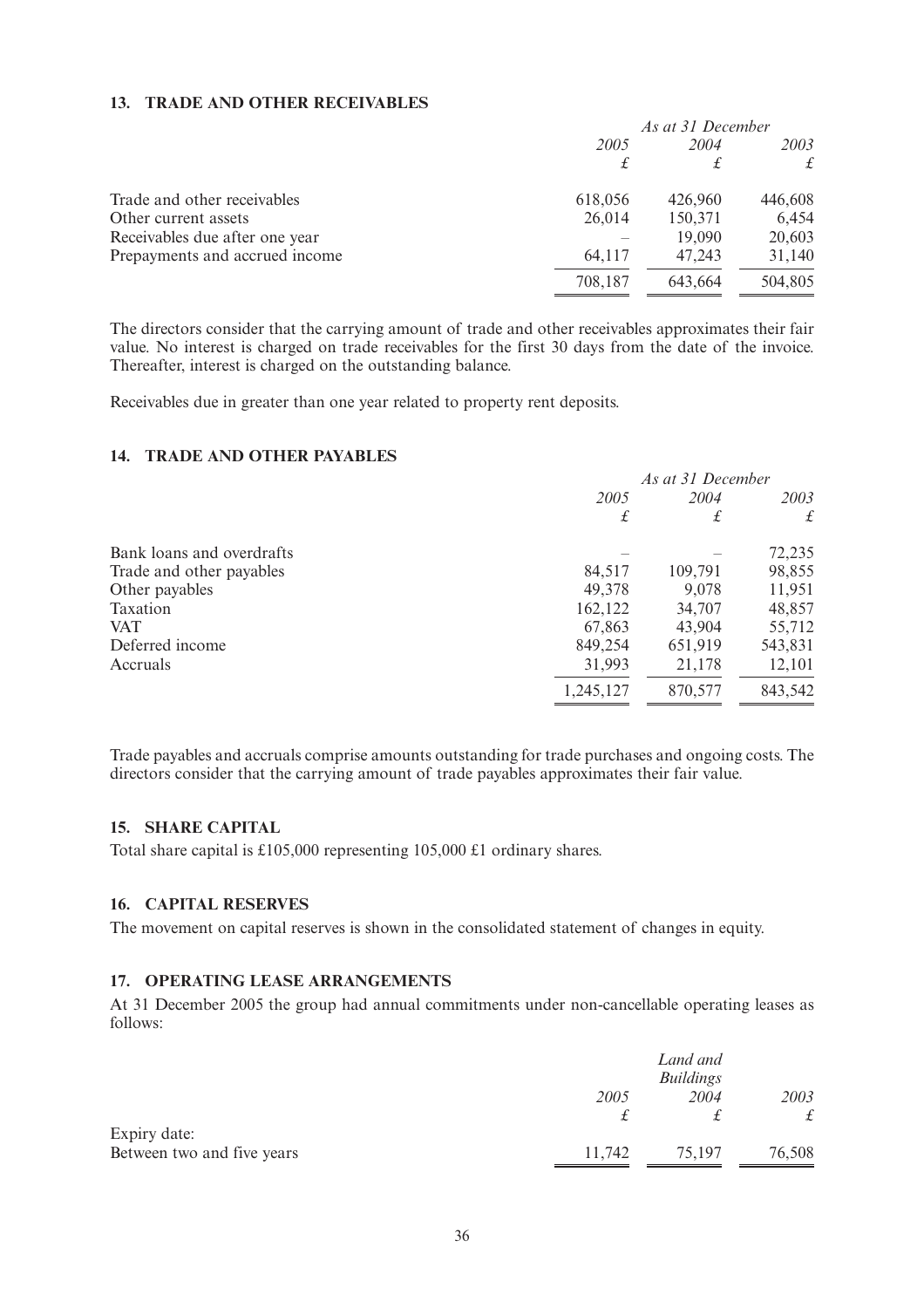## 13. TRADE AND OTHER RECEIVABLES

| | *As at 31 December* | | |
|---|---|---|---|
| | *2005* | *2004* | *2003* |
| | *£* | *£* | *£* |
| Trade and other receivables | 618,056 | 426,960 | 446,608 |
| Other current assets | 26,014 | 150,371 | 6,454 |
| Receivables due after one year | – | 19,090 | 20,603 |
| Prepayments and accrued income | 64,117 | 47,243 | 31,140 |
| | 708,187 | 643,664 | 504,805 |

The directors consider that the carrying amount of trade and other receivables approximates their fair value. No interest is charged on trade receivables for the first 30 days from the date of the invoice. Thereafter, interest is charged on the outstanding balance.

Receivables due in greater than one year related to property rent deposits.

## 14. TRADE AND OTHER PAYABLES

| | *As at 31 December* | | |
|---|---|---|---|
| | *2005* | *2004* | *2003* |
| | *£* | *£* | *£* |
| Bank loans and overdrafts | – | – | 72,235 |
| Trade and other payables | 84,517 | 109,791 | 98,855 |
| Other payables | 49,378 | 9,078 | 11,951 |
| Taxation | 162,122 | 34,707 | 48,857 |
| VAT | 67,863 | 43,904 | 55,712 |
| Deferred income | 849,254 | 651,919 | 543,831 |
| Accruals | 31,993 | 21,178 | 12,101 |
| | 1,245,127 | 870,577 | 843,542 |

Trade payables and accruals comprise amounts outstanding for trade purchases and ongoing costs. The directors consider that the carrying amount of trade payables approximates their fair value.

## 15. SHARE CAPITAL

Total share capital is £105,000 representing 105,000 £1 ordinary shares.

## 16. CAPITAL RESERVES

The movement on capital reserves is shown in the consolidated statement of changes in equity.

## 17. OPERATING LEASE ARRANGEMENTS

At 31 December 2005 the group had annual commitments under non-cancellable operating leases as follows:

| | | *Land and Buildings* | |
|---|---|---|---|
| | *2005* | *2004* | *2003* |
| | *£* | *£* | *£* |
| Expiry date: | | | |
| Between two and five years | 11,742 | 75,197 | 76,508 |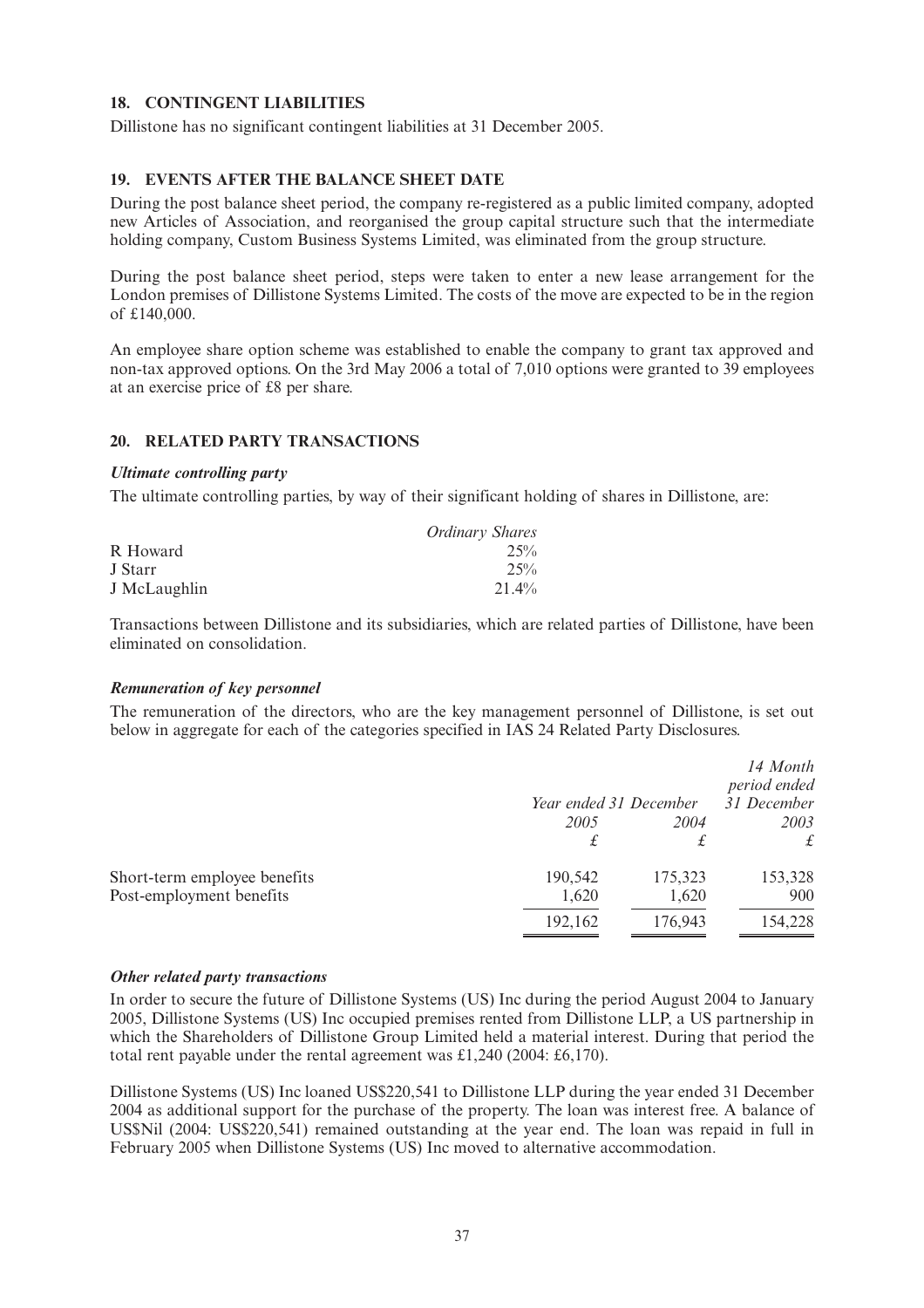## 18. CONTINGENT LIABILITIES

Dillistone has no significant contingent liabilities at 31 December 2005.

## 19. EVENTS AFTER THE BALANCE SHEET DATE

During the post balance sheet period, the company re-registered as a public limited company, adopted new Articles of Association, and reorganised the group capital structure such that the intermediate holding company, Custom Business Systems Limited, was eliminated from the group structure.

During the post balance sheet period, steps were taken to enter a new lease arrangement for the London premises of Dillistone Systems Limited. The costs of the move are expected to be in the region of £140,000.

An employee share option scheme was established to enable the company to grant tax approved and non-tax approved options. On the 3rd May 2006 a total of 7,010 options were granted to 39 employees at an exercise price of £8 per share.

## 20. RELATED PARTY TRANSACTIONS

### *Ultimate controlling party*

The ultimate controlling parties, by way of their significant holding of shares in Dillistone, are:

| | *Ordinary Shares* |
|---|---|
| R Howard | 25% |
| J Starr | 25% |
| J McLaughlin | 21.4% |

Transactions between Dillistone and its subsidiaries, which are related parties of Dillistone, have been eliminated on consolidation.

### *Remuneration of key personnel*

The remuneration of the directors, who are the key management personnel of Dillistone, is set out below in aggregate for each of the categories specified in IAS 24 Related Party Disclosures.

| | *Year ended 31 December* | | *14 Month period ended 31 December* |
|---|---|---|---|
| | *2005* | *2004* | *2003* |
| | £ | £ | £ |
| Short-term employee benefits | 190,542 | 175,323 | 153,328 |
| Post-employment benefits | 1,620 | 1,620 | 900 |
| | 192,162 | 176,943 | 154,228 |

### *Other related party transactions*

In order to secure the future of Dillistone Systems (US) Inc during the period August 2004 to January 2005, Dillistone Systems (US) Inc occupied premises rented from Dillistone LLP, a US partnership in which the Shareholders of Dillistone Group Limited held a material interest. During that period the total rent payable under the rental agreement was £1,240 (2004: £6,170).

Dillistone Systems (US) Inc loaned US$220,541 to Dillistone LLP during the year ended 31 December 2004 as additional support for the purchase of the property. The loan was interest free. A balance of US$Nil (2004: US$220,541) remained outstanding at the year end. The loan was repaid in full in February 2005 when Dillistone Systems (US) Inc moved to alternative accommodation.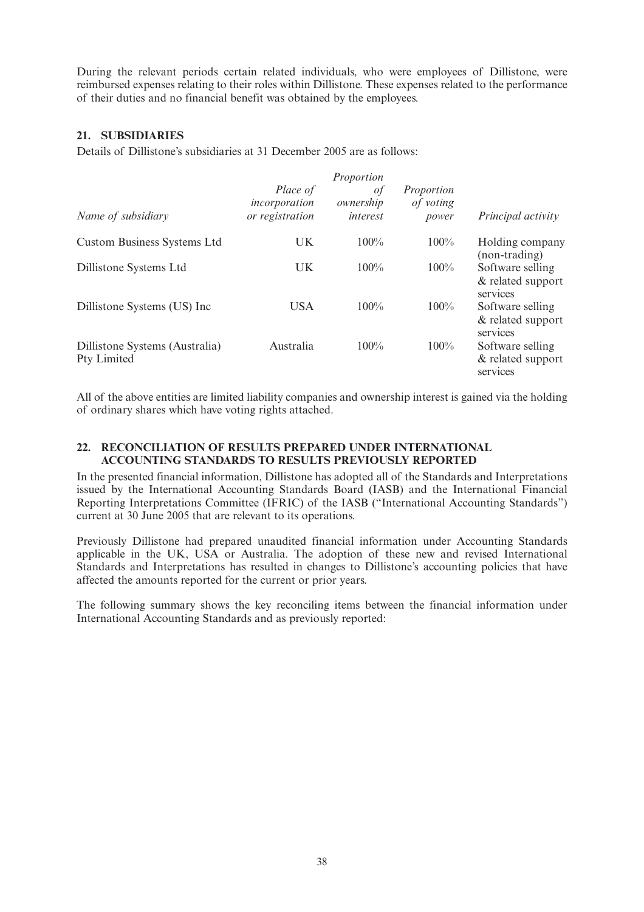During the relevant periods certain related individuals, who were employees of Dillistone, were reimbursed expenses relating to their roles within Dillistone. These expenses related to the performance of their duties and no financial benefit was obtained by the employees.

## 21. SUBSIDIARIES

Details of Dillistone's subsidiaries at 31 December 2005 are as follows:

| *Name of subsidiary* | *Place of incorporation or registration* | *Proportion of ownership interest* | *Proportion of voting power* | *Principal activity* |
|---|---|---|---|---|
| Custom Business Systems Ltd | UK | 100% | 100% | Holding company (non-trading) |
| Dillistone Systems Ltd | UK | 100% | 100% | Software selling & related support services |
| Dillistone Systems (US) Inc | USA | 100% | 100% | Software selling & related support services |
| Dillistone Systems (Australia) Pty Limited | Australia | 100% | 100% | Software selling & related support services |

All of the above entities are limited liability companies and ownership interest is gained via the holding of ordinary shares which have voting rights attached.

## 22. RECONCILIATION OF RESULTS PREPARED UNDER INTERNATIONAL ACCOUNTING STANDARDS TO RESULTS PREVIOUSLY REPORTED

In the presented financial information, Dillistone has adopted all of the Standards and Interpretations issued by the International Accounting Standards Board (IASB) and the International Financial Reporting Interpretations Committee (IFRIC) of the IASB ("International Accounting Standards") current at 30 June 2005 that are relevant to its operations.

Previously Dillistone had prepared unaudited financial information under Accounting Standards applicable in the UK, USA or Australia. The adoption of these new and revised International Standards and Interpretations has resulted in changes to Dillistone's accounting policies that have affected the amounts reported for the current or prior years.

The following summary shows the key reconciling items between the financial information under International Accounting Standards and as previously reported: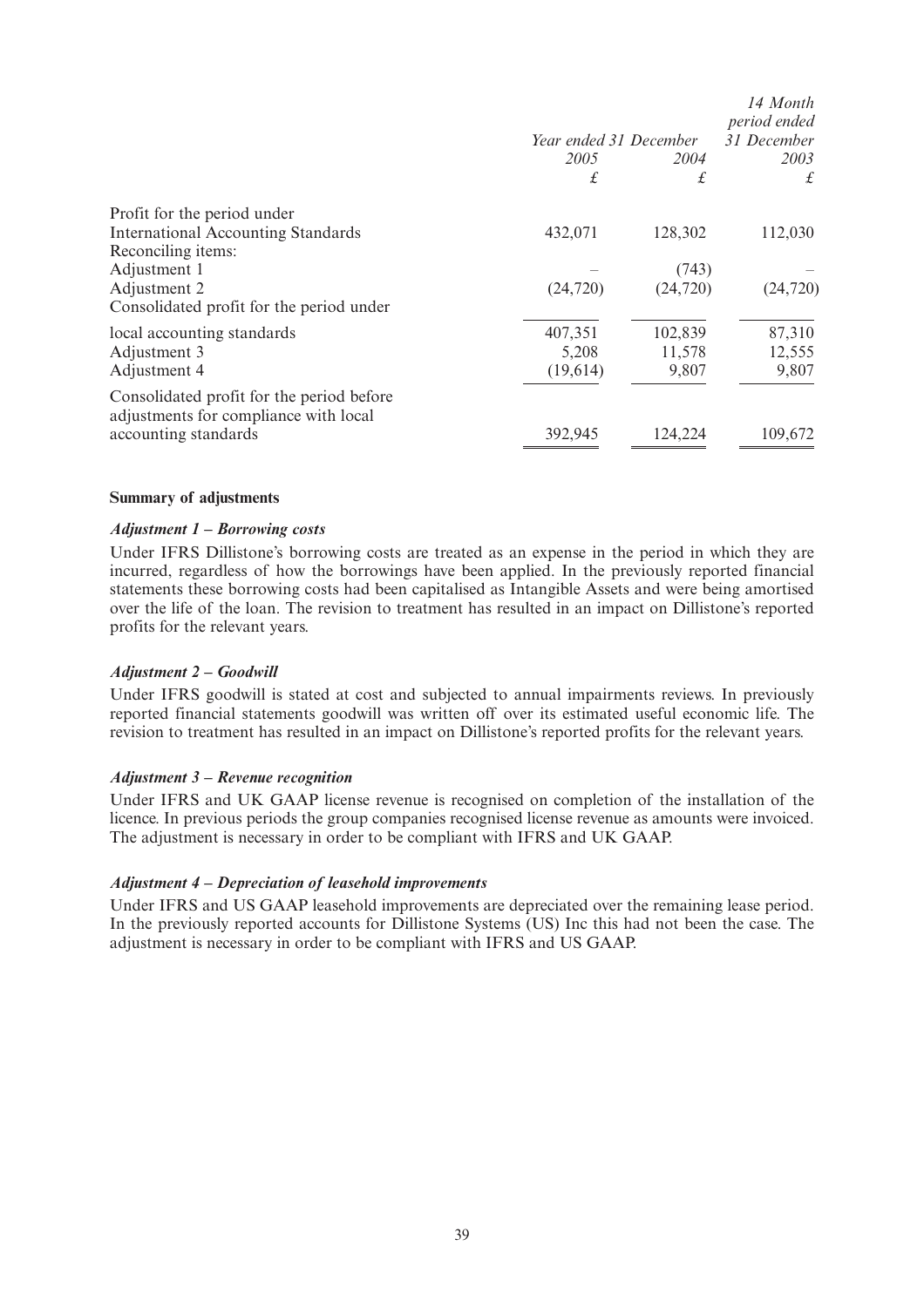| | Year ended 31 December | | 14 Month period ended 31 December |
|---|---|---|---|
| | 2005 | 2004 | 2003 |
| | £ | £ | £ |
| Profit for the period under International Accounting Standards | 432,071 | 128,302 | 112,030 |
| Reconciling items: | | | |
| Adjustment 1 | – | (743) | – |
| Adjustment 2 | (24,720) | (24,720) | (24,720) |
| Consolidated profit for the period under local accounting standards | 407,351 | 102,839 | 87,310 |
| Adjustment 3 | 5,208 | 11,578 | 12,555 |
| Adjustment 4 | (19,614) | 9,807 | 9,807 |
| Consolidated profit for the period before adjustments for compliance with local accounting standards | 392,945 | 124,224 | 109,672 |

**Summary of adjustments**

***Adjustment 1 – Borrowing costs***

Under IFRS Dillistone's borrowing costs are treated as an expense in the period in which they are incurred, regardless of how the borrowings have been applied. In the previously reported financial statements these borrowing costs had been capitalised as Intangible Assets and were being amortised over the life of the loan. The revision to treatment has resulted in an impact on Dillistone's reported profits for the relevant years.

***Adjustment 2 – Goodwill***

Under IFRS goodwill is stated at cost and subjected to annual impairments reviews. In previously reported financial statements goodwill was written off over its estimated useful economic life. The revision to treatment has resulted in an impact on Dillistone's reported profits for the relevant years.

***Adjustment 3 – Revenue recognition***

Under IFRS and UK GAAP license revenue is recognised on completion of the installation of the licence. In previous periods the group companies recognised license revenue as amounts were invoiced. The adjustment is necessary in order to be compliant with IFRS and UK GAAP.

***Adjustment 4 – Depreciation of leasehold improvements***

Under IFRS and US GAAP leasehold improvements are depreciated over the remaining lease period. In the previously reported accounts for Dillistone Systems (US) Inc this had not been the case. The adjustment is necessary in order to be compliant with IFRS and US GAAP.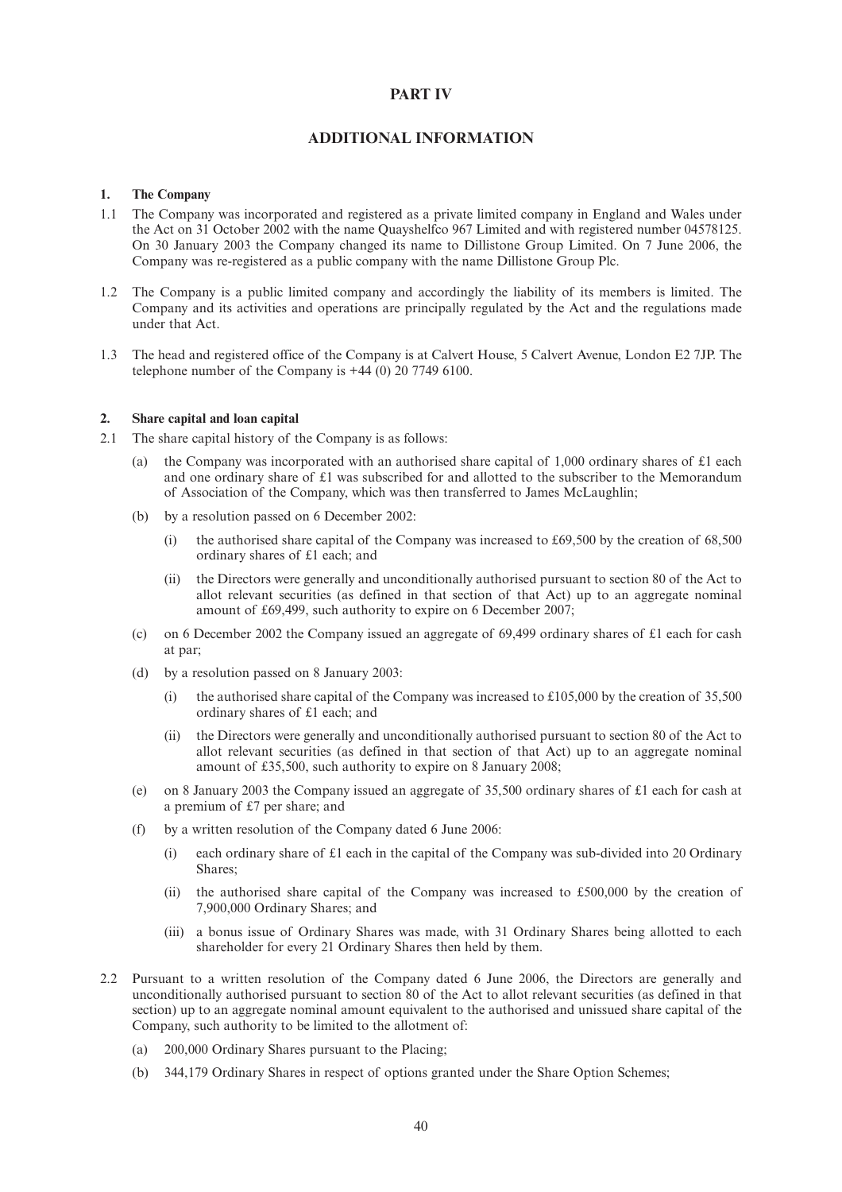# PART IV

## ADDITIONAL INFORMATION

### 1. The Company

1.1 The Company was incorporated and registered as a private limited company in England and Wales under the Act on 31 October 2002 with the name Quayshelfco 967 Limited and with registered number 04578125. On 30 January 2003 the Company changed its name to Dillistone Group Limited. On 7 June 2006, the Company was re-registered as a public company with the name Dillistone Group Plc.

1.2 The Company is a public limited company and accordingly the liability of its members is limited. The Company and its activities and operations are principally regulated by the Act and the regulations made under that Act.

1.3 The head and registered office of the Company is at Calvert House, 5 Calvert Avenue, London E2 7JP. The telephone number of the Company is +44 (0) 20 7749 6100.

### 2. Share capital and loan capital

2.1 The share capital history of the Company is as follows:

(a) the Company was incorporated with an authorised share capital of 1,000 ordinary shares of £1 each and one ordinary share of £1 was subscribed for and allotted to the subscriber to the Memorandum of Association of the Company, which was then transferred to James McLaughlin;

(b) by a resolution passed on 6 December 2002:

(i) the authorised share capital of the Company was increased to £69,500 by the creation of 68,500 ordinary shares of £1 each; and

(ii) the Directors were generally and unconditionally authorised pursuant to section 80 of the Act to allot relevant securities (as defined in that section of that Act) up to an aggregate nominal amount of £69,499, such authority to expire on 6 December 2007;

(c) on 6 December 2002 the Company issued an aggregate of 69,499 ordinary shares of £1 each for cash at par;

(d) by a resolution passed on 8 January 2003:

(i) the authorised share capital of the Company was increased to £105,000 by the creation of 35,500 ordinary shares of £1 each; and

(ii) the Directors were generally and unconditionally authorised pursuant to section 80 of the Act to allot relevant securities (as defined in that section of that Act) up to an aggregate nominal amount of £35,500, such authority to expire on 8 January 2008;

(e) on 8 January 2003 the Company issued an aggregate of 35,500 ordinary shares of £1 each for cash at a premium of £7 per share; and

(f) by a written resolution of the Company dated 6 June 2006:

(i) each ordinary share of £1 each in the capital of the Company was sub-divided into 20 Ordinary Shares;

(ii) the authorised share capital of the Company was increased to £500,000 by the creation of 7,900,000 Ordinary Shares; and

(iii) a bonus issue of Ordinary Shares was made, with 31 Ordinary Shares being allotted to each shareholder for every 21 Ordinary Shares then held by them.

2.2 Pursuant to a written resolution of the Company dated 6 June 2006, the Directors are generally and unconditionally authorised pursuant to section 80 of the Act to allot relevant securities (as defined in that section) up to an aggregate nominal amount equivalent to the authorised and unissued share capital of the Company, such authority to be limited to the allotment of:

(a) 200,000 Ordinary Shares pursuant to the Placing;

(b) 344,179 Ordinary Shares in respect of options granted under the Share Option Schemes;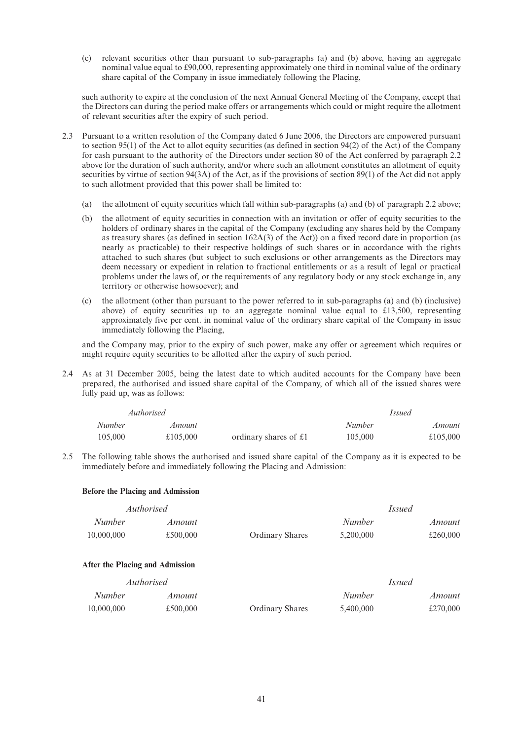(c) relevant securities other than pursuant to sub-paragraphs (a) and (b) above, having an aggregate nominal value equal to £90,000, representing approximately one third in nominal value of the ordinary share capital of the Company in issue immediately following the Placing,

such authority to expire at the conclusion of the next Annual General Meeting of the Company, except that the Directors can during the period make offers or arrangements which could or might require the allotment of relevant securities after the expiry of such period.

2.3 Pursuant to a written resolution of the Company dated 6 June 2006, the Directors are empowered pursuant to section 95(1) of the Act to allot equity securities (as defined in section 94(2) of the Act) of the Company for cash pursuant to the authority of the Directors under section 80 of the Act conferred by paragraph 2.2 above for the duration of such authority, and/or where such an allotment constitutes an allotment of equity securities by virtue of section 94(3A) of the Act, as if the provisions of section 89(1) of the Act did not apply to such allotment provided that this power shall be limited to:

(a) the allotment of equity securities which fall within sub-paragraphs (a) and (b) of paragraph 2.2 above;

(b) the allotment of equity securities in connection with an invitation or offer of equity securities to the holders of ordinary shares in the capital of the Company (excluding any shares held by the Company as treasury shares (as defined in section 162A(3) of the Act)) on a fixed record date in proportion (as nearly as practicable) to their respective holdings of such shares or in accordance with the rights attached to such shares (but subject to such exclusions or other arrangements as the Directors may deem necessary or expedient in relation to fractional entitlements or as a result of legal or practical problems under the laws of, or the requirements of any regulatory body or any stock exchange in, any territory or otherwise howsoever); and

(c) the allotment (other than pursuant to the power referred to in sub-paragraphs (a) and (b) (inclusive) above) of equity securities up to an aggregate nominal value equal to £13,500, representing approximately five per cent. in nominal value of the ordinary share capital of the Company in issue immediately following the Placing,

and the Company may, prior to the expiry of such power, make any offer or agreement which requires or might require equity securities to be allotted after the expiry of such period.

2.4 As at 31 December 2005, being the latest date to which audited accounts for the Company have been prepared, the authorised and issued share capital of the Company, of which all of the issued shares were fully paid up, was as follows:

| *Authorised* | | | *Issued* | |
|---|---|---|---|---|
| *Number* | *Amount* | | *Number* | *Amount* |
| 105,000 | £105,000 | ordinary shares of £1 | 105,000 | £105,000 |

2.5 The following table shows the authorised and issued share capital of the Company as it is expected to be immediately before and immediately following the Placing and Admission:

**Before the Placing and Admission**

| *Authorised* | | | *Issued* | |
|---|---|---|---|---|
| *Number* | *Amount* | | *Number* | *Amount* |
| 10,000,000 | £500,000 | Ordinary Shares | 5,200,000 | £260,000 |

**After the Placing and Admission**

| *Authorised* | | | *Issued* | |
|---|---|---|---|---|
| *Number* | *Amount* | | *Number* | *Amount* |
| 10,000,000 | £500,000 | Ordinary Shares | 5,400,000 | £270,000 |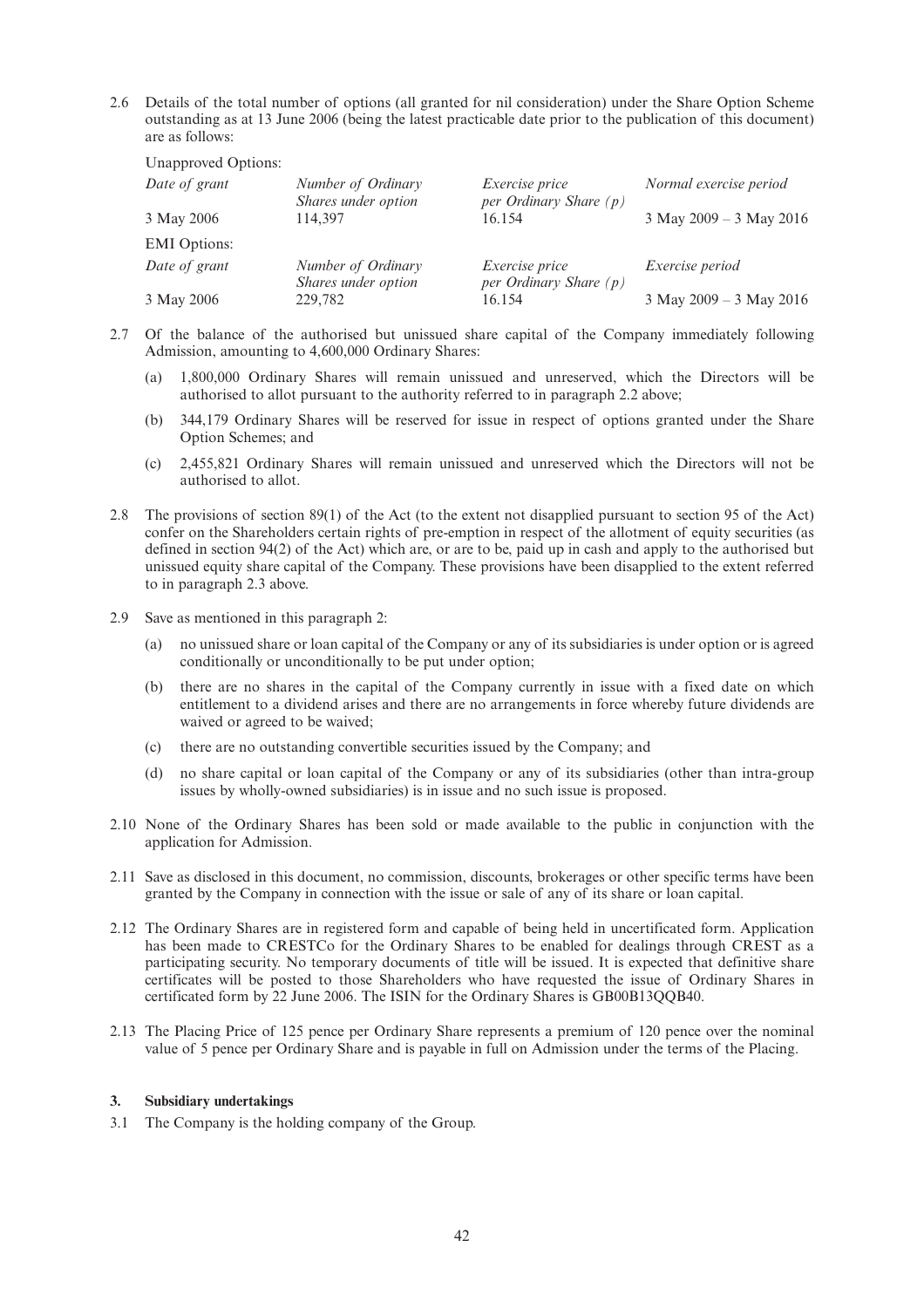2.6 Details of the total number of options (all granted for nil consideration) under the Share Option Scheme outstanding as at 13 June 2006 (being the latest practicable date prior to the publication of this document) are as follows:

Unapproved Options:

| *Date of grant* | *Number of Ordinary Shares under option* | *Exercise price per Ordinary Share (p)* | *Normal exercise period* |
|---|---|---|---|
| 3 May 2006 | 114,397 | 16.154 | 3 May 2009 – 3 May 2016 |

EMI Options:

| *Date of grant* | *Number of Ordinary Shares under option* | *Exercise price per Ordinary Share (p)* | *Exercise period* |
|---|---|---|---|
| 3 May 2006 | 229,782 | 16.154 | 3 May 2009 – 3 May 2016 |

2.7 Of the balance of the authorised but unissued share capital of the Company immediately following Admission, amounting to 4,600,000 Ordinary Shares:

(a) 1,800,000 Ordinary Shares will remain unissued and unreserved, which the Directors will be authorised to allot pursuant to the authority referred to in paragraph 2.2 above;

(b) 344,179 Ordinary Shares will be reserved for issue in respect of options granted under the Share Option Schemes; and

(c) 2,455,821 Ordinary Shares will remain unissued and unreserved which the Directors will not be authorised to allot.

2.8 The provisions of section 89(1) of the Act (to the extent not disapplied pursuant to section 95 of the Act) confer on the Shareholders certain rights of pre-emption in respect of the allotment of equity securities (as defined in section 94(2) of the Act) which are, or are to be, paid up in cash and apply to the authorised but unissued equity share capital of the Company. These provisions have been disapplied to the extent referred to in paragraph 2.3 above.

2.9 Save as mentioned in this paragraph 2:

(a) no unissued share or loan capital of the Company or any of its subsidiaries is under option or is agreed conditionally or unconditionally to be put under option;

(b) there are no shares in the capital of the Company currently in issue with a fixed date on which entitlement to a dividend arises and there are no arrangements in force whereby future dividends are waived or agreed to be waived;

(c) there are no outstanding convertible securities issued by the Company; and

(d) no share capital or loan capital of the Company or any of its subsidiaries (other than intra-group issues by wholly-owned subsidiaries) is in issue and no such issue is proposed.

2.10 None of the Ordinary Shares has been sold or made available to the public in conjunction with the application for Admission.

2.11 Save as disclosed in this document, no commission, discounts, brokerages or other specific terms have been granted by the Company in connection with the issue or sale of any of its share or loan capital.

2.12 The Ordinary Shares are in registered form and capable of being held in uncertificated form. Application has been made to CRESTCo for the Ordinary Shares to be enabled for dealings through CREST as a participating security. No temporary documents of title will be issued. It is expected that definitive share certificates will be posted to those Shareholders who have requested the issue of Ordinary Shares in certificated form by 22 June 2006. The ISIN for the Ordinary Shares is GB00B13QQB40.

2.13 The Placing Price of 125 pence per Ordinary Share represents a premium of 120 pence over the nominal value of 5 pence per Ordinary Share and is payable in full on Admission under the terms of the Placing.

### 3. Subsidiary undertakings

3.1 The Company is the holding company of the Group.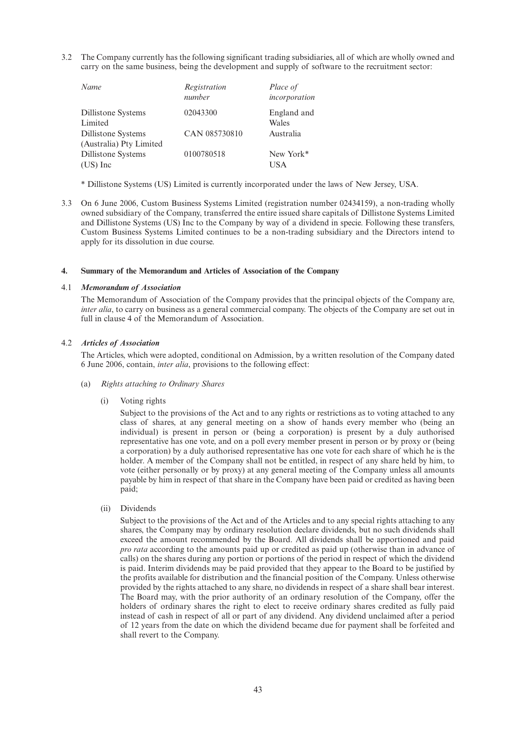3.2 The Company currently has the following significant trading subsidiaries, all of which are wholly owned and carry on the same business, being the development and supply of software to the recruitment sector:

| *Name* | *Registration number* | *Place of incorporation* |
|---|---|---|
| Dillistone Systems Limited | 02043300 | England and Wales |
| Dillistone Systems (Australia) Pty Limited | CAN 085730810 | Australia |
| Dillistone Systems (US) Inc | 0100780518 | New York* USA |

\* Dillistone Systems (US) Limited is currently incorporated under the laws of New Jersey, USA.

3.3 On 6 June 2006, Custom Business Systems Limited (registration number 02434159), a non-trading wholly owned subsidiary of the Company, transferred the entire issued share capitals of Dillistone Systems Limited and Dillistone Systems (US) Inc to the Company by way of a dividend in specie. Following these transfers, Custom Business Systems Limited continues to be a non-trading subsidiary and the Directors intend to apply for its dissolution in due course.

## 4. Summary of the Memorandum and Articles of Association of the Company

### 4.1 *Memorandum of Association*

The Memorandum of Association of the Company provides that the principal objects of the Company are, *inter alia*, to carry on business as a general commercial company. The objects of the Company are set out in full in clause 4 of the Memorandum of Association.

### 4.2 *Articles of Association*

The Articles, which were adopted, conditional on Admission, by a written resolution of the Company dated 6 June 2006, contain, *inter alia*, provisions to the following effect:

(a) *Rights attaching to Ordinary Shares*

(i) Voting rights

Subject to the provisions of the Act and to any rights or restrictions as to voting attached to any class of shares, at any general meeting on a show of hands every member who (being an individual) is present in person or (being a corporation) is present by a duly authorised representative has one vote, and on a poll every member present in person or by proxy or (being a corporation) by a duly authorised representative has one vote for each share of which he is the holder. A member of the Company shall not be entitled, in respect of any share held by him, to vote (either personally or by proxy) at any general meeting of the Company unless all amounts payable by him in respect of that share in the Company have been paid or credited as having been paid;

(ii) Dividends

Subject to the provisions of the Act and of the Articles and to any special rights attaching to any shares, the Company may by ordinary resolution declare dividends, but no such dividends shall exceed the amount recommended by the Board. All dividends shall be apportioned and paid *pro rata* according to the amounts paid up or credited as paid up (otherwise than in advance of calls) on the shares during any portion or portions of the period in respect of which the dividend is paid. Interim dividends may be paid provided that they appear to the Board to be justified by the profits available for distribution and the financial position of the Company. Unless otherwise provided by the rights attached to any share, no dividends in respect of a share shall bear interest. The Board may, with the prior authority of an ordinary resolution of the Company, offer the holders of ordinary shares the right to elect to receive ordinary shares credited as fully paid instead of cash in respect of all or part of any dividend. Any dividend unclaimed after a period of 12 years from the date on which the dividend became due for payment shall be forfeited and shall revert to the Company.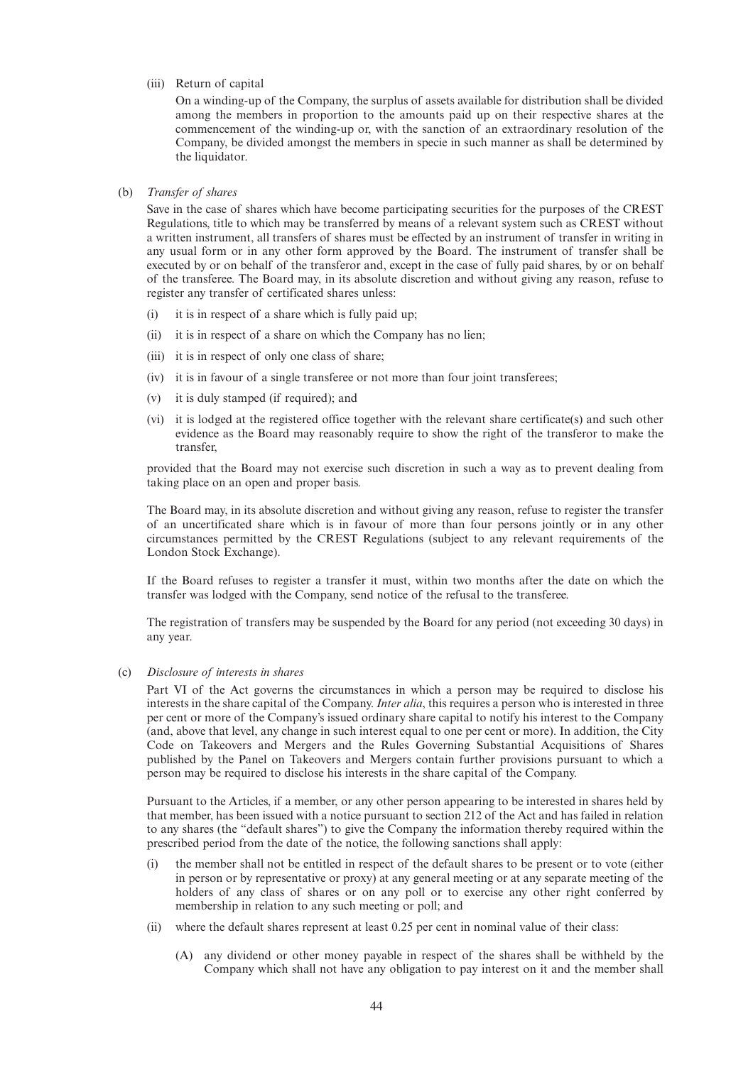(iii) Return of capital

On a winding-up of the Company, the surplus of assets available for distribution shall be divided among the members in proportion to the amounts paid up on their respective shares at the commencement of the winding-up or, with the sanction of an extraordinary resolution of the Company, be divided amongst the members in specie in such manner as shall be determined by the liquidator.

(b) *Transfer of shares*

Save in the case of shares which have become participating securities for the purposes of the CREST Regulations, title to which may be transferred by means of a relevant system such as CREST without a written instrument, all transfers of shares must be effected by an instrument of transfer in writing in any usual form or in any other form approved by the Board. The instrument of transfer shall be executed by or on behalf of the transferor and, except in the case of fully paid shares, by or on behalf of the transferee. The Board may, in its absolute discretion and without giving any reason, refuse to register any transfer of certificated shares unless:

(i) it is in respect of a share which is fully paid up;

(ii) it is in respect of a share on which the Company has no lien;

(iii) it is in respect of only one class of share;

(iv) it is in favour of a single transferee or not more than four joint transferees;

(v) it is duly stamped (if required); and

(vi) it is lodged at the registered office together with the relevant share certificate(s) and such other evidence as the Board may reasonably require to show the right of the transferor to make the transfer,

provided that the Board may not exercise such discretion in such a way as to prevent dealing from taking place on an open and proper basis.

The Board may, in its absolute discretion and without giving any reason, refuse to register the transfer of an uncertificated share which is in favour of more than four persons jointly or in any other circumstances permitted by the CREST Regulations (subject to any relevant requirements of the London Stock Exchange).

If the Board refuses to register a transfer it must, within two months after the date on which the transfer was lodged with the Company, send notice of the refusal to the transferee.

The registration of transfers may be suspended by the Board for any period (not exceeding 30 days) in any year.

(c) *Disclosure of interests in shares*

Part VI of the Act governs the circumstances in which a person may be required to disclose his interests in the share capital of the Company. *Inter alia*, this requires a person who is interested in three per cent or more of the Company's issued ordinary share capital to notify his interest to the Company (and, above that level, any change in such interest equal to one per cent or more). In addition, the City Code on Takeovers and Mergers and the Rules Governing Substantial Acquisitions of Shares published by the Panel on Takeovers and Mergers contain further provisions pursuant to which a person may be required to disclose his interests in the share capital of the Company.

Pursuant to the Articles, if a member, or any other person appearing to be interested in shares held by that member, has been issued with a notice pursuant to section 212 of the Act and has failed in relation to any shares (the "default shares") to give the Company the information thereby required within the prescribed period from the date of the notice, the following sanctions shall apply:

(i) the member shall not be entitled in respect of the default shares to be present or to vote (either in person or by representative or proxy) at any general meeting or at any separate meeting of the holders of any class of shares or on any poll or to exercise any other right conferred by membership in relation to any such meeting or poll; and

(ii) where the default shares represent at least 0.25 per cent in nominal value of their class:

   (A) any dividend or other money payable in respect of the shares shall be withheld by the Company which shall not have any obligation to pay interest on it and the member shall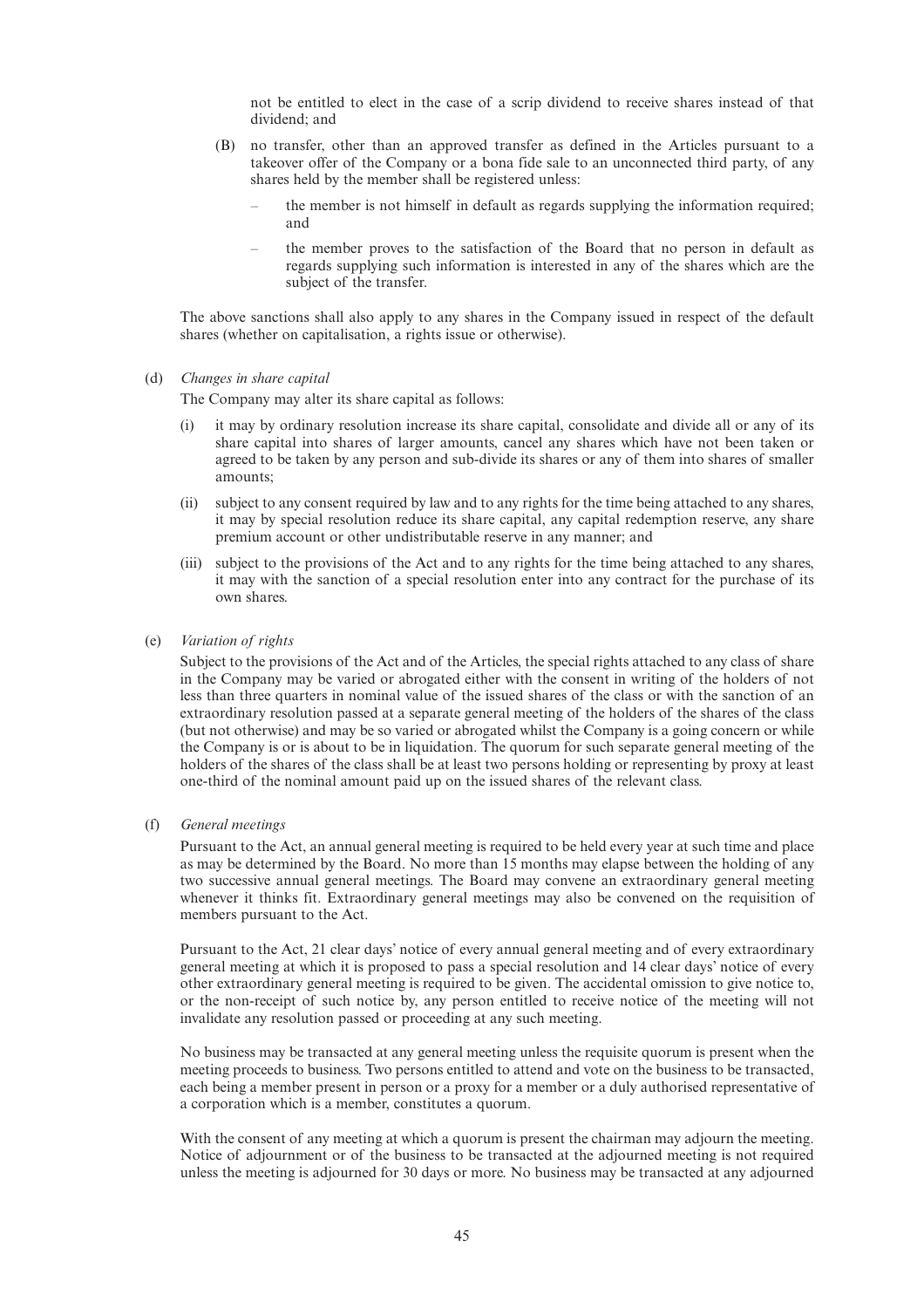not be entitled to elect in the case of a scrip dividend to receive shares instead of that dividend; and

(B) no transfer, other than an approved transfer as defined in the Articles pursuant to a takeover offer of the Company or a bona fide sale to an unconnected third party, of any shares held by the member shall be registered unless:

– the member is not himself in default as regards supplying the information required; and

– the member proves to the satisfaction of the Board that no person in default as regards supplying such information is interested in any of the shares which are the subject of the transfer.

The above sanctions shall also apply to any shares in the Company issued in respect of the default shares (whether on capitalisation, a rights issue or otherwise).

(d) *Changes in share capital*

The Company may alter its share capital as follows:

(i) it may by ordinary resolution increase its share capital, consolidate and divide all or any of its share capital into shares of larger amounts, cancel any shares which have not been taken or agreed to be taken by any person and sub-divide its shares or any of them into shares of smaller amounts;

(ii) subject to any consent required by law and to any rights for the time being attached to any shares, it may by special resolution reduce its share capital, any capital redemption reserve, any share premium account or other undistributable reserve in any manner; and

(iii) subject to the provisions of the Act and to any rights for the time being attached to any shares, it may with the sanction of a special resolution enter into any contract for the purchase of its own shares.

(e) *Variation of rights*

Subject to the provisions of the Act and of the Articles, the special rights attached to any class of share in the Company may be varied or abrogated either with the consent in writing of the holders of not less than three quarters in nominal value of the issued shares of the class or with the sanction of an extraordinary resolution passed at a separate general meeting of the holders of the shares of the class (but not otherwise) and may be so varied or abrogated whilst the Company is a going concern or while the Company is or is about to be in liquidation. The quorum for such separate general meeting of the holders of the shares of the class shall be at least two persons holding or representing by proxy at least one-third of the nominal amount paid up on the issued shares of the relevant class.

(f) *General meetings*

Pursuant to the Act, an annual general meeting is required to be held every year at such time and place as may be determined by the Board. No more than 15 months may elapse between the holding of any two successive annual general meetings. The Board may convene an extraordinary general meeting whenever it thinks fit. Extraordinary general meetings may also be convened on the requisition of members pursuant to the Act.

Pursuant to the Act, 21 clear days' notice of every annual general meeting and of every extraordinary general meeting at which it is proposed to pass a special resolution and 14 clear days' notice of every other extraordinary general meeting is required to be given. The accidental omission to give notice to, or the non-receipt of such notice by, any person entitled to receive notice of the meeting will not invalidate any resolution passed or proceeding at any such meeting.

No business may be transacted at any general meeting unless the requisite quorum is present when the meeting proceeds to business. Two persons entitled to attend and vote on the business to be transacted, each being a member present in person or a proxy for a member or a duly authorised representative of a corporation which is a member, constitutes a quorum.

With the consent of any meeting at which a quorum is present the chairman may adjourn the meeting. Notice of adjournment or of the business to be transacted at the adjourned meeting is not required unless the meeting is adjourned for 30 days or more. No business may be transacted at any adjourned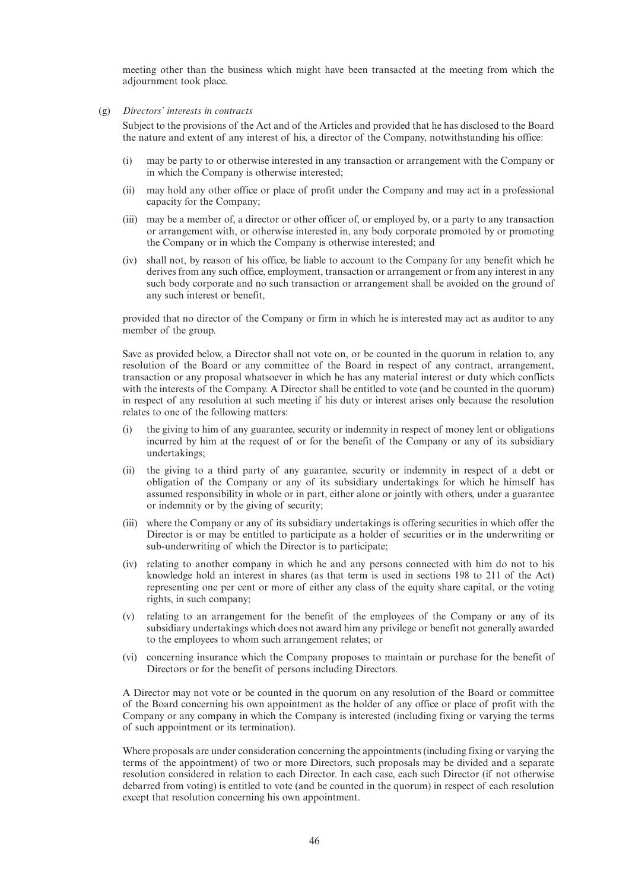meeting other than the business which might have been transacted at the meeting from which the adjournment took place.

(g) *Directors' interests in contracts*

Subject to the provisions of the Act and of the Articles and provided that he has disclosed to the Board the nature and extent of any interest of his, a director of the Company, notwithstanding his office:

(i) may be party to or otherwise interested in any transaction or arrangement with the Company or in which the Company is otherwise interested;

(ii) may hold any other office or place of profit under the Company and may act in a professional capacity for the Company;

(iii) may be a member of, a director or other officer of, or employed by, or a party to any transaction or arrangement with, or otherwise interested in, any body corporate promoted by or promoting the Company or in which the Company is otherwise interested; and

(iv) shall not, by reason of his office, be liable to account to the Company for any benefit which he derives from any such office, employment, transaction or arrangement or from any interest in any such body corporate and no such transaction or arrangement shall be avoided on the ground of any such interest or benefit,

provided that no director of the Company or firm in which he is interested may act as auditor to any member of the group.

Save as provided below, a Director shall not vote on, or be counted in the quorum in relation to, any resolution of the Board or any committee of the Board in respect of any contract, arrangement, transaction or any proposal whatsoever in which he has any material interest or duty which conflicts with the interests of the Company. A Director shall be entitled to vote (and be counted in the quorum) in respect of any resolution at such meeting if his duty or interest arises only because the resolution relates to one of the following matters:

(i) the giving to him of any guarantee, security or indemnity in respect of money lent or obligations incurred by him at the request of or for the benefit of the Company or any of its subsidiary undertakings;

(ii) the giving to a third party of any guarantee, security or indemnity in respect of a debt or obligation of the Company or any of its subsidiary undertakings for which he himself has assumed responsibility in whole or in part, either alone or jointly with others, under a guarantee or indemnity or by the giving of security;

(iii) where the Company or any of its subsidiary undertakings is offering securities in which offer the Director is or may be entitled to participate as a holder of securities or in the underwriting or sub-underwriting of which the Director is to participate;

(iv) relating to another company in which he and any persons connected with him do not to his knowledge hold an interest in shares (as that term is used in sections 198 to 211 of the Act) representing one per cent or more of either any class of the equity share capital, or the voting rights, in such company;

(v) relating to an arrangement for the benefit of the employees of the Company or any of its subsidiary undertakings which does not award him any privilege or benefit not generally awarded to the employees to whom such arrangement relates; or

(vi) concerning insurance which the Company proposes to maintain or purchase for the benefit of Directors or for the benefit of persons including Directors.

A Director may not vote or be counted in the quorum on any resolution of the Board or committee of the Board concerning his own appointment as the holder of any office or place of profit with the Company or any company in which the Company is interested (including fixing or varying the terms of such appointment or its termination).

Where proposals are under consideration concerning the appointments (including fixing or varying the terms of the appointment) of two or more Directors, such proposals may be divided and a separate resolution considered in relation to each Director. In each case, each such Director (if not otherwise debarred from voting) is entitled to vote (and be counted in the quorum) in respect of each resolution except that resolution concerning his own appointment.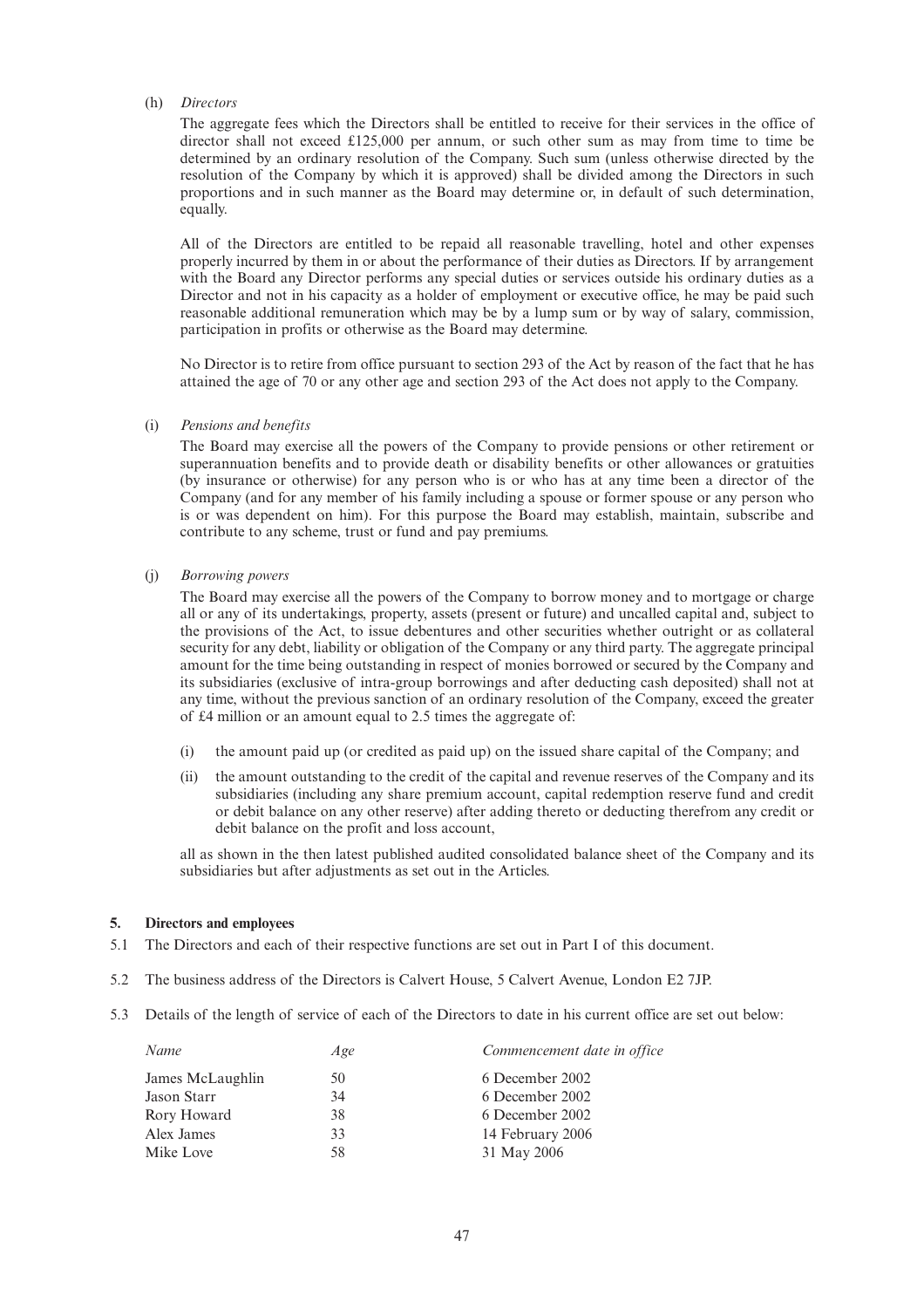(h) *Directors*

The aggregate fees which the Directors shall be entitled to receive for their services in the office of director shall not exceed £125,000 per annum, or such other sum as may from time to time be determined by an ordinary resolution of the Company. Such sum (unless otherwise directed by the resolution of the Company by which it is approved) shall be divided among the Directors in such proportions and in such manner as the Board may determine or, in default of such determination, equally.

All of the Directors are entitled to be repaid all reasonable travelling, hotel and other expenses properly incurred by them in or about the performance of their duties as Directors. If by arrangement with the Board any Director performs any special duties or services outside his ordinary duties as a Director and not in his capacity as a holder of employment or executive office, he may be paid such reasonable additional remuneration which may be by a lump sum or by way of salary, commission, participation in profits or otherwise as the Board may determine.

No Director is to retire from office pursuant to section 293 of the Act by reason of the fact that he has attained the age of 70 or any other age and section 293 of the Act does not apply to the Company.

(i) *Pensions and benefits*

The Board may exercise all the powers of the Company to provide pensions or other retirement or superannuation benefits and to provide death or disability benefits or other allowances or gratuities (by insurance or otherwise) for any person who is or who has at any time been a director of the Company (and for any member of his family including a spouse or former spouse or any person who is or was dependent on him). For this purpose the Board may establish, maintain, subscribe and contribute to any scheme, trust or fund and pay premiums.

(j) *Borrowing powers*

The Board may exercise all the powers of the Company to borrow money and to mortgage or charge all or any of its undertakings, property, assets (present or future) and uncalled capital and, subject to the provisions of the Act, to issue debentures and other securities whether outright or as collateral security for any debt, liability or obligation of the Company or any third party. The aggregate principal amount for the time being outstanding in respect of monies borrowed or secured by the Company and its subsidiaries (exclusive of intra-group borrowings and after deducting cash deposited) shall not at any time, without the previous sanction of an ordinary resolution of the Company, exceed the greater of £4 million or an amount equal to 2.5 times the aggregate of:

(i) the amount paid up (or credited as paid up) on the issued share capital of the Company; and

(ii) the amount outstanding to the credit of the capital and revenue reserves of the Company and its subsidiaries (including any share premium account, capital redemption reserve fund and credit or debit balance on any other reserve) after adding thereto or deducting therefrom any credit or debit balance on the profit and loss account,

all as shown in the then latest published audited consolidated balance sheet of the Company and its subsidiaries but after adjustments as set out in the Articles.

## 5. Directors and employees

5.1 The Directors and each of their respective functions are set out in Part I of this document.

5.2 The business address of the Directors is Calvert House, 5 Calvert Avenue, London E2 7JP.

5.3 Details of the length of service of each of the Directors to date in his current office are set out below:

| *Name* | *Age* | *Commencement date in office* |
|---|---|---|
| James McLaughlin | 50 | 6 December 2002 |
| Jason Starr | 34 | 6 December 2002 |
| Rory Howard | 38 | 6 December 2002 |
| Alex James | 33 | 14 February 2006 |
| Mike Love | 58 | 31 May 2006 |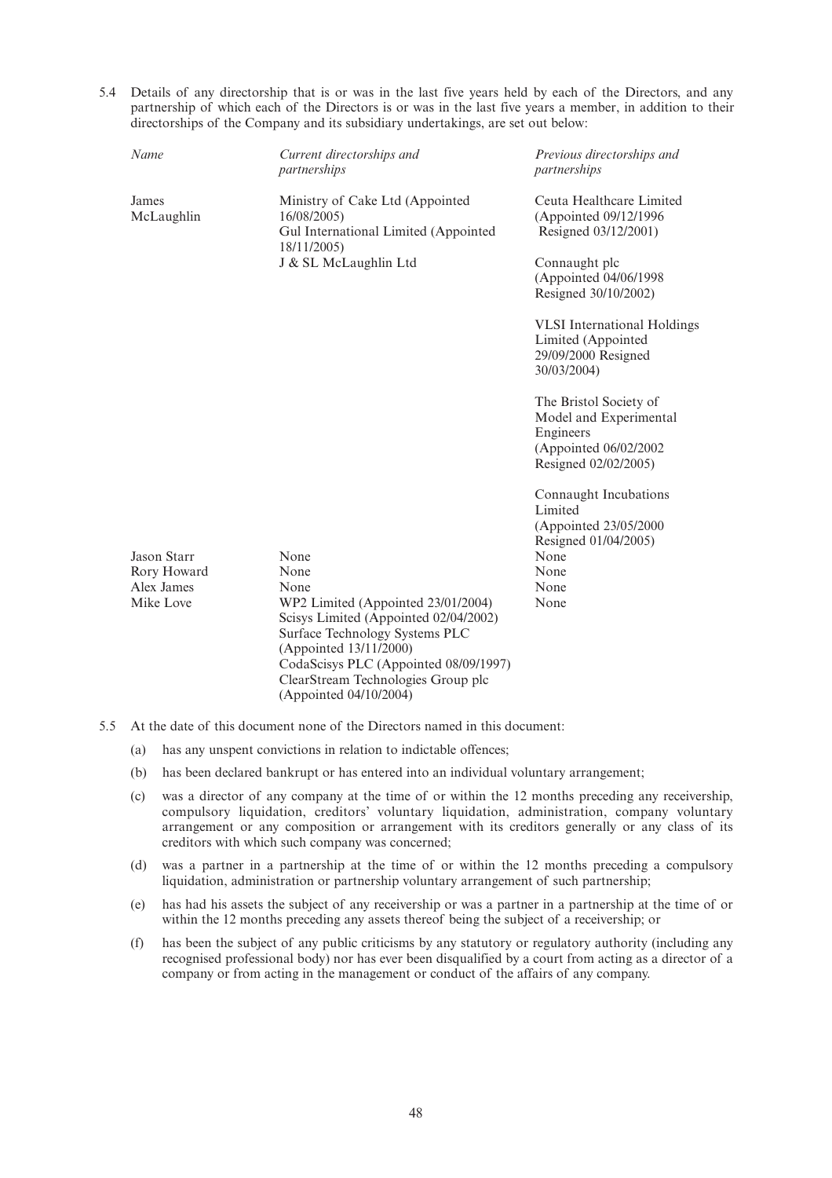5.4 Details of any directorship that is or was in the last five years held by each of the Directors, and any partnership of which each of the Directors is or was in the last five years a member, in addition to their directorships of the Company and its subsidiary undertakings, are set out below:

| *Name* | *Current directorships and partnerships* | *Previous directorships and partnerships* |
|---|---|---|
| James McLaughlin | Ministry of Cake Ltd (Appointed 16/08/2005)<br>Gul International Limited (Appointed 18/11/2005)<br>J & SL McLaughlin Ltd | Ceuta Healthcare Limited (Appointed 09/12/1996 Resigned 03/12/2001)<br><br>Connaught plc (Appointed 04/06/1998 Resigned 30/10/2002)<br><br>VLSI International Holdings Limited (Appointed 29/09/2000 Resigned 30/03/2004)<br><br>The Bristol Society of Model and Experimental Engineers (Appointed 06/02/2002 Resigned 02/02/2005)<br><br>Connaught Incubations Limited (Appointed 23/05/2000 Resigned 01/04/2005) |
| Jason Starr | None | None |
| Rory Howard | None | None |
| Alex James | None | None |
| Mike Love | WP2 Limited (Appointed 23/01/2004)<br>Scisys Limited (Appointed 02/04/2002)<br>Surface Technology Systems PLC (Appointed 13/11/2000)<br>CodaScisys PLC (Appointed 08/09/1997)<br>ClearStream Technologies Group plc (Appointed 04/10/2004) | None |

5.5 At the date of this document none of the Directors named in this document:

(a) has any unspent convictions in relation to indictable offences;

(b) has been declared bankrupt or has entered into an individual voluntary arrangement;

(c) was a director of any company at the time of or within the 12 months preceding any receivership, compulsory liquidation, creditors' voluntary liquidation, administration, company voluntary arrangement or any composition or arrangement with its creditors generally or any class of its creditors with which such company was concerned;

(d) was a partner in a partnership at the time of or within the 12 months preceding a compulsory liquidation, administration or partnership voluntary arrangement of such partnership;

(e) has had his assets the subject of any receivership or was a partner in a partnership at the time of or within the 12 months preceding any assets thereof being the subject of a receivership; or

(f) has been the subject of any public criticisms by any statutory or regulatory authority (including any recognised professional body) nor has ever been disqualified by a court from acting as a director of a company or from acting in the management or conduct of the affairs of any company.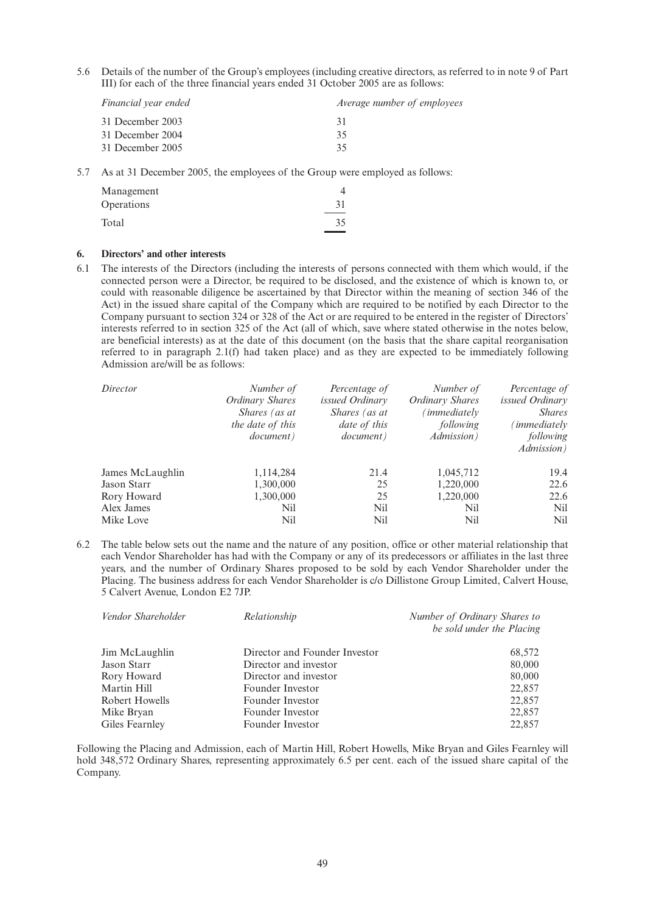5.6 Details of the number of the Group's employees (including creative directors, as referred to in note 9 of Part III) for each of the three financial years ended 31 October 2005 are as follows:

| *Financial year ended* | *Average number of employees* |
|---|---|
| 31 December 2003 | 31 |
| 31 December 2004 | 35 |
| 31 December 2005 | 35 |

5.7 As at 31 December 2005, the employees of the Group were employed as follows:

| | |
|---|---|
| Management | 4 |
| Operations | 31 |
| Total | 35 |

## 6. Directors' and other interests

6.1 The interests of the Directors (including the interests of persons connected with them which would, if the connected person were a Director, be required to be disclosed, and the existence of which is known to, or could with reasonable diligence be ascertained by that Director within the meaning of section 346 of the Act) in the issued share capital of the Company which are required to be notified by each Director to the Company pursuant to section 324 or 328 of the Act or are required to be entered in the register of Directors' interests referred to in section 325 of the Act (all of which, save where stated otherwise in the notes below, are beneficial interests) as at the date of this document (on the basis that the share capital reorganisation referred to in paragraph 2.1(f) had taken place) and as they are expected to be immediately following Admission are/will be as follows:

| *Director* | *Number of Ordinary Shares (as at the date of this document)* | *Percentage of issued Ordinary Shares (as at date of this document)* | *Number of Ordinary Shares (immediately following Admission)* | *Percentage of issued Ordinary Shares (immediately following Admission)* |
|---|---|---|---|---|
| James McLaughlin | 1,114,284 | 21.4 | 1,045,712 | 19.4 |
| Jason Starr | 1,300,000 | 25 | 1,220,000 | 22.6 |
| Rory Howard | 1,300,000 | 25 | 1,220,000 | 22.6 |
| Alex James | Nil | Nil | Nil | Nil |
| Mike Love | Nil | Nil | Nil | Nil |

6.2 The table below sets out the name and the nature of any position, office or other material relationship that each Vendor Shareholder has had with the Company or any of its predecessors or affiliates in the last three years, and the number of Ordinary Shares proposed to be sold by each Vendor Shareholder under the Placing. The business address for each Vendor Shareholder is c/o Dillistone Group Limited, Calvert House, 5 Calvert Avenue, London E2 7JP.

| *Vendor Shareholder* | *Relationship* | *Number of Ordinary Shares to be sold under the Placing* |
|---|---|---|
| Jim McLaughlin | Director and Founder Investor | 68,572 |
| Jason Starr | Director and investor | 80,000 |
| Rory Howard | Director and investor | 80,000 |
| Martin Hill | Founder Investor | 22,857 |
| Robert Howells | Founder Investor | 22,857 |
| Mike Bryan | Founder Investor | 22,857 |
| Giles Fearnley | Founder Investor | 22,857 |

Following the Placing and Admission, each of Martin Hill, Robert Howells, Mike Bryan and Giles Fearnley will hold 348,572 Ordinary Shares, representing approximately 6.5 per cent. each of the issued share capital of the Company.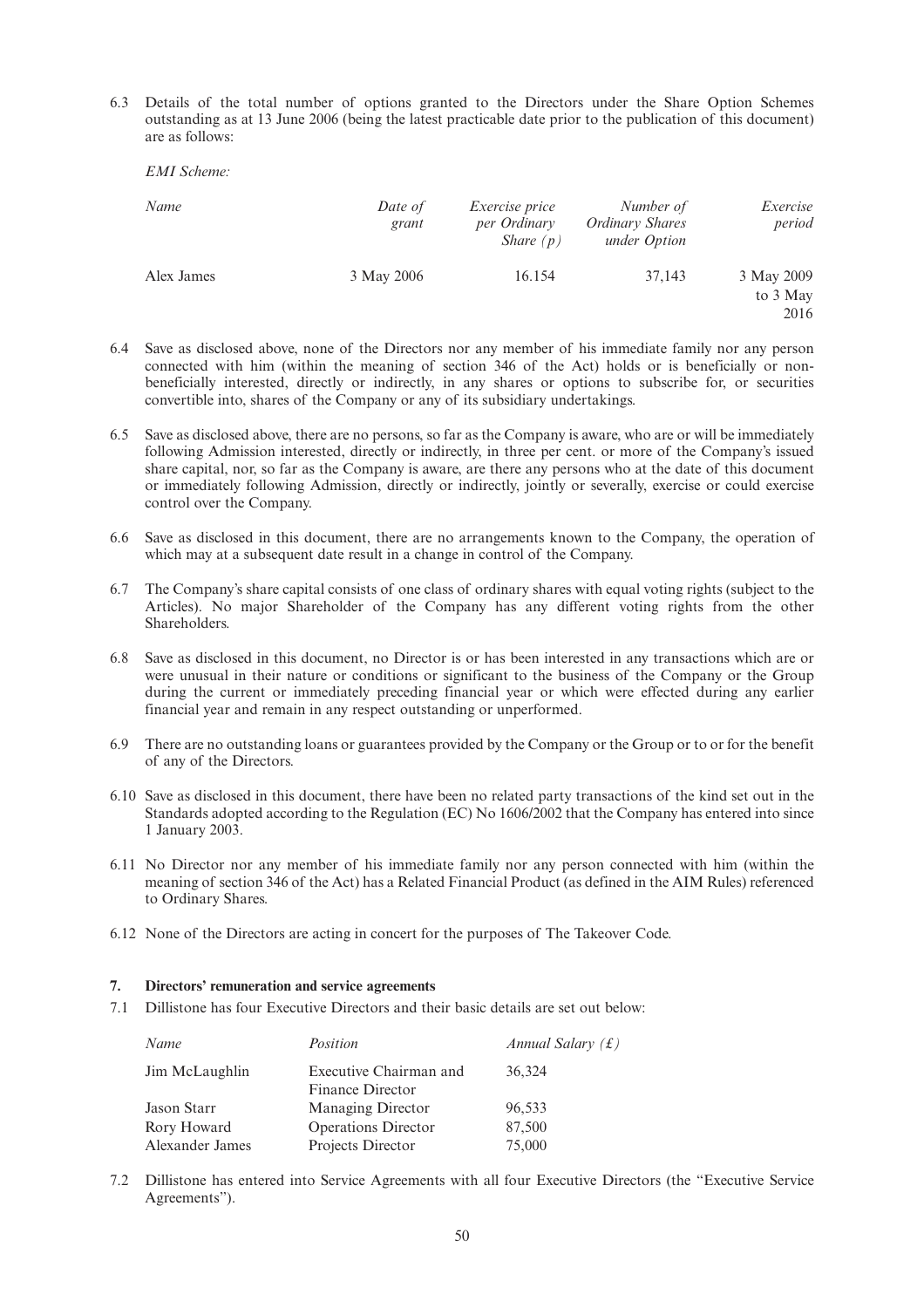6.3 Details of the total number of options granted to the Directors under the Share Option Schemes outstanding as at 13 June 2006 (being the latest practicable date prior to the publication of this document) are as follows:

*EMI Scheme:*

| *Name* | *Date of grant* | *Exercise price per Ordinary Share (p)* | *Number of Ordinary Shares under Option* | *Exercise period* |
|---|---|---|---|---|
| Alex James | 3 May 2006 | 16.154 | 37,143 | 3 May 2009 to 3 May 2016 |

6.4 Save as disclosed above, none of the Directors nor any member of his immediate family nor any person connected with him (within the meaning of section 346 of the Act) holds or is beneficially or non-beneficially interested, directly or indirectly, in any shares or options to subscribe for, or securities convertible into, shares of the Company or any of its subsidiary undertakings.

6.5 Save as disclosed above, there are no persons, so far as the Company is aware, who are or will be immediately following Admission interested, directly or indirectly, in three per cent. or more of the Company's issued share capital, nor, so far as the Company is aware, are there any persons who at the date of this document or immediately following Admission, directly or indirectly, jointly or severally, exercise or could exercise control over the Company.

6.6 Save as disclosed in this document, there are no arrangements known to the Company, the operation of which may at a subsequent date result in a change in control of the Company.

6.7 The Company's share capital consists of one class of ordinary shares with equal voting rights (subject to the Articles). No major Shareholder of the Company has any different voting rights from the other Shareholders.

6.8 Save as disclosed in this document, no Director is or has been interested in any transactions which are or were unusual in their nature or conditions or significant to the business of the Company or the Group during the current or immediately preceding financial year or which were effected during any earlier financial year and remain in any respect outstanding or unperformed.

6.9 There are no outstanding loans or guarantees provided by the Company or the Group or to or for the benefit of any of the Directors.

6.10 Save as disclosed in this document, there have been no related party transactions of the kind set out in the Standards adopted according to the Regulation (EC) No 1606/2002 that the Company has entered into since 1 January 2003.

6.11 No Director nor any member of his immediate family nor any person connected with him (within the meaning of section 346 of the Act) has a Related Financial Product (as defined in the AIM Rules) referenced to Ordinary Shares.

6.12 None of the Directors are acting in concert for the purposes of The Takeover Code.

## 7. Directors' remuneration and service agreements

7.1 Dillistone has four Executive Directors and their basic details are set out below:

| *Name* | *Position* | *Annual Salary (£)* |
|---|---|---|
| Jim McLaughlin | Executive Chairman and Finance Director | 36,324 |
| Jason Starr | Managing Director | 96,533 |
| Rory Howard | Operations Director | 87,500 |
| Alexander James | Projects Director | 75,000 |

7.2 Dillistone has entered into Service Agreements with all four Executive Directors (the "Executive Service Agreements").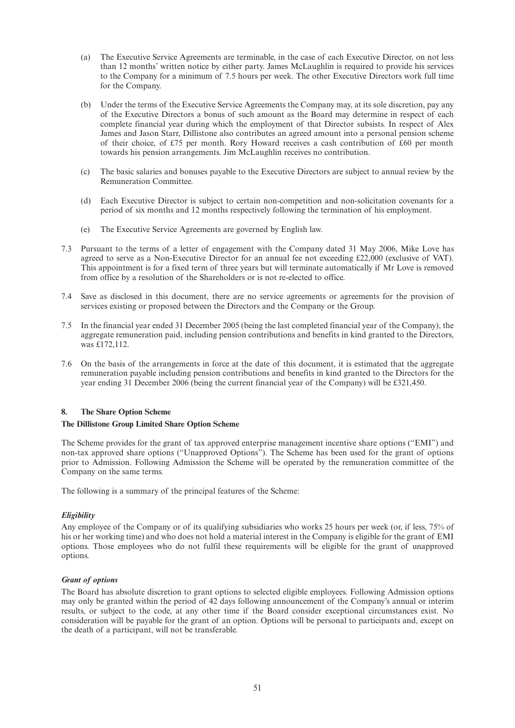(a) The Executive Service Agreements are terminable, in the case of each Executive Director, on not less than 12 months' written notice by either party. James McLaughlin is required to provide his services to the Company for a minimum of 7.5 hours per week. The other Executive Directors work full time for the Company.

(b) Under the terms of the Executive Service Agreements the Company may, at its sole discretion, pay any of the Executive Directors a bonus of such amount as the Board may determine in respect of each complete financial year during which the employment of that Director subsists. In respect of Alex James and Jason Starr, Dillistone also contributes an agreed amount into a personal pension scheme of their choice, of £75 per month. Rory Howard receives a cash contribution of £60 per month towards his pension arrangements. Jim McLaughlin receives no contribution.

(c) The basic salaries and bonuses payable to the Executive Directors are subject to annual review by the Remuneration Committee.

(d) Each Executive Director is subject to certain non-competition and non-solicitation covenants for a period of six months and 12 months respectively following the termination of his employment.

(e) The Executive Service Agreements are governed by English law.

7.3 Pursuant to the terms of a letter of engagement with the Company dated 31 May 2006, Mike Love has agreed to serve as a Non-Executive Director for an annual fee not exceeding £22,000 (exclusive of VAT). This appointment is for a fixed term of three years but will terminate automatically if Mr Love is removed from office by a resolution of the Shareholders or is not re-elected to office.

7.4 Save as disclosed in this document, there are no service agreements or agreements for the provision of services existing or proposed between the Directors and the Company or the Group.

7.5 In the financial year ended 31 December 2005 (being the last completed financial year of the Company), the aggregate remuneration paid, including pension contributions and benefits in kind granted to the Directors, was £172,112.

7.6 On the basis of the arrangements in force at the date of this document, it is estimated that the aggregate remuneration payable including pension contributions and benefits in kind granted to the Directors for the year ending 31 December 2006 (being the current financial year of the Company) will be £321,450.

## 8. The Share Option Scheme

### The Dillistone Group Limited Share Option Scheme

The Scheme provides for the grant of tax approved enterprise management incentive share options ("EMI") and non-tax approved share options ("Unapproved Options"). The Scheme has been used for the grant of options prior to Admission. Following Admission the Scheme will be operated by the remuneration committee of the Company on the same terms.

The following is a summary of the principal features of the Scheme:

***Eligibility***

Any employee of the Company or of its qualifying subsidiaries who works 25 hours per week (or, if less, 75% of his or her working time) and who does not hold a material interest in the Company is eligible for the grant of EMI options. Those employees who do not fulfil these requirements will be eligible for the grant of unapproved options.

***Grant of options***

The Board has absolute discretion to grant options to selected eligible employees. Following Admission options may only be granted within the period of 42 days following announcement of the Company's annual or interim results, or subject to the code, at any other time if the Board consider exceptional circumstances exist. No consideration will be payable for the grant of an option. Options will be personal to participants and, except on the death of a participant, will not be transferable.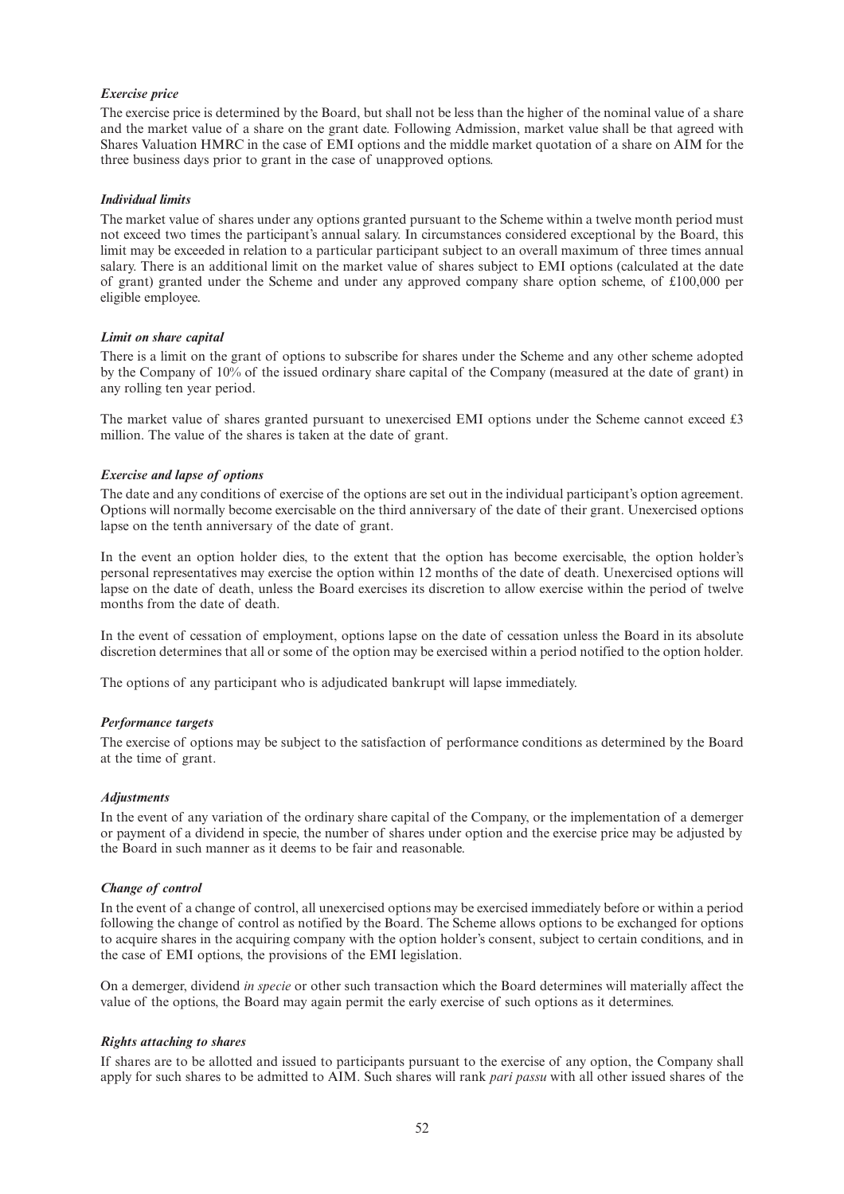***Exercise price***

The exercise price is determined by the Board, but shall not be less than the higher of the nominal value of a share and the market value of a share on the grant date. Following Admission, market value shall be that agreed with Shares Valuation HMRC in the case of EMI options and the middle market quotation of a share on AIM for the three business days prior to grant in the case of unapproved options.

***Individual limits***

The market value of shares under any options granted pursuant to the Scheme within a twelve month period must not exceed two times the participant's annual salary. In circumstances considered exceptional by the Board, this limit may be exceeded in relation to a particular participant subject to an overall maximum of three times annual salary. There is an additional limit on the market value of shares subject to EMI options (calculated at the date of grant) granted under the Scheme and under any approved company share option scheme, of £100,000 per eligible employee.

***Limit on share capital***

There is a limit on the grant of options to subscribe for shares under the Scheme and any other scheme adopted by the Company of 10% of the issued ordinary share capital of the Company (measured at the date of grant) in any rolling ten year period.

The market value of shares granted pursuant to unexercised EMI options under the Scheme cannot exceed £3 million. The value of the shares is taken at the date of grant.

***Exercise and lapse of options***

The date and any conditions of exercise of the options are set out in the individual participant's option agreement. Options will normally become exercisable on the third anniversary of the date of their grant. Unexercised options lapse on the tenth anniversary of the date of grant.

In the event an option holder dies, to the extent that the option has become exercisable, the option holder's personal representatives may exercise the option within 12 months of the date of death. Unexercised options will lapse on the date of death, unless the Board exercises its discretion to allow exercise within the period of twelve months from the date of death.

In the event of cessation of employment, options lapse on the date of cessation unless the Board in its absolute discretion determines that all or some of the option may be exercised within a period notified to the option holder.

The options of any participant who is adjudicated bankrupt will lapse immediately.

***Performance targets***

The exercise of options may be subject to the satisfaction of performance conditions as determined by the Board at the time of grant.

***Adjustments***

In the event of any variation of the ordinary share capital of the Company, or the implementation of a demerger or payment of a dividend in specie, the number of shares under option and the exercise price may be adjusted by the Board in such manner as it deems to be fair and reasonable.

***Change of control***

In the event of a change of control, all unexercised options may be exercised immediately before or within a period following the change of control as notified by the Board. The Scheme allows options to be exchanged for options to acquire shares in the acquiring company with the option holder's consent, subject to certain conditions, and in the case of EMI options, the provisions of the EMI legislation.

On a demerger, dividend *in specie* or other such transaction which the Board determines will materially affect the value of the options, the Board may again permit the early exercise of such options as it determines.

***Rights attaching to shares***

If shares are to be allotted and issued to participants pursuant to the exercise of any option, the Company shall apply for such shares to be admitted to AIM. Such shares will rank *pari passu* with all other issued shares of the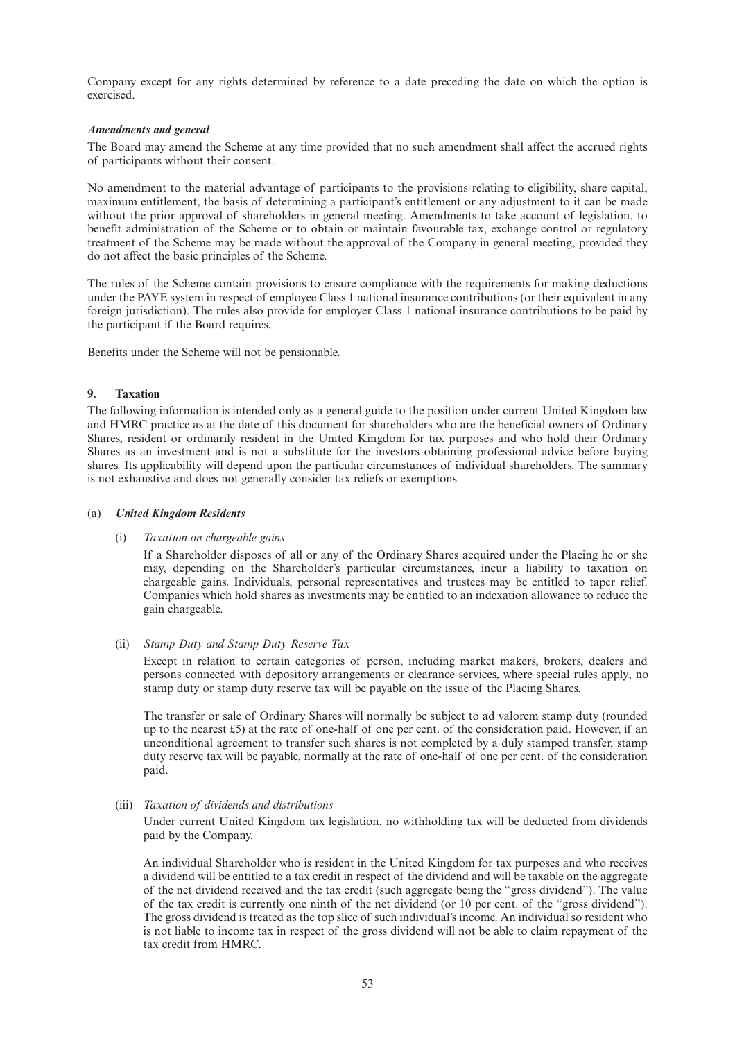Company except for any rights determined by reference to a date preceding the date on which the option is exercised.

***Amendments and general***

The Board may amend the Scheme at any time provided that no such amendment shall affect the accrued rights of participants without their consent.

No amendment to the material advantage of participants to the provisions relating to eligibility, share capital, maximum entitlement, the basis of determining a participant's entitlement or any adjustment to it can be made without the prior approval of shareholders in general meeting. Amendments to take account of legislation, to benefit administration of the Scheme or to obtain or maintain favourable tax, exchange control or regulatory treatment of the Scheme may be made without the approval of the Company in general meeting, provided they do not affect the basic principles of the Scheme.

The rules of the Scheme contain provisions to ensure compliance with the requirements for making deductions under the PAYE system in respect of employee Class 1 national insurance contributions (or their equivalent in any foreign jurisdiction). The rules also provide for employer Class 1 national insurance contributions to be paid by the participant if the Board requires.

Benefits under the Scheme will not be pensionable.

## 9. Taxation

The following information is intended only as a general guide to the position under current United Kingdom law and HMRC practice as at the date of this document for shareholders who are the beneficial owners of Ordinary Shares, resident or ordinarily resident in the United Kingdom for tax purposes and who hold their Ordinary Shares as an investment and is not a substitute for the investors obtaining professional advice before buying shares. Its applicability will depend upon the particular circumstances of individual shareholders. The summary is not exhaustive and does not generally consider tax reliefs or exemptions.

### (a) *United Kingdom Residents*

(i) *Taxation on chargeable gains*

If a Shareholder disposes of all or any of the Ordinary Shares acquired under the Placing he or she may, depending on the Shareholder's particular circumstances, incur a liability to taxation on chargeable gains. Individuals, personal representatives and trustees may be entitled to taper relief. Companies which hold shares as investments may be entitled to an indexation allowance to reduce the gain chargeable.

(ii) *Stamp Duty and Stamp Duty Reserve Tax*

Except in relation to certain categories of person, including market makers, brokers, dealers and persons connected with depository arrangements or clearance services, where special rules apply, no stamp duty or stamp duty reserve tax will be payable on the issue of the Placing Shares.

The transfer or sale of Ordinary Shares will normally be subject to ad valorem stamp duty (rounded up to the nearest £5) at the rate of one-half of one per cent. of the consideration paid. However, if an unconditional agreement to transfer such shares is not completed by a duly stamped transfer, stamp duty reserve tax will be payable, normally at the rate of one-half of one per cent. of the consideration paid.

(iii) *Taxation of dividends and distributions*

Under current United Kingdom tax legislation, no withholding tax will be deducted from dividends paid by the Company.

An individual Shareholder who is resident in the United Kingdom for tax purposes and who receives a dividend will be entitled to a tax credit in respect of the dividend and will be taxable on the aggregate of the net dividend received and the tax credit (such aggregate being the "gross dividend"). The value of the tax credit is currently one ninth of the net dividend (or 10 per cent. of the "gross dividend"). The gross dividend is treated as the top slice of such individual's income. An individual so resident who is not liable to income tax in respect of the gross dividend will not be able to claim repayment of the tax credit from HMRC.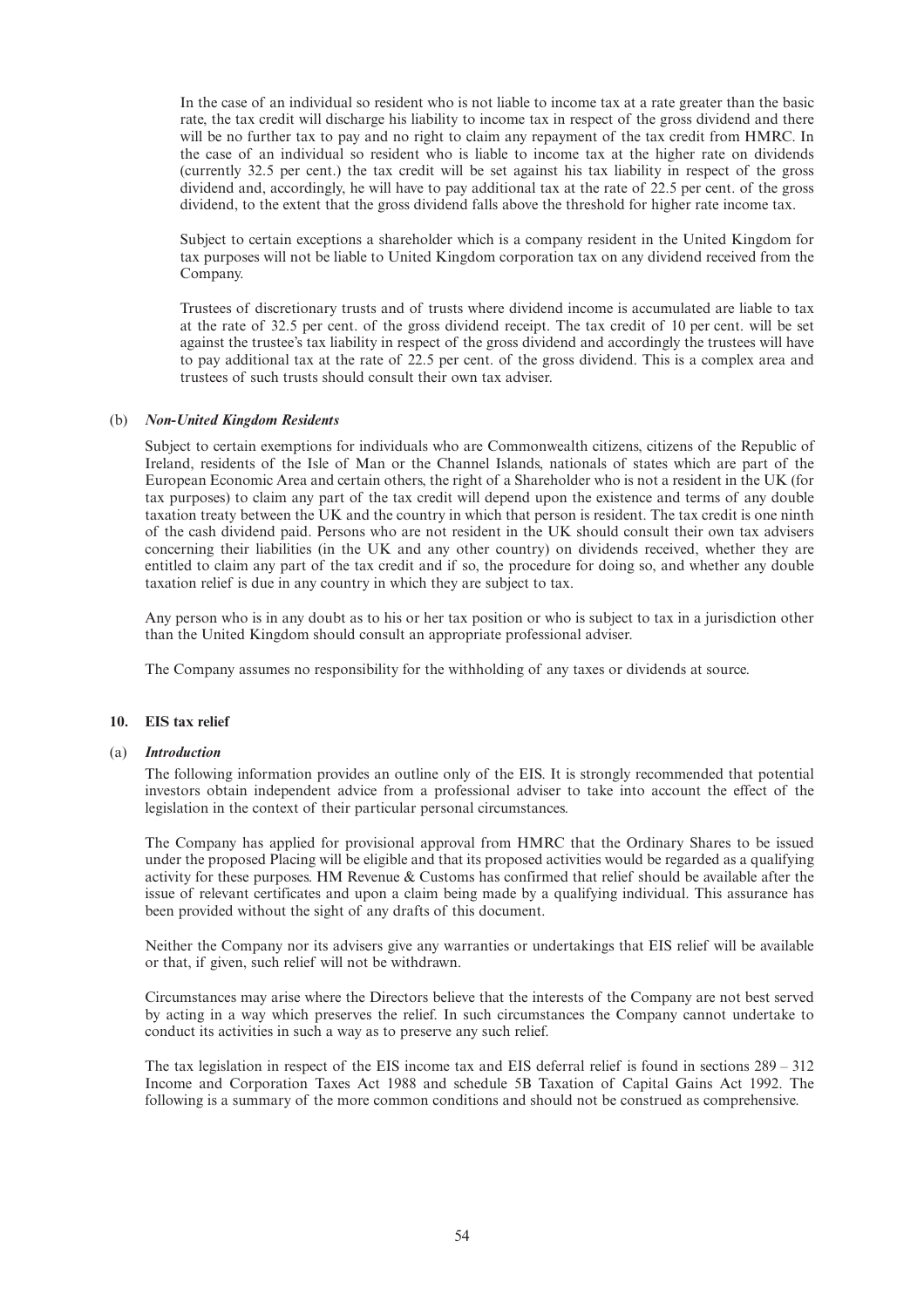In the case of an individual so resident who is not liable to income tax at a rate greater than the basic rate, the tax credit will discharge his liability to income tax in respect of the gross dividend and there will be no further tax to pay and no right to claim any repayment of the tax credit from HMRC. In the case of an individual so resident who is liable to income tax at the higher rate on dividends (currently 32.5 per cent.) the tax credit will be set against his tax liability in respect of the gross dividend and, accordingly, he will have to pay additional tax at the rate of 22.5 per cent. of the gross dividend, to the extent that the gross dividend falls above the threshold for higher rate income tax.

Subject to certain exceptions a shareholder which is a company resident in the United Kingdom for tax purposes will not be liable to United Kingdom corporation tax on any dividend received from the Company.

Trustees of discretionary trusts and of trusts where dividend income is accumulated are liable to tax at the rate of 32.5 per cent. of the gross dividend receipt. The tax credit of 10 per cent. will be set against the trustee's tax liability in respect of the gross dividend and accordingly the trustees will have to pay additional tax at the rate of 22.5 per cent. of the gross dividend. This is a complex area and trustees of such trusts should consult their own tax adviser.

(b) ***Non-United Kingdom Residents***

Subject to certain exemptions for individuals who are Commonwealth citizens, citizens of the Republic of Ireland, residents of the Isle of Man or the Channel Islands, nationals of states which are part of the European Economic Area and certain others, the right of a Shareholder who is not a resident in the UK (for tax purposes) to claim any part of the tax credit will depend upon the existence and terms of any double taxation treaty between the UK and the country in which that person is resident. The tax credit is one ninth of the cash dividend paid. Persons who are not resident in the UK should consult their own tax advisers concerning their liabilities (in the UK and any other country) on dividends received, whether they are entitled to claim any part of the tax credit and if so, the procedure for doing so, and whether any double taxation relief is due in any country in which they are subject to tax.

Any person who is in any doubt as to his or her tax position or who is subject to tax in a jurisdiction other than the United Kingdom should consult an appropriate professional adviser.

The Company assumes no responsibility for the withholding of any taxes or dividends at source.

## 10. EIS tax relief

(a) ***Introduction***

The following information provides an outline only of the EIS. It is strongly recommended that potential investors obtain independent advice from a professional adviser to take into account the effect of the legislation in the context of their particular personal circumstances.

The Company has applied for provisional approval from HMRC that the Ordinary Shares to be issued under the proposed Placing will be eligible and that its proposed activities would be regarded as a qualifying activity for these purposes. HM Revenue & Customs has confirmed that relief should be available after the issue of relevant certificates and upon a claim being made by a qualifying individual. This assurance has been provided without the sight of any drafts of this document.

Neither the Company nor its advisers give any warranties or undertakings that EIS relief will be available or that, if given, such relief will not be withdrawn.

Circumstances may arise where the Directors believe that the interests of the Company are not best served by acting in a way which preserves the relief. In such circumstances the Company cannot undertake to conduct its activities in such a way as to preserve any such relief.

The tax legislation in respect of the EIS income tax and EIS deferral relief is found in sections 289 – 312 Income and Corporation Taxes Act 1988 and schedule 5B Taxation of Capital Gains Act 1992. The following is a summary of the more common conditions and should not be construed as comprehensive.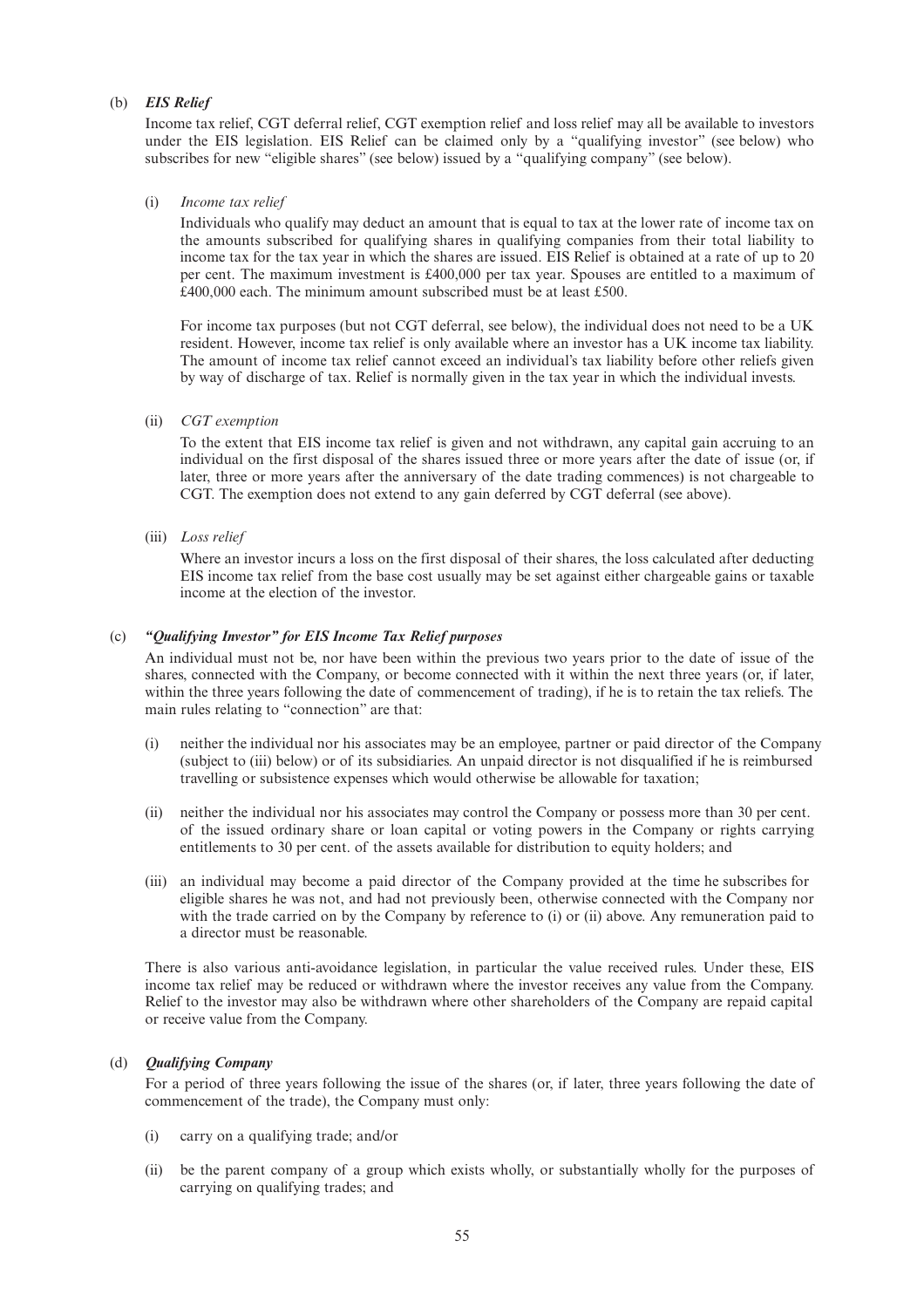(b) ***EIS Relief***

Income tax relief, CGT deferral relief, CGT exemption relief and loss relief may all be available to investors under the EIS legislation. EIS Relief can be claimed only by a "qualifying investor" (see below) who subscribes for new "eligible shares" (see below) issued by a "qualifying company" (see below).

(i) *Income tax relief*

Individuals who qualify may deduct an amount that is equal to tax at the lower rate of income tax on the amounts subscribed for qualifying shares in qualifying companies from their total liability to income tax for the tax year in which the shares are issued. EIS Relief is obtained at a rate of up to 20 per cent. The maximum investment is £400,000 per tax year. Spouses are entitled to a maximum of £400,000 each. The minimum amount subscribed must be at least £500.

For income tax purposes (but not CGT deferral, see below), the individual does not need to be a UK resident. However, income tax relief is only available where an investor has a UK income tax liability. The amount of income tax relief cannot exceed an individual's tax liability before other reliefs given by way of discharge of tax. Relief is normally given in the tax year in which the individual invests.

(ii) *CGT exemption*

To the extent that EIS income tax relief is given and not withdrawn, any capital gain accruing to an individual on the first disposal of the shares issued three or more years after the date of issue (or, if later, three or more years after the anniversary of the date trading commences) is not chargeable to CGT. The exemption does not extend to any gain deferred by CGT deferral (see above).

(iii) *Loss relief*

Where an investor incurs a loss on the first disposal of their shares, the loss calculated after deducting EIS income tax relief from the base cost usually may be set against either chargeable gains or taxable income at the election of the investor.

(c) ***"Qualifying Investor" for EIS Income Tax Relief purposes***

An individual must not be, nor have been within the previous two years prior to the date of issue of the shares, connected with the Company, or become connected with it within the next three years (or, if later, within the three years following the date of commencement of trading), if he is to retain the tax reliefs. The main rules relating to "connection" are that:

(i) neither the individual nor his associates may be an employee, partner or paid director of the Company (subject to (iii) below) or of its subsidiaries. An unpaid director is not disqualified if he is reimbursed travelling or subsistence expenses which would otherwise be allowable for taxation;

(ii) neither the individual nor his associates may control the Company or possess more than 30 per cent. of the issued ordinary share or loan capital or voting powers in the Company or rights carrying entitlements to 30 per cent. of the assets available for distribution to equity holders; and

(iii) an individual may become a paid director of the Company provided at the time he subscribes for eligible shares he was not, and had not previously been, otherwise connected with the Company nor with the trade carried on by the Company by reference to (i) or (ii) above. Any remuneration paid to a director must be reasonable.

There is also various anti-avoidance legislation, in particular the value received rules. Under these, EIS income tax relief may be reduced or withdrawn where the investor receives any value from the Company. Relief to the investor may also be withdrawn where other shareholders of the Company are repaid capital or receive value from the Company.

(d) ***Qualifying Company***

For a period of three years following the issue of the shares (or, if later, three years following the date of commencement of the trade), the Company must only:

(i) carry on a qualifying trade; and/or

(ii) be the parent company of a group which exists wholly, or substantially wholly for the purposes of carrying on qualifying trades; and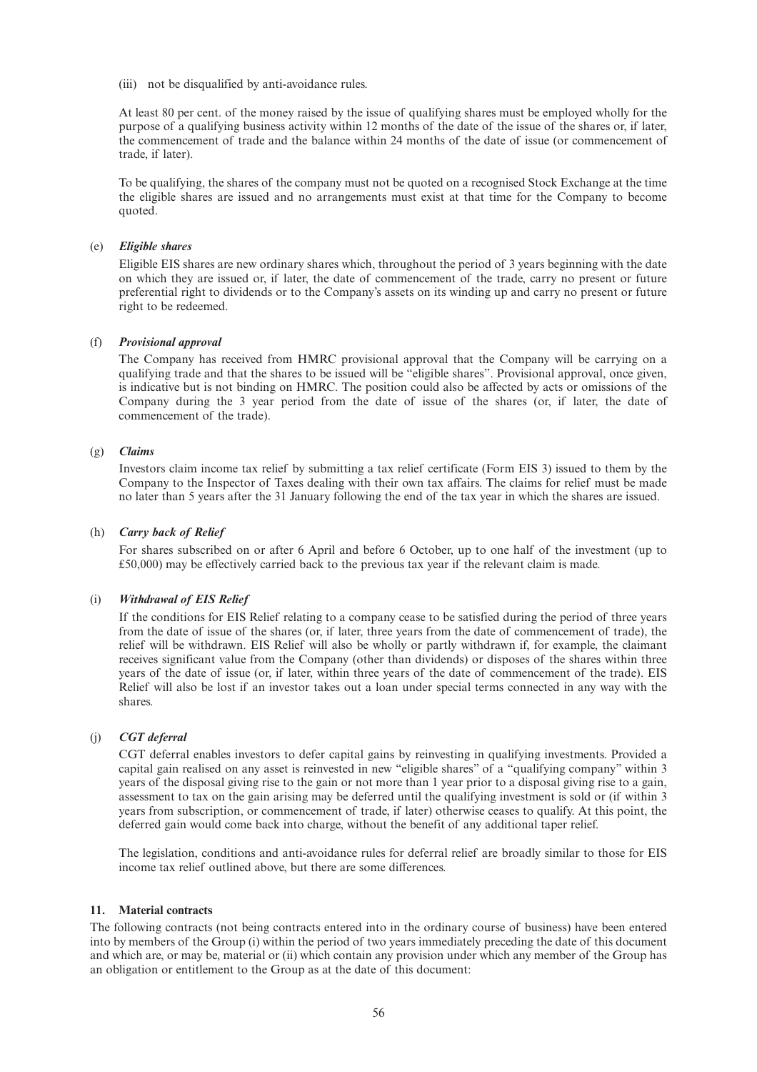(iii) not be disqualified by anti-avoidance rules.

At least 80 per cent. of the money raised by the issue of qualifying shares must be employed wholly for the purpose of a qualifying business activity within 12 months of the date of the issue of the shares or, if later, the commencement of trade and the balance within 24 months of the date of issue (or commencement of trade, if later).

To be qualifying, the shares of the company must not be quoted on a recognised Stock Exchange at the time the eligible shares are issued and no arrangements must exist at that time for the Company to become quoted.

(e) ***Eligible shares***

Eligible EIS shares are new ordinary shares which, throughout the period of 3 years beginning with the date on which they are issued or, if later, the date of commencement of the trade, carry no present or future preferential right to dividends or to the Company's assets on its winding up and carry no present or future right to be redeemed.

(f) ***Provisional approval***

The Company has received from HMRC provisional approval that the Company will be carrying on a qualifying trade and that the shares to be issued will be "eligible shares". Provisional approval, once given, is indicative but is not binding on HMRC. The position could also be affected by acts or omissions of the Company during the 3 year period from the date of issue of the shares (or, if later, the date of commencement of the trade).

(g) ***Claims***

Investors claim income tax relief by submitting a tax relief certificate (Form EIS 3) issued to them by the Company to the Inspector of Taxes dealing with their own tax affairs. The claims for relief must be made no later than 5 years after the 31 January following the end of the tax year in which the shares are issued.

(h) ***Carry back of Relief***

For shares subscribed on or after 6 April and before 6 October, up to one half of the investment (up to £50,000) may be effectively carried back to the previous tax year if the relevant claim is made.

(i) ***Withdrawal of EIS Relief***

If the conditions for EIS Relief relating to a company cease to be satisfied during the period of three years from the date of issue of the shares (or, if later, three years from the date of commencement of trade), the relief will be withdrawn. EIS Relief will also be wholly or partly withdrawn if, for example, the claimant receives significant value from the Company (other than dividends) or disposes of the shares within three years of the date of issue (or, if later, within three years of the date of commencement of the trade). EIS Relief will also be lost if an investor takes out a loan under special terms connected in any way with the shares.

(j) ***CGT deferral***

CGT deferral enables investors to defer capital gains by reinvesting in qualifying investments. Provided a capital gain realised on any asset is reinvested in new "eligible shares" of a "qualifying company" within 3 years of the disposal giving rise to the gain or not more than 1 year prior to a disposal giving rise to a gain, assessment to tax on the gain arising may be deferred until the qualifying investment is sold or (if within 3 years from subscription, or commencement of trade, if later) otherwise ceases to qualify. At this point, the deferred gain would come back into charge, without the benefit of any additional taper relief.

The legislation, conditions and anti-avoidance rules for deferral relief are broadly similar to those for EIS income tax relief outlined above, but there are some differences.

### 11. Material contracts

The following contracts (not being contracts entered into in the ordinary course of business) have been entered into by members of the Group (i) within the period of two years immediately preceding the date of this document and which are, or may be, material or (ii) which contain any provision under which any member of the Group has an obligation or entitlement to the Group as at the date of this document: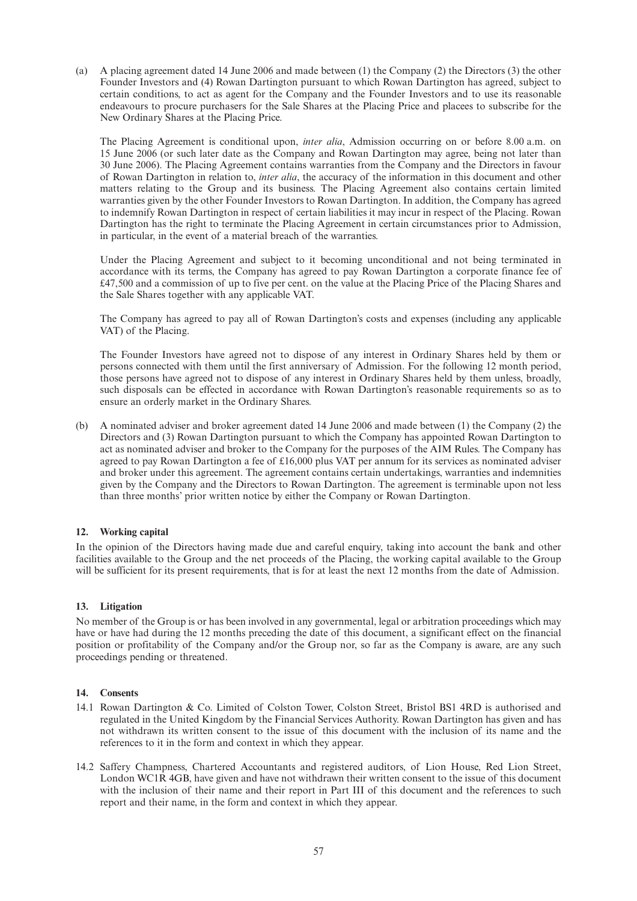(a) A placing agreement dated 14 June 2006 and made between (1) the Company (2) the Directors (3) the other Founder Investors and (4) Rowan Dartington pursuant to which Rowan Dartington has agreed, subject to certain conditions, to act as agent for the Company and the Founder Investors and to use its reasonable endeavours to procure purchasers for the Sale Shares at the Placing Price and placees to subscribe for the New Ordinary Shares at the Placing Price.

The Placing Agreement is conditional upon, *inter alia*, Admission occurring on or before 8.00 a.m. on 15 June 2006 (or such later date as the Company and Rowan Dartington may agree, being not later than 30 June 2006). The Placing Agreement contains warranties from the Company and the Directors in favour of Rowan Dartington in relation to, *inter alia*, the accuracy of the information in this document and other matters relating to the Group and its business. The Placing Agreement also contains certain limited warranties given by the other Founder Investors to Rowan Dartington. In addition, the Company has agreed to indemnify Rowan Dartington in respect of certain liabilities it may incur in respect of the Placing. Rowan Dartington has the right to terminate the Placing Agreement in certain circumstances prior to Admission, in particular, in the event of a material breach of the warranties.

Under the Placing Agreement and subject to it becoming unconditional and not being terminated in accordance with its terms, the Company has agreed to pay Rowan Dartington a corporate finance fee of £47,500 and a commission of up to five per cent. on the value at the Placing Price of the Placing Shares and the Sale Shares together with any applicable VAT.

The Company has agreed to pay all of Rowan Dartington's costs and expenses (including any applicable VAT) of the Placing.

The Founder Investors have agreed not to dispose of any interest in Ordinary Shares held by them or persons connected with them until the first anniversary of Admission. For the following 12 month period, those persons have agreed not to dispose of any interest in Ordinary Shares held by them unless, broadly, such disposals can be effected in accordance with Rowan Dartington's reasonable requirements so as to ensure an orderly market in the Ordinary Shares.

(b) A nominated adviser and broker agreement dated 14 June 2006 and made between (1) the Company (2) the Directors and (3) Rowan Dartington pursuant to which the Company has appointed Rowan Dartington to act as nominated adviser and broker to the Company for the purposes of the AIM Rules. The Company has agreed to pay Rowan Dartington a fee of £16,000 plus VAT per annum for its services as nominated adviser and broker under this agreement. The agreement contains certain undertakings, warranties and indemnities given by the Company and the Directors to Rowan Dartington. The agreement is terminable upon not less than three months' prior written notice by either the Company or Rowan Dartington.

## 12. Working capital

In the opinion of the Directors having made due and careful enquiry, taking into account the bank and other facilities available to the Group and the net proceeds of the Placing, the working capital available to the Group will be sufficient for its present requirements, that is for at least the next 12 months from the date of Admission.

## 13. Litigation

No member of the Group is or has been involved in any governmental, legal or arbitration proceedings which may have or have had during the 12 months preceding the date of this document, a significant effect on the financial position or profitability of the Company and/or the Group nor, so far as the Company is aware, are any such proceedings pending or threatened.

## 14. Consents

14.1 Rowan Dartington & Co. Limited of Colston Tower, Colston Street, Bristol BS1 4RD is authorised and regulated in the United Kingdom by the Financial Services Authority. Rowan Dartington has given and has not withdrawn its written consent to the issue of this document with the inclusion of its name and the references to it in the form and context in which they appear.

14.2 Saffery Champness, Chartered Accountants and registered auditors, of Lion House, Red Lion Street, London WC1R 4GB, have given and have not withdrawn their written consent to the issue of this document with the inclusion of their name and their report in Part III of this document and the references to such report and their name, in the form and context in which they appear.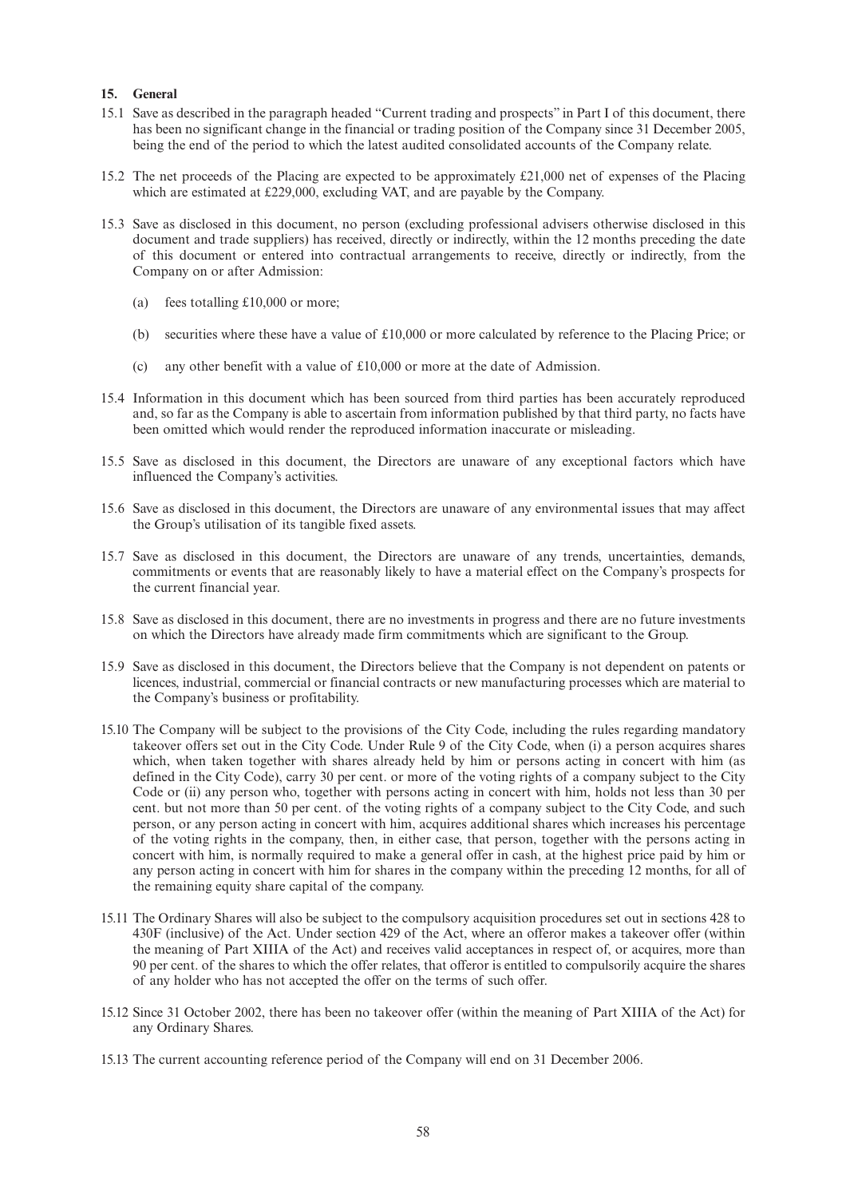## 15. General

15.1 Save as described in the paragraph headed "Current trading and prospects" in Part I of this document, there has been no significant change in the financial or trading position of the Company since 31 December 2005, being the end of the period to which the latest audited consolidated accounts of the Company relate.

15.2 The net proceeds of the Placing are expected to be approximately £21,000 net of expenses of the Placing which are estimated at £229,000, excluding VAT, and are payable by the Company.

15.3 Save as disclosed in this document, no person (excluding professional advisers otherwise disclosed in this document and trade suppliers) has received, directly or indirectly, within the 12 months preceding the date of this document or entered into contractual arrangements to receive, directly or indirectly, from the Company on or after Admission:

(a) fees totalling £10,000 or more;

(b) securities where these have a value of £10,000 or more calculated by reference to the Placing Price; or

(c) any other benefit with a value of £10,000 or more at the date of Admission.

15.4 Information in this document which has been sourced from third parties has been accurately reproduced and, so far as the Company is able to ascertain from information published by that third party, no facts have been omitted which would render the reproduced information inaccurate or misleading.

15.5 Save as disclosed in this document, the Directors are unaware of any exceptional factors which have influenced the Company's activities.

15.6 Save as disclosed in this document, the Directors are unaware of any environmental issues that may affect the Group's utilisation of its tangible fixed assets.

15.7 Save as disclosed in this document, the Directors are unaware of any trends, uncertainties, demands, commitments or events that are reasonably likely to have a material effect on the Company's prospects for the current financial year.

15.8 Save as disclosed in this document, there are no investments in progress and there are no future investments on which the Directors have already made firm commitments which are significant to the Group.

15.9 Save as disclosed in this document, the Directors believe that the Company is not dependent on patents or licences, industrial, commercial or financial contracts or new manufacturing processes which are material to the Company's business or profitability.

15.10 The Company will be subject to the provisions of the City Code, including the rules regarding mandatory takeover offers set out in the City Code. Under Rule 9 of the City Code, when (i) a person acquires shares which, when taken together with shares already held by him or persons acting in concert with him (as defined in the City Code), carry 30 per cent. or more of the voting rights of a company subject to the City Code or (ii) any person who, together with persons acting in concert with him, holds not less than 30 per cent. but not more than 50 per cent. of the voting rights of a company subject to the City Code, and such person, or any person acting in concert with him, acquires additional shares which increases his percentage of the voting rights in the company, then, in either case, that person, together with the persons acting in concert with him, is normally required to make a general offer in cash, at the highest price paid by him or any person acting in concert with him for shares in the company within the preceding 12 months, for all of the remaining equity share capital of the company.

15.11 The Ordinary Shares will also be subject to the compulsory acquisition procedures set out in sections 428 to 430F (inclusive) of the Act. Under section 429 of the Act, where an offeror makes a takeover offer (within the meaning of Part XIIIA of the Act) and receives valid acceptances in respect of, or acquires, more than 90 per cent. of the shares to which the offer relates, that offeror is entitled to compulsorily acquire the shares of any holder who has not accepted the offer on the terms of such offer.

15.12 Since 31 October 2002, there has been no takeover offer (within the meaning of Part XIIIA of the Act) for any Ordinary Shares.

15.13 The current accounting reference period of the Company will end on 31 December 2006.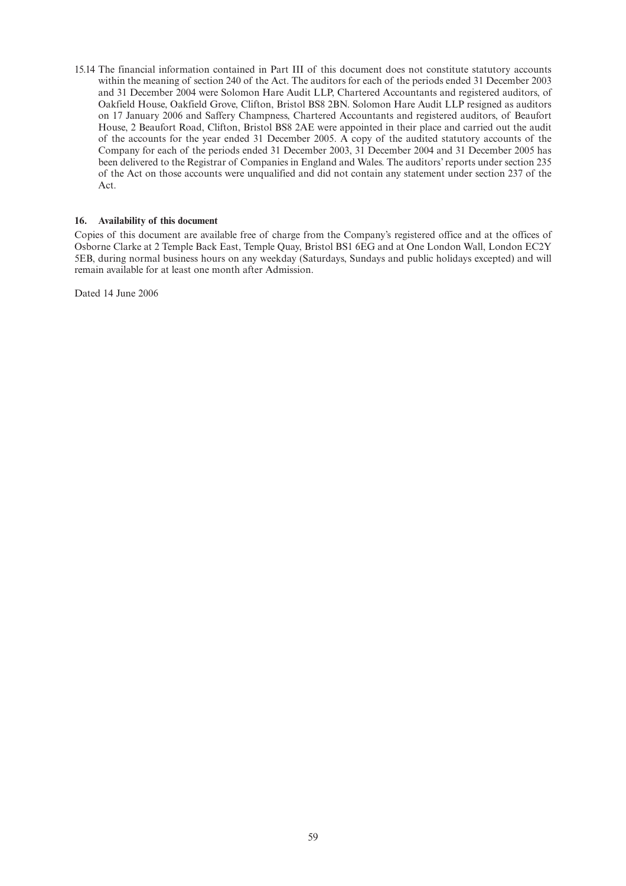15.14 The financial information contained in Part III of this document does not constitute statutory accounts within the meaning of section 240 of the Act. The auditors for each of the periods ended 31 December 2003 and 31 December 2004 were Solomon Hare Audit LLP, Chartered Accountants and registered auditors, of Oakfield House, Oakfield Grove, Clifton, Bristol BS8 2BN. Solomon Hare Audit LLP resigned as auditors on 17 January 2006 and Saffery Champness, Chartered Accountants and registered auditors, of Beaufort House, 2 Beaufort Road, Clifton, Bristol BS8 2AE were appointed in their place and carried out the audit of the accounts for the year ended 31 December 2005. A copy of the audited statutory accounts of the Company for each of the periods ended 31 December 2003, 31 December 2004 and 31 December 2005 has been delivered to the Registrar of Companies in England and Wales. The auditors' reports under section 235 of the Act on those accounts were unqualified and did not contain any statement under section 237 of the Act.

## 16. Availability of this document

Copies of this document are available free of charge from the Company's registered office and at the offices of Osborne Clarke at 2 Temple Back East, Temple Quay, Bristol BS1 6EG and at One London Wall, London EC2Y 5EB, during normal business hours on any weekday (Saturdays, Sundays and public holidays excepted) and will remain available for at least one month after Admission.

Dated 14 June 2006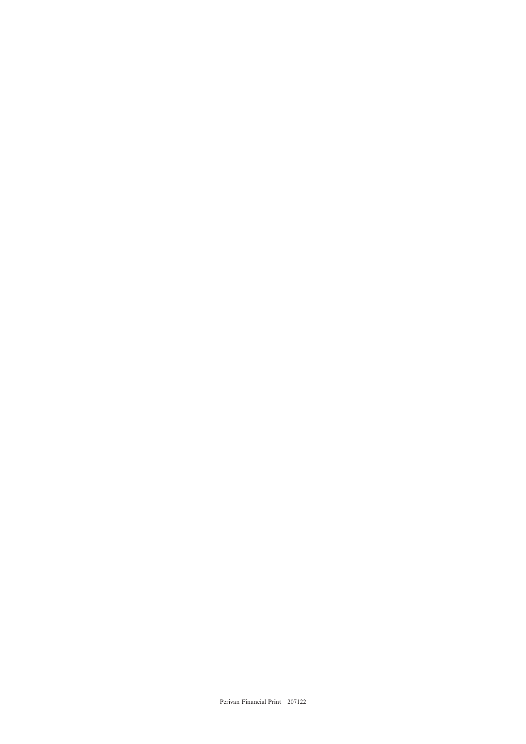Perivan Financial Print 207122